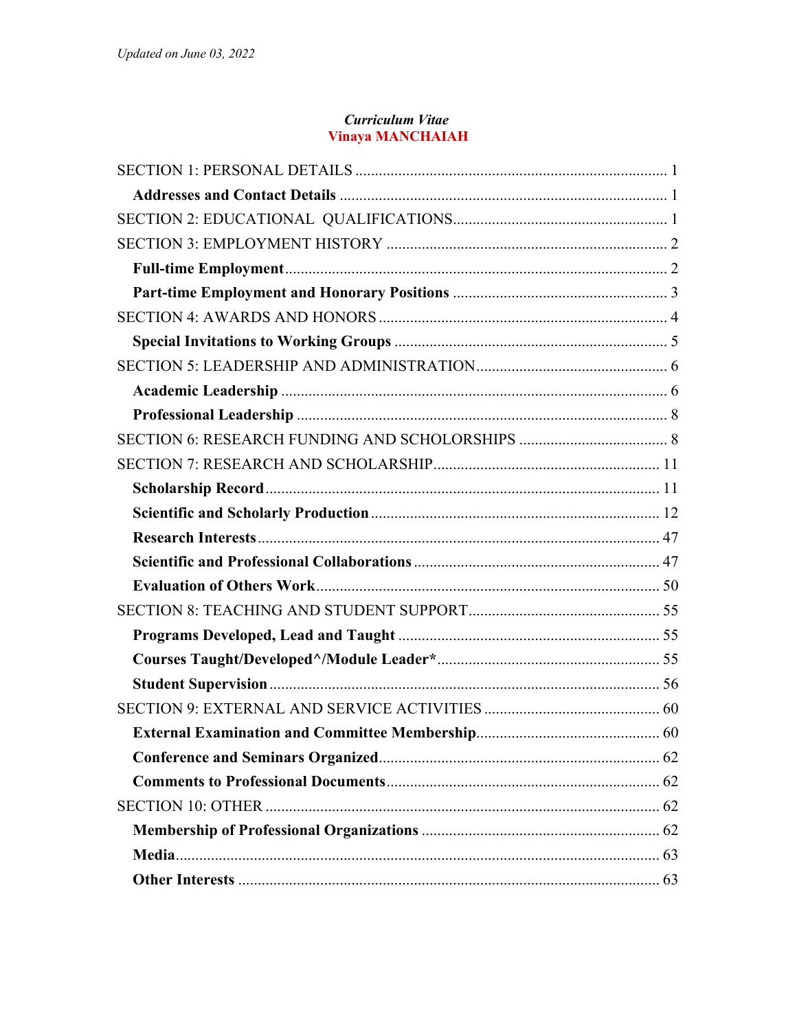*Updated on June 03, 2022*

***Curriculum Vitae***
**Vinaya MANCHAIAH**

SECTION 1: PERSONAL DETAILS ........................................................................ 1

**Addresses and Contact Details** ........................................................................ 1

SECTION 2: EDUCATIONAL QUALIFICATIONS........................................................ 1

SECTION 3: EMPLOYMENT HISTORY ........................................................................ 2

**Full-time Employment**........................................................................ 2

**Part-time Employment and Honorary Positions** ........................................................ 3

SECTION 4: AWARDS AND HONORS........................................................................ 4

**Special Invitations to Working Groups** ........................................................ 5

SECTION 5: LEADERSHIP AND ADMINISTRATION........................................................ 6

**Academic Leadership** ........................................................................ 6

**Professional Leadership** ........................................................................ 8

SECTION 6: RESEARCH FUNDING AND SCHOLORSHIPS ........................................ 8

SECTION 7: RESEARCH AND SCHOLARSHIP........................................................ 11

**Scholarship Record**........................................................................ 11

**Scientific and Scholarly Production**........................................................ 12

**Research Interests**........................................................................ 47

**Scientific and Professional Collaborations**........................................................ 47

**Evaluation of Others Work**........................................................................ 50

SECTION 8: TEACHING AND STUDENT SUPPORT........................................................ 55

**Programs Developed, Lead and Taught** ........................................................ 55

**Courses Taught/Developed^/Module Leader***........................................................ 55

**Student Supervision**........................................................................ 56

SECTION 9: EXTERNAL AND SERVICE ACTIVITIES ........................................ 60

**External Examination and Committee Membership**........................................ 60

**Conference and Seminars Organized**........................................................ 62

**Comments to Professional Documents**........................................................ 62

SECTION 10: OTHER ........................................................................ 62

**Membership of Professional Organizations** ........................................................ 62

**Media**........................................................................ 63

**Other Interests** ........................................................................ 63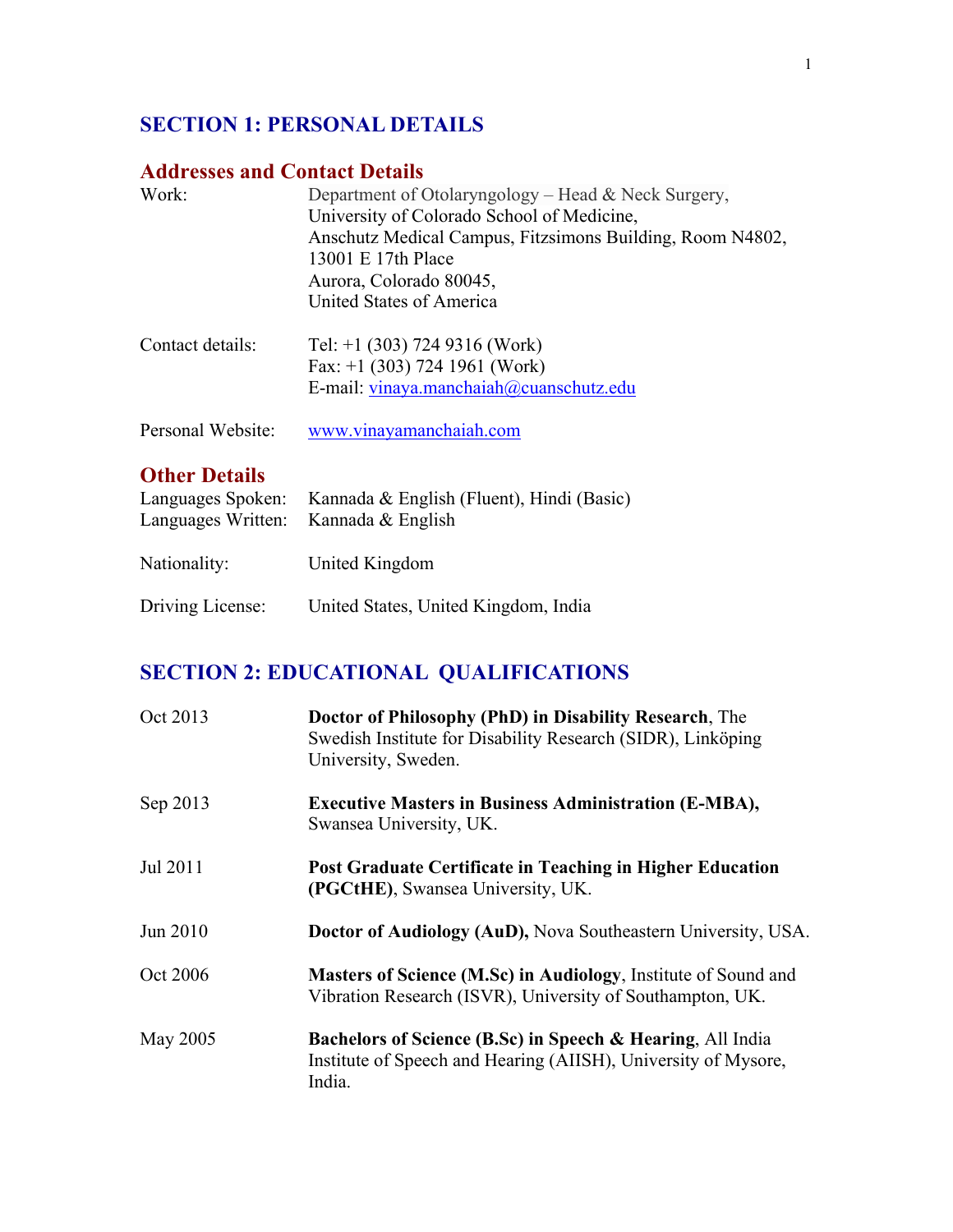## SECTION 1: PERSONAL DETAILS

### Addresses and Contact Details

| | |
|---|---|
| Work: | Department of Otolaryngology – Head & Neck Surgery, University of Colorado School of Medicine, Anschutz Medical Campus, Fitzsimons Building, Room N4802, 13001 E 17th Place Aurora, Colorado 80045, United States of America |
| Contact details: | Tel: +1 (303) 724 9316 (Work) Fax: +1 (303) 724 1961 (Work) E-mail: vinaya.manchaiah@cuanschutz.edu |
| Personal Website: | www.vinayamanchaiah.com |

### Other Details

| | |
|---|---|
| Languages Spoken: | Kannada & English (Fluent), Hindi (Basic) |
| Languages Written: | Kannada & English |
| Nationality: | United Kingdom |
| Driving License: | United States, United Kingdom, India |

## SECTION 2: EDUCATIONAL QUALIFICATIONS

| | |
|---|---|
| Oct 2013 | **Doctor of Philosophy (PhD) in Disability Research**, The Swedish Institute for Disability Research (SIDR), Linköping University, Sweden. |
| Sep 2013 | **Executive Masters in Business Administration (E-MBA),** Swansea University, UK. |
| Jul 2011 | **Post Graduate Certificate in Teaching in Higher Education (PGCtHE)**, Swansea University, UK. |
| Jun 2010 | **Doctor of Audiology (AuD),** Nova Southeastern University, USA. |
| Oct 2006 | **Masters of Science (M.Sc) in Audiology**, Institute of Sound and Vibration Research (ISVR), University of Southampton, UK. |
| May 2005 | **Bachelors of Science (B.Sc) in Speech & Hearing**, All India Institute of Speech and Hearing (AIISH), University of Mysore, India. |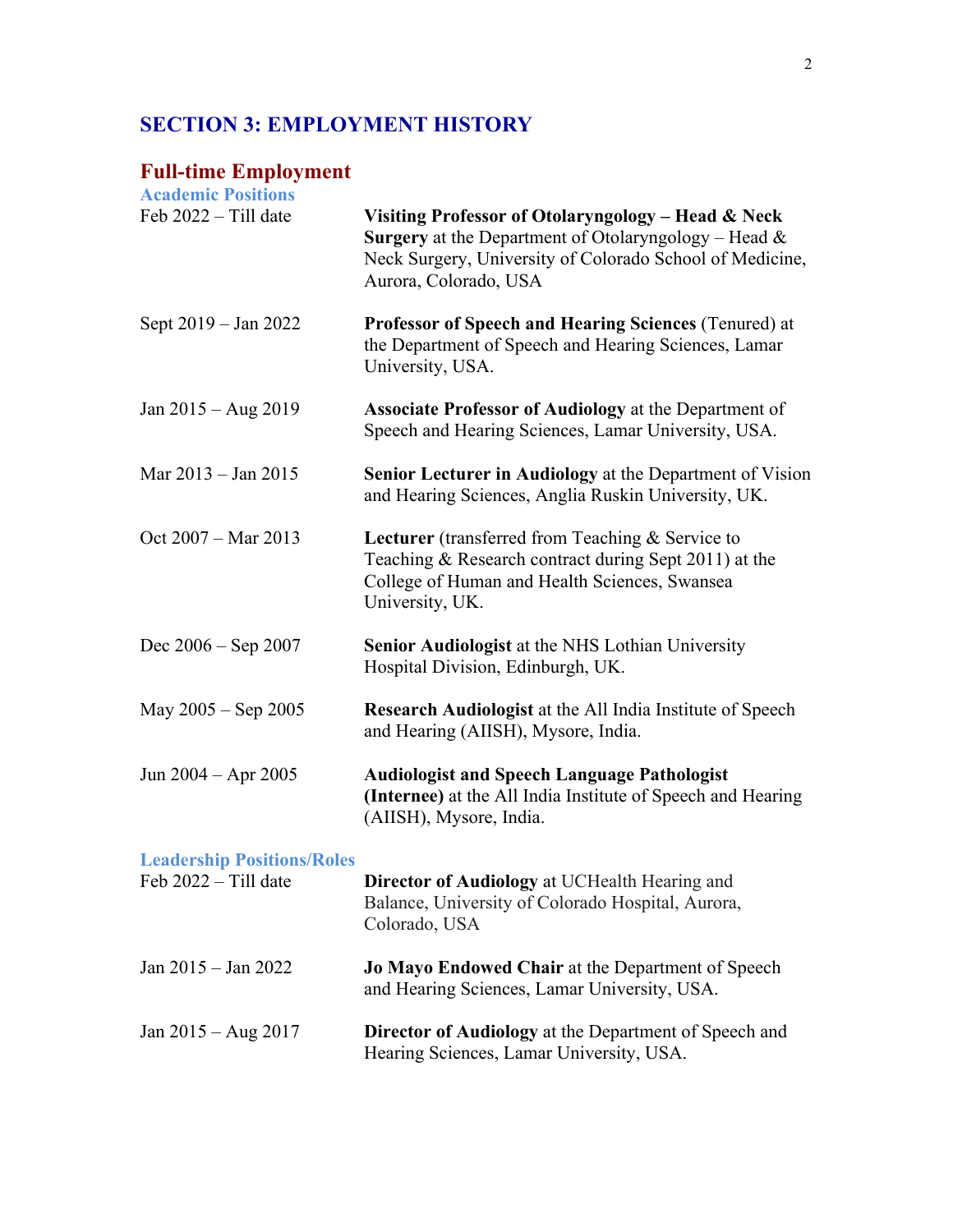## SECTION 3: EMPLOYMENT HISTORY

### Full-time Employment

#### Academic Positions

Feb 2022 – Till date — **Visiting Professor of Otolaryngology – Head & Neck Surgery** at the Department of Otolaryngology – Head & Neck Surgery, University of Colorado School of Medicine, Aurora, Colorado, USA

Sept 2019 – Jan 2022 — **Professor of Speech and Hearing Sciences** (Tenured) at the Department of Speech and Hearing Sciences, Lamar University, USA.

Jan 2015 – Aug 2019 — **Associate Professor of Audiology** at the Department of Speech and Hearing Sciences, Lamar University, USA.

Mar 2013 – Jan 2015 — **Senior Lecturer in Audiology** at the Department of Vision and Hearing Sciences, Anglia Ruskin University, UK.

Oct 2007 – Mar 2013 — **Lecturer** (transferred from Teaching & Service to Teaching & Research contract during Sept 2011) at the College of Human and Health Sciences, Swansea University, UK.

Dec 2006 – Sep 2007 — **Senior Audiologist** at the NHS Lothian University Hospital Division, Edinburgh, UK.

May 2005 – Sep 2005 — **Research Audiologist** at the All India Institute of Speech and Hearing (AIISH), Mysore, India.

Jun 2004 – Apr 2005 — **Audiologist and Speech Language Pathologist (Internee)** at the All India Institute of Speech and Hearing (AIISH), Mysore, India.

#### Leadership Positions/Roles

Feb 2022 – Till date — **Director of Audiology** at UCHealth Hearing and Balance, University of Colorado Hospital, Aurora, Colorado, USA

Jan 2015 – Jan 2022 — **Jo Mayo Endowed Chair** at the Department of Speech and Hearing Sciences, Lamar University, USA.

Jan 2015 – Aug 2017 — **Director of Audiology** at the Department of Speech and Hearing Sciences, Lamar University, USA.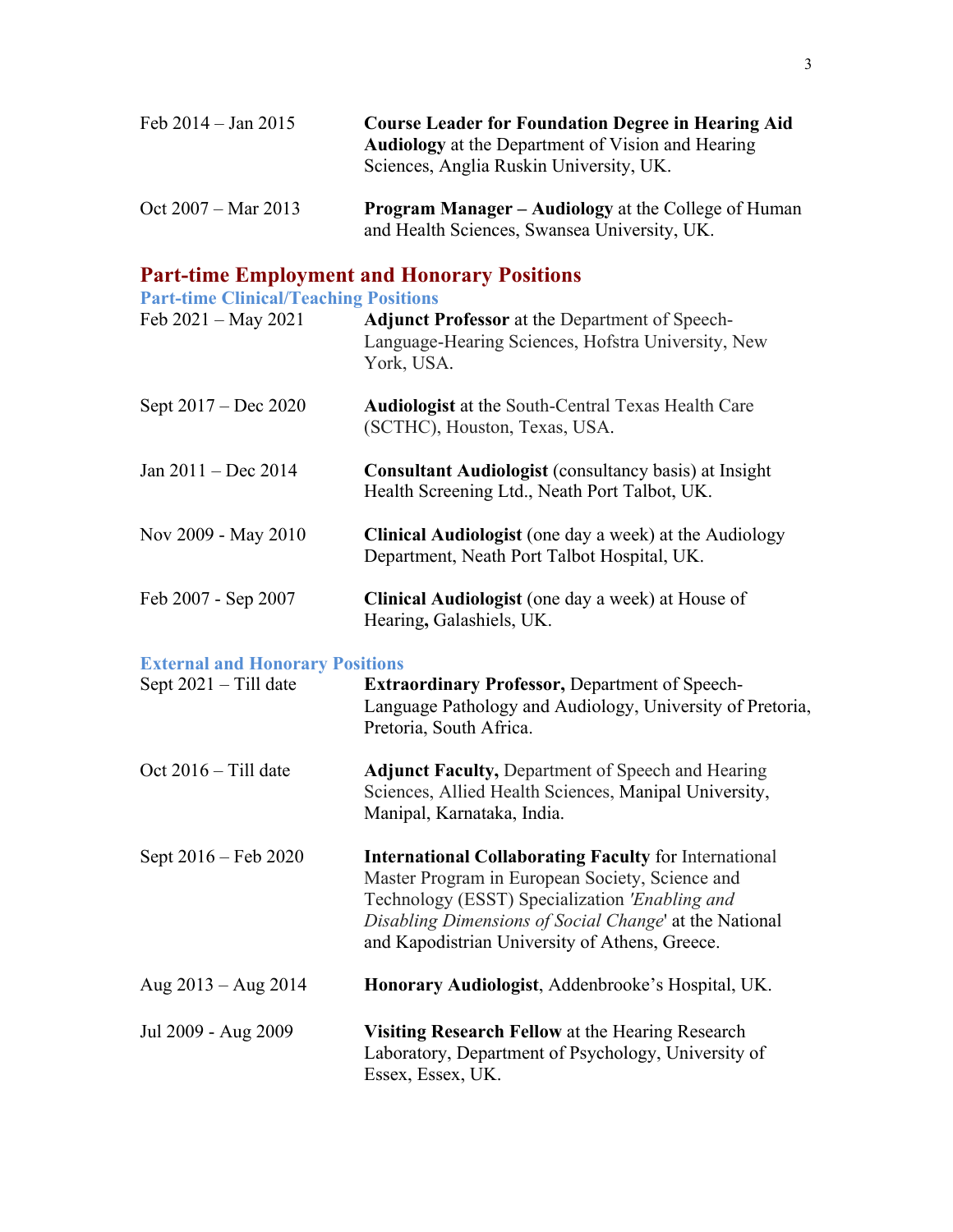Feb 2014 – Jan 2015 **Course Leader for Foundation Degree in Hearing Aid Audiology** at the Department of Vision and Hearing Sciences, Anglia Ruskin University, UK.

Oct 2007 – Mar 2013 **Program Manager – Audiology** at the College of Human and Health Sciences, Swansea University, UK.

## Part-time Employment and Honorary Positions

### Part-time Clinical/Teaching Positions

Feb 2021 – May 2021 **Adjunct Professor** at the Department of Speech-Language-Hearing Sciences, Hofstra University, New York, USA.

Sept 2017 – Dec 2020 **Audiologist** at the South-Central Texas Health Care (SCTHC), Houston, Texas, USA.

Jan 2011 – Dec 2014 **Consultant Audiologist** (consultancy basis) at Insight Health Screening Ltd., Neath Port Talbot, UK.

Nov 2009 - May 2010 **Clinical Audiologist** (one day a week) at the Audiology Department, Neath Port Talbot Hospital, UK.

Feb 2007 - Sep 2007 **Clinical Audiologist** (one day a week) at House of Hearing**,** Galashiels, UK.

### External and Honorary Positions

Sept 2021 – Till date **Extraordinary Professor,** Department of Speech-Language Pathology and Audiology, University of Pretoria, Pretoria, South Africa.

Oct 2016 – Till date **Adjunct Faculty,** Department of Speech and Hearing Sciences, Allied Health Sciences, Manipal University, Manipal, Karnataka, India.

Sept 2016 – Feb 2020 **International Collaborating Faculty** for International Master Program in European Society, Science and Technology (ESST) Specialization *'Enabling and Disabling Dimensions of Social Change*' at the National and Kapodistrian University of Athens, Greece.

Aug 2013 – Aug 2014 **Honorary Audiologist**, Addenbrooke's Hospital, UK.

Jul 2009 - Aug 2009 **Visiting Research Fellow** at the Hearing Research Laboratory, Department of Psychology, University of Essex, Essex, UK.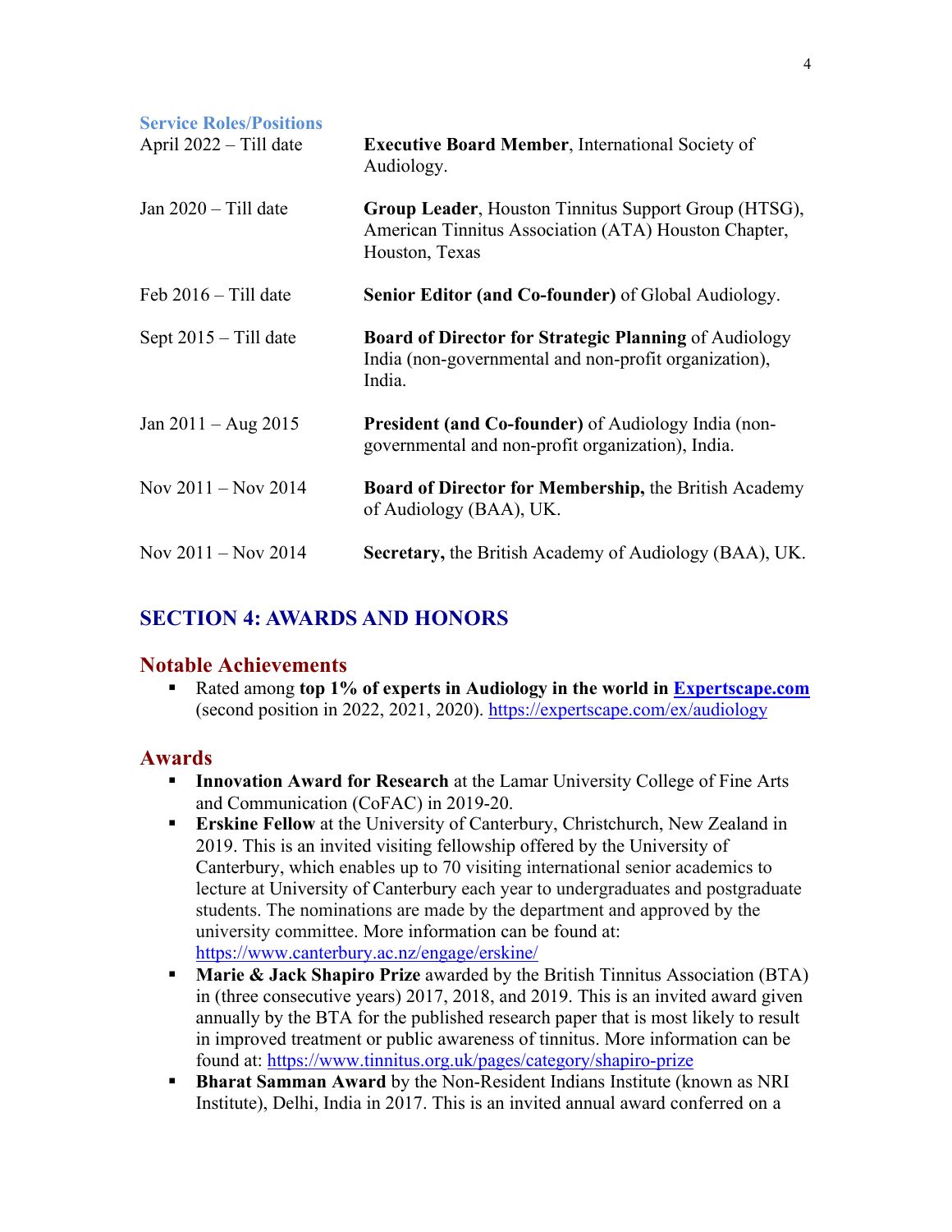### Service Roles/Positions

| | |
|---|---|
| April 2022 – Till date | **Executive Board Member**, International Society of Audiology. |
| Jan 2020 – Till date | **Group Leader**, Houston Tinnitus Support Group (HTSG), American Tinnitus Association (ATA) Houston Chapter, Houston, Texas |
| Feb 2016 – Till date | **Senior Editor (and Co-founder)** of Global Audiology. |
| Sept 2015 – Till date | **Board of Director for Strategic Planning** of Audiology India (non-governmental and non-profit organization), India. |
| Jan 2011 – Aug 2015 | **President (and Co-founder)** of Audiology India (non-governmental and non-profit organization), India. |
| Nov 2011 – Nov 2014 | **Board of Director for Membership,** the British Academy of Audiology (BAA), UK. |
| Nov 2011 – Nov 2014 | **Secretary,** the British Academy of Audiology (BAA), UK. |

## SECTION 4: AWARDS AND HONORS

### Notable Achievements

- Rated among **top 1% of experts in Audiology in the world in [Expertscape.com](https://expertscape.com/ex/audiology)** (second position in 2022, 2021, 2020). https://expertscape.com/ex/audiology

### Awards

- **Innovation Award for Research** at the Lamar University College of Fine Arts and Communication (CoFAC) in 2019-20.
- **Erskine Fellow** at the University of Canterbury, Christchurch, New Zealand in 2019. This is an invited visiting fellowship offered by the University of Canterbury, which enables up to 70 visiting international senior academics to lecture at University of Canterbury each year to undergraduates and postgraduate students. The nominations are made by the department and approved by the university committee. More information can be found at: https://www.canterbury.ac.nz/engage/erskine/
- **Marie & Jack Shapiro Prize** awarded by the British Tinnitus Association (BTA) in (three consecutive years) 2017, 2018, and 2019. This is an invited award given annually by the BTA for the published research paper that is most likely to result in improved treatment or public awareness of tinnitus. More information can be found at: https://www.tinnitus.org.uk/pages/category/shapiro-prize
- **Bharat Samman Award** by the Non-Resident Indians Institute (known as NRI Institute), Delhi, India in 2017. This is an invited annual award conferred on a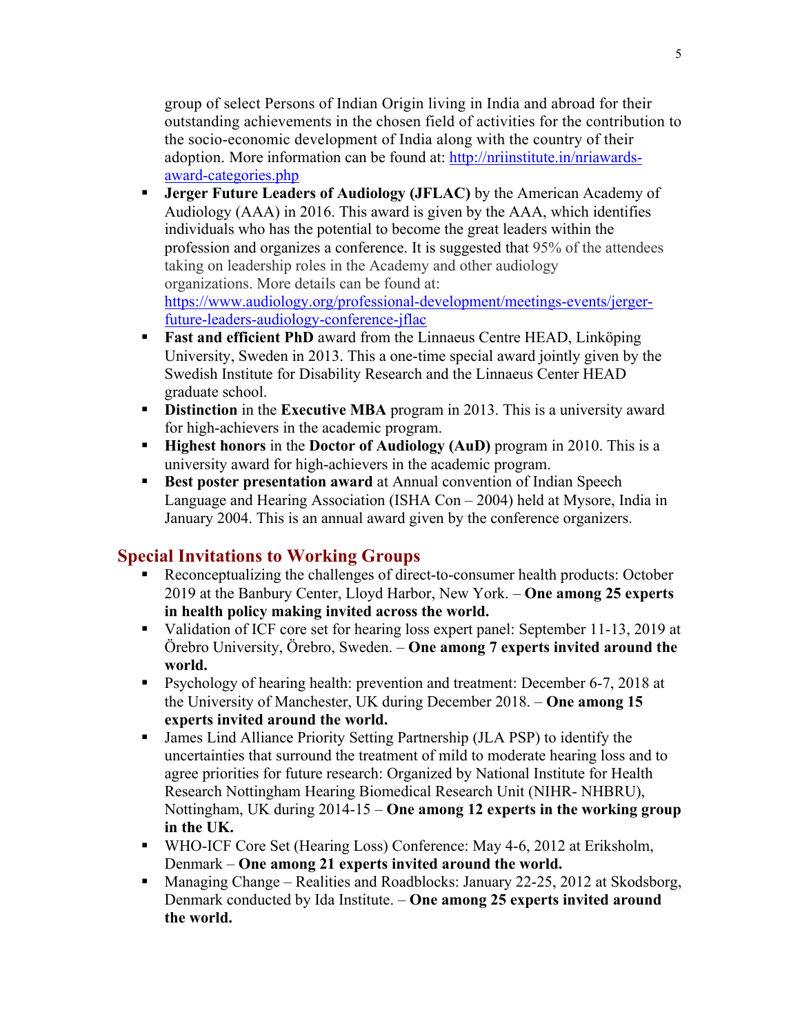group of select Persons of Indian Origin living in India and abroad for their outstanding achievements in the chosen field of activities for the contribution to the socio-economic development of India along with the country of their adoption. More information can be found at: [http://nriinstitute.in/nriawards-award-categories.php](http://nriinstitute.in/nriawards-award-categories.php)

- **Jerger Future Leaders of Audiology (JFLAC)** by the American Academy of Audiology (AAA) in 2016. This award is given by the AAA, which identifies individuals who has the potential to become the great leaders within the profession and organizes a conference. It is suggested that 95% of the attendees taking on leadership roles in the Academy and other audiology organizations. More details can be found at: [https://www.audiology.org/professional-development/meetings-events/jerger-future-leaders-audiology-conference-jflac](https://www.audiology.org/professional-development/meetings-events/jerger-future-leaders-audiology-conference-jflac)
- **Fast and efficient PhD** award from the Linnaeus Centre HEAD, Linköping University, Sweden in 2013. This a one-time special award jointly given by the Swedish Institute for Disability Research and the Linnaeus Center HEAD graduate school.
- **Distinction** in the **Executive MBA** program in 2013. This is a university award for high-achievers in the academic program.
- **Highest honors** in the **Doctor of Audiology (AuD)** program in 2010. This is a university award for high-achievers in the academic program.
- **Best poster presentation award** at Annual convention of Indian Speech Language and Hearing Association (ISHA Con – 2004) held at Mysore, India in January 2004. This is an annual award given by the conference organizers.

## Special Invitations to Working Groups

- Reconceptualizing the challenges of direct-to-consumer health products: October 2019 at the Banbury Center, Lloyd Harbor, New York. – **One among 25 experts in health policy making invited across the world.**
- Validation of ICF core set for hearing loss expert panel: September 11-13, 2019 at Örebro University, Örebro, Sweden. – **One among 7 experts invited around the world.**
- Psychology of hearing health: prevention and treatment: December 6-7, 2018 at the University of Manchester, UK during December 2018. – **One among 15 experts invited around the world.**
- James Lind Alliance Priority Setting Partnership (JLA PSP) to identify the uncertainties that surround the treatment of mild to moderate hearing loss and to agree priorities for future research: Organized by National Institute for Health Research Nottingham Hearing Biomedical Research Unit (NIHR- NHBRU), Nottingham, UK during 2014-15 – **One among 12 experts in the working group in the UK.**
- WHO-ICF Core Set (Hearing Loss) Conference: May 4-6, 2012 at Eriksholm, Denmark – **One among 21 experts invited around the world.**
- Managing Change – Realities and Roadblocks: January 22-25, 2012 at Skodsborg, Denmark conducted by Ida Institute. – **One among 25 experts invited around the world.**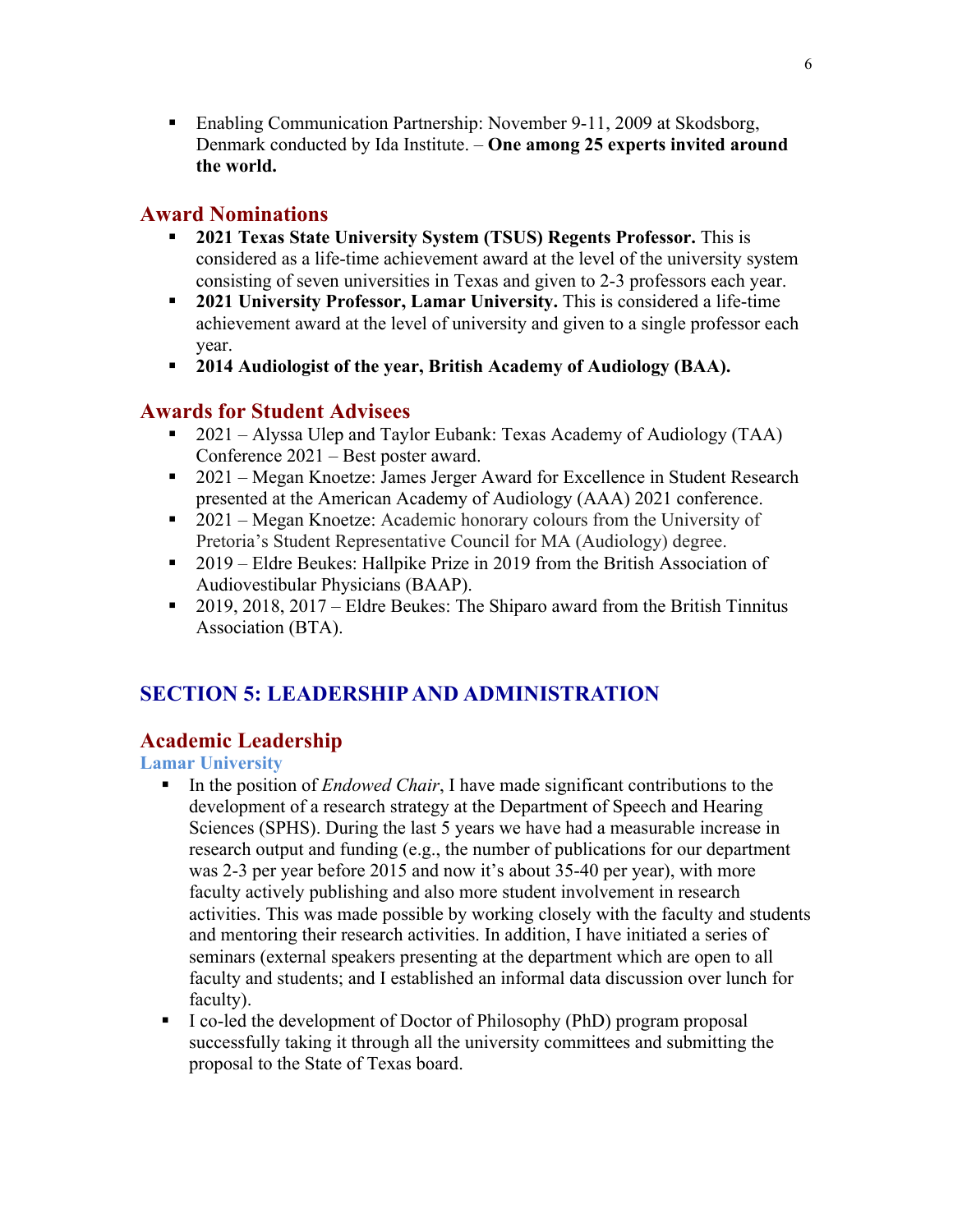- Enabling Communication Partnership: November 9-11, 2009 at Skodsborg, Denmark conducted by Ida Institute. – **One among 25 experts invited around the world.**

### Award Nominations

- **2021 Texas State University System (TSUS) Regents Professor.** This is considered as a life-time achievement award at the level of the university system consisting of seven universities in Texas and given to 2-3 professors each year.
- **2021 University Professor, Lamar University.** This is considered a life-time achievement award at the level of university and given to a single professor each year.
- **2014 Audiologist of the year, British Academy of Audiology (BAA).**

### Awards for Student Advisees

- 2021 – Alyssa Ulep and Taylor Eubank: Texas Academy of Audiology (TAA) Conference 2021 – Best poster award.
- 2021 – Megan Knoetze: James Jerger Award for Excellence in Student Research presented at the American Academy of Audiology (AAA) 2021 conference.
- 2021 – Megan Knoetze: Academic honorary colours from the University of Pretoria's Student Representative Council for MA (Audiology) degree.
- 2019 – Eldre Beukes: Hallpike Prize in 2019 from the British Association of Audiovestibular Physicians (BAAP).
- 2019, 2018, 2017 – Eldre Beukes: The Shiparo award from the British Tinnitus Association (BTA).

## SECTION 5: LEADERSHIP AND ADMINISTRATION

### Academic Leadership

#### Lamar University

- In the position of *Endowed Chair*, I have made significant contributions to the development of a research strategy at the Department of Speech and Hearing Sciences (SPHS). During the last 5 years we have had a measurable increase in research output and funding (e.g., the number of publications for our department was 2-3 per year before 2015 and now it's about 35-40 per year), with more faculty actively publishing and also more student involvement in research activities. This was made possible by working closely with the faculty and students and mentoring their research activities. In addition, I have initiated a series of seminars (external speakers presenting at the department which are open to all faculty and students; and I established an informal data discussion over lunch for faculty).
- I co-led the development of Doctor of Philosophy (PhD) program proposal successfully taking it through all the university committees and submitting the proposal to the State of Texas board.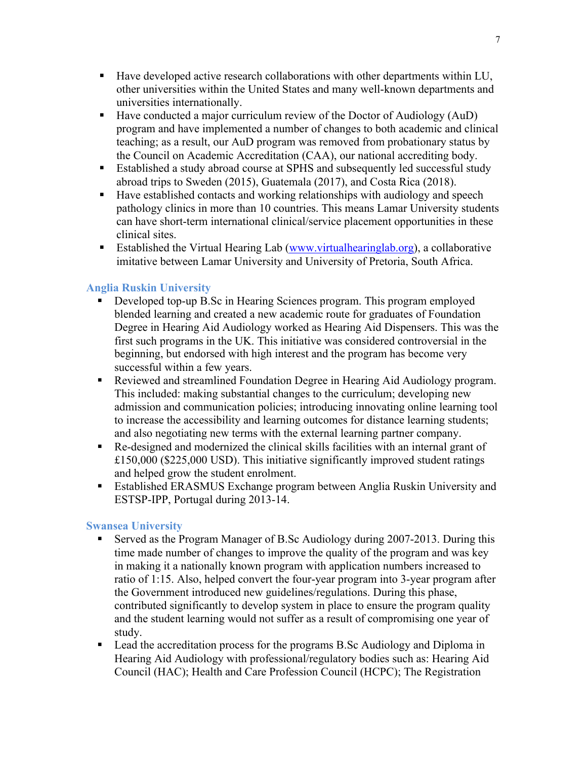- Have developed active research collaborations with other departments within LU, other universities within the United States and many well-known departments and universities internationally.
- Have conducted a major curriculum review of the Doctor of Audiology (AuD) program and have implemented a number of changes to both academic and clinical teaching; as a result, our AuD program was removed from probationary status by the Council on Academic Accreditation (CAA), our national accrediting body.
- Established a study abroad course at SPHS and subsequently led successful study abroad trips to Sweden (2015), Guatemala (2017), and Costa Rica (2018).
- Have established contacts and working relationships with audiology and speech pathology clinics in more than 10 countries. This means Lamar University students can have short-term international clinical/service placement opportunities in these clinical sites.
- Established the Virtual Hearing Lab ([www.virtualhearinglab.org](http://www.virtualhearinglab.org)), a collaborative imitative between Lamar University and University of Pretoria, South Africa.

### Anglia Ruskin University

- Developed top-up B.Sc in Hearing Sciences program. This program employed blended learning and created a new academic route for graduates of Foundation Degree in Hearing Aid Audiology worked as Hearing Aid Dispensers. This was the first such programs in the UK. This initiative was considered controversial in the beginning, but endorsed with high interest and the program has become very successful within a few years.
- Reviewed and streamlined Foundation Degree in Hearing Aid Audiology program. This included: making substantial changes to the curriculum; developing new admission and communication policies; introducing innovating online learning tool to increase the accessibility and learning outcomes for distance learning students; and also negotiating new terms with the external learning partner company.
- Re-designed and modernized the clinical skills facilities with an internal grant of £150,000 ($225,000 USD). This initiative significantly improved student ratings and helped grow the student enrolment.
- Established ERASMUS Exchange program between Anglia Ruskin University and ESTSP-IPP, Portugal during 2013-14.

### Swansea University

- Served as the Program Manager of B.Sc Audiology during 2007-2013. During this time made number of changes to improve the quality of the program and was key in making it a nationally known program with application numbers increased to ratio of 1:15. Also, helped convert the four-year program into 3-year program after the Government introduced new guidelines/regulations. During this phase, contributed significantly to develop system in place to ensure the program quality and the student learning would not suffer as a result of compromising one year of study.
- Lead the accreditation process for the programs B.Sc Audiology and Diploma in Hearing Aid Audiology with professional/regulatory bodies such as: Hearing Aid Council (HAC); Health and Care Profession Council (HCPC); The Registration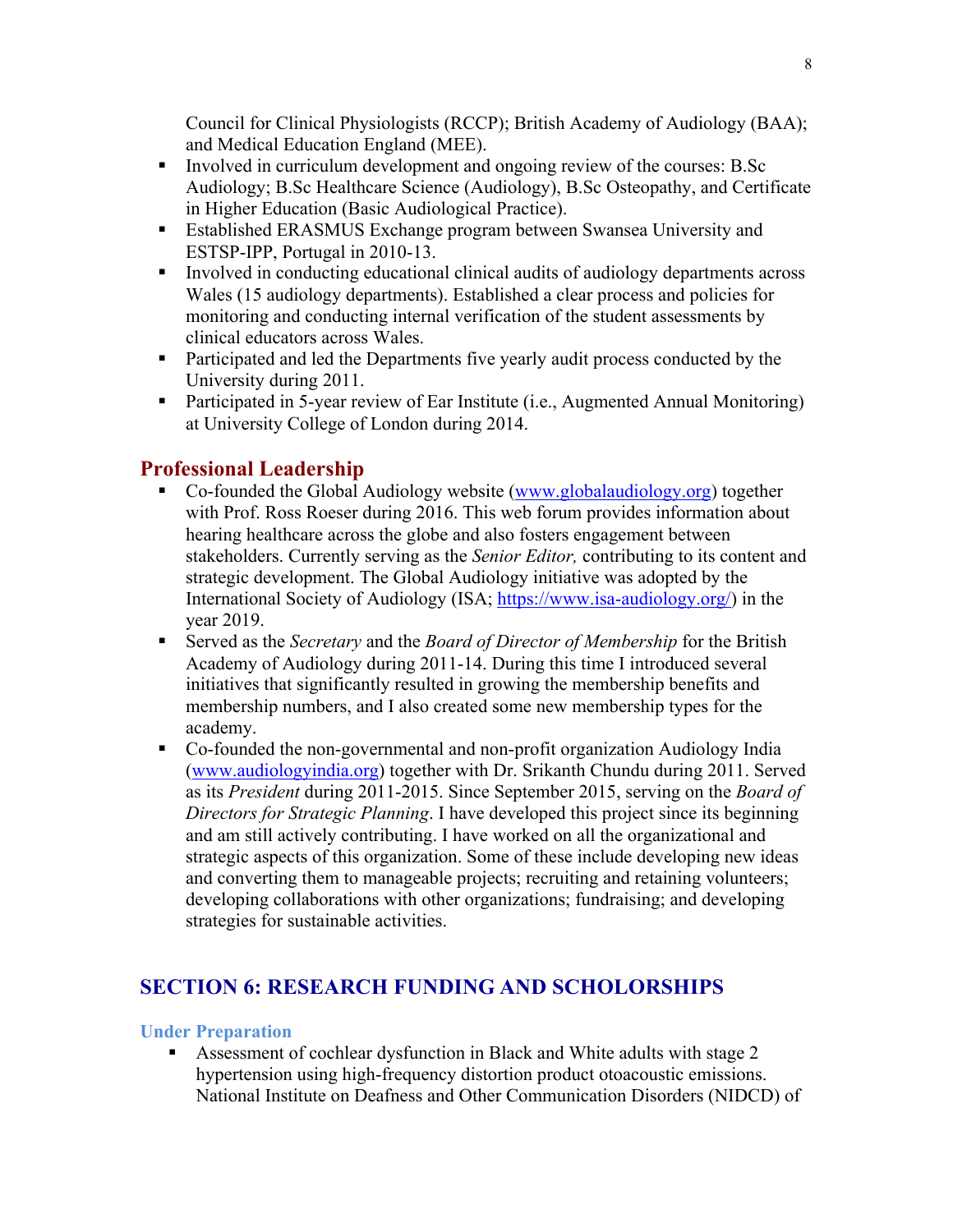Council for Clinical Physiologists (RCCP); British Academy of Audiology (BAA); and Medical Education England (MEE).

- Involved in curriculum development and ongoing review of the courses: B.Sc Audiology; B.Sc Healthcare Science (Audiology), B.Sc Osteopathy, and Certificate in Higher Education (Basic Audiological Practice).
- Established ERASMUS Exchange program between Swansea University and ESTSP-IPP, Portugal in 2010-13.
- Involved in conducting educational clinical audits of audiology departments across Wales (15 audiology departments). Established a clear process and policies for monitoring and conducting internal verification of the student assessments by clinical educators across Wales.
- Participated and led the Departments five yearly audit process conducted by the University during 2011.
- Participated in 5-year review of Ear Institute (i.e., Augmented Annual Monitoring) at University College of London during 2014.

## Professional Leadership

- Co-founded the Global Audiology website (www.globalaudiology.org) together with Prof. Ross Roeser during 2016. This web forum provides information about hearing healthcare across the globe and also fosters engagement between stakeholders. Currently serving as the *Senior Editor,* contributing to its content and strategic development. The Global Audiology initiative was adopted by the International Society of Audiology (ISA; https://www.isa-audiology.org/) in the year 2019.
- Served as the *Secretary* and the *Board of Director of Membership* for the British Academy of Audiology during 2011-14. During this time I introduced several initiatives that significantly resulted in growing the membership benefits and membership numbers, and I also created some new membership types for the academy.
- Co-founded the non-governmental and non-profit organization Audiology India (www.audiologyindia.org) together with Dr. Srikanth Chundu during 2011. Served as its *President* during 2011-2015. Since September 2015, serving on the *Board of Directors for Strategic Planning*. I have developed this project since its beginning and am still actively contributing. I have worked on all the organizational and strategic aspects of this organization. Some of these include developing new ideas and converting them to manageable projects; recruiting and retaining volunteers; developing collaborations with other organizations; fundraising; and developing strategies for sustainable activities.

# SECTION 6: RESEARCH FUNDING AND SCHOLORSHIPS

### Under Preparation

- Assessment of cochlear dysfunction in Black and White adults with stage 2 hypertension using high-frequency distortion product otoacoustic emissions. National Institute on Deafness and Other Communication Disorders (NIDCD) of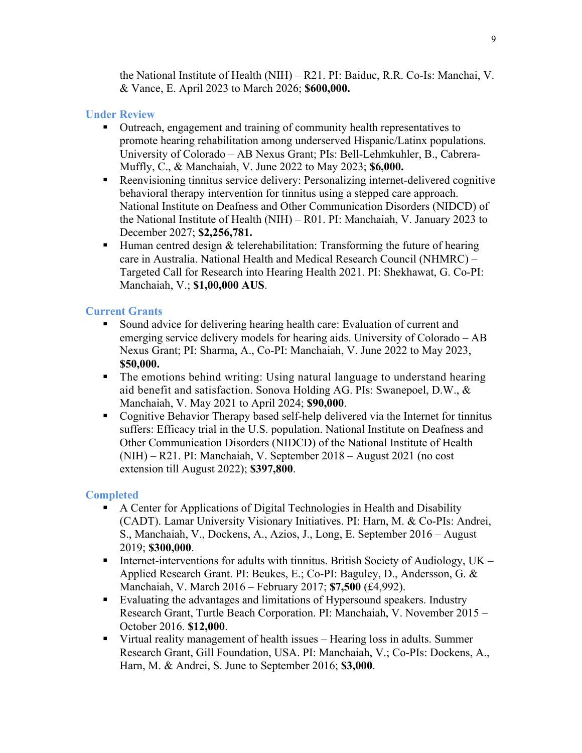the National Institute of Health (NIH) – R21. PI: Baiduc, R.R. Co-Is: Manchai, V. & Vance, E. April 2023 to March 2026; **$600,000.**

### Under Review

- Outreach, engagement and training of community health representatives to promote hearing rehabilitation among underserved Hispanic/Latinx populations. University of Colorado – AB Nexus Grant; PIs: Bell-Lehmkuhler, B., Cabrera-Muffly, C., & Manchaiah, V. June 2022 to May 2023; **$6,000.**
- Reenvisioning tinnitus service delivery: Personalizing internet-delivered cognitive behavioral therapy intervention for tinnitus using a stepped care approach. National Institute on Deafness and Other Communication Disorders (NIDCD) of the National Institute of Health (NIH) – R01. PI: Manchaiah, V. January 2023 to December 2027; **$2,256,781.**
- Human centred design & telerehabilitation: Transforming the future of hearing care in Australia. National Health and Medical Research Council (NHMRC) – Targeted Call for Research into Hearing Health 2021. PI: Shekhawat, G. Co-PI: Manchaiah, V.; **$1,00,000 AUS**.

### Current Grants

- Sound advice for delivering hearing health care: Evaluation of current and emerging service delivery models for hearing aids. University of Colorado – AB Nexus Grant; PI: Sharma, A., Co-PI: Manchaiah, V. June 2022 to May 2023, **$50,000.**
- The emotions behind writing: Using natural language to understand hearing aid benefit and satisfaction. Sonova Holding AG. PIs: Swanepoel, D.W., & Manchaiah, V. May 2021 to April 2024; **$90,000**.
- Cognitive Behavior Therapy based self-help delivered via the Internet for tinnitus suffers: Efficacy trial in the U.S. population. National Institute on Deafness and Other Communication Disorders (NIDCD) of the National Institute of Health (NIH) – R21. PI: Manchaiah, V. September 2018 – August 2021 (no cost extension till August 2022); **$397,800**.

### Completed

- A Center for Applications of Digital Technologies in Health and Disability (CADT). Lamar University Visionary Initiatives. PI: Harn, M. & Co-PIs: Andrei, S., Manchaiah, V., Dockens, A., Azios, J., Long, E. September 2016 – August 2019; **$300,000**.
- Internet-interventions for adults with tinnitus. British Society of Audiology, UK – Applied Research Grant. PI: Beukes, E.; Co-PI: Baguley, D., Andersson, G. & Manchaiah, V. March 2016 – February 2017; **$7,500** (£4,992).
- Evaluating the advantages and limitations of Hypersound speakers. Industry Research Grant, Turtle Beach Corporation. PI: Manchaiah, V. November 2015 – October 2016. **$12,000**.
- Virtual reality management of health issues – Hearing loss in adults. Summer Research Grant, Gill Foundation, USA. PI: Manchaiah, V.; Co-PIs: Dockens, A., Harn, M. & Andrei, S. June to September 2016; **$3,000**.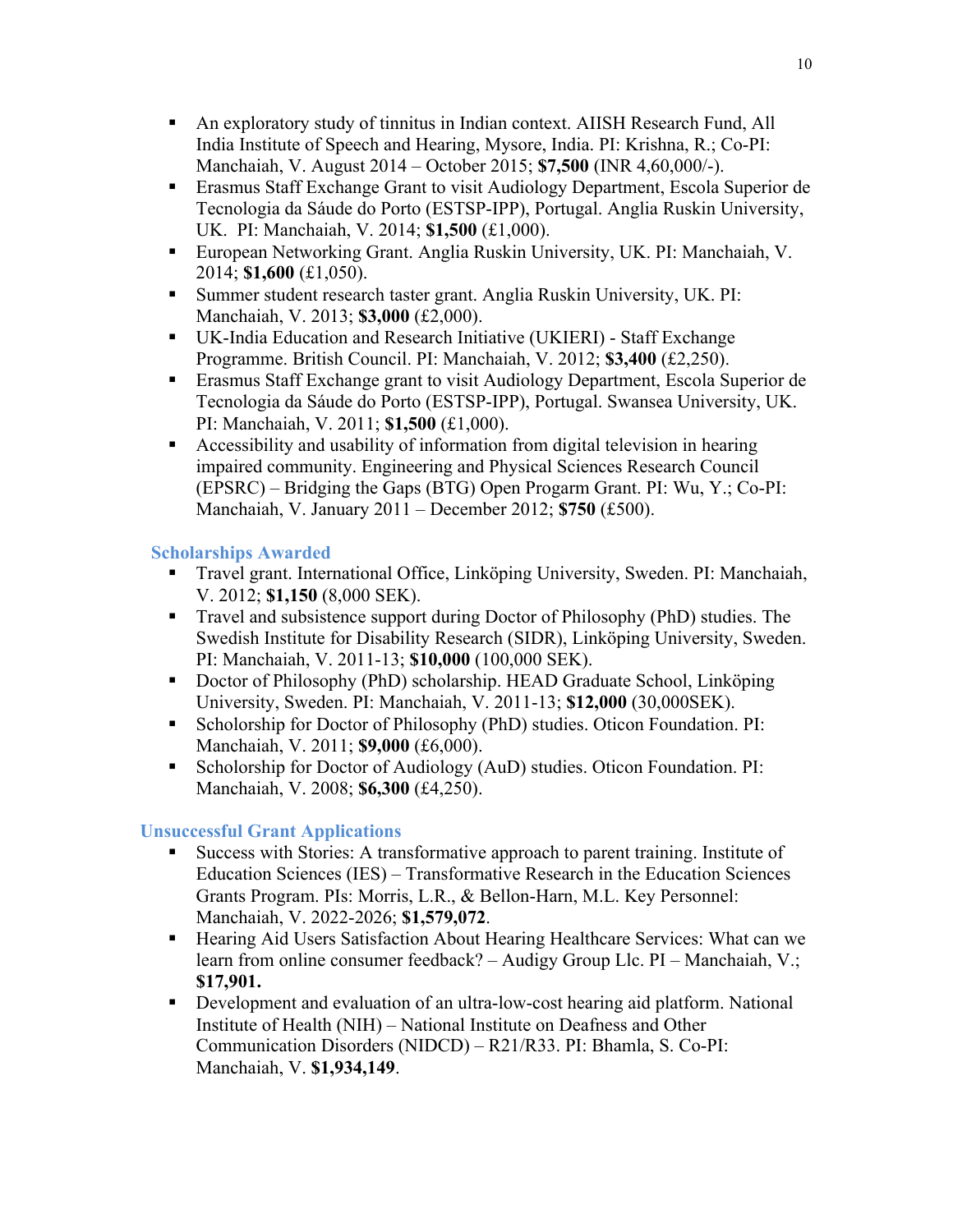- An exploratory study of tinnitus in Indian context. AIISH Research Fund, All India Institute of Speech and Hearing, Mysore, India. PI: Krishna, R.; Co-PI: Manchaiah, V. August 2014 – October 2015; **$7,500** (INR 4,60,000/-).
- Erasmus Staff Exchange Grant to visit Audiology Department, Escola Superior de Tecnologia da Sáude do Porto (ESTSP-IPP), Portugal. Anglia Ruskin University, UK. PI: Manchaiah, V. 2014; **$1,500** (£1,000).
- European Networking Grant. Anglia Ruskin University, UK. PI: Manchaiah, V. 2014; **$1,600** (£1,050).
- Summer student research taster grant. Anglia Ruskin University, UK. PI: Manchaiah, V. 2013; **$3,000** (£2,000).
- UK-India Education and Research Initiative (UKIERI) - Staff Exchange Programme. British Council. PI: Manchaiah, V. 2012; **$3,400** (£2,250).
- Erasmus Staff Exchange grant to visit Audiology Department, Escola Superior de Tecnologia da Sáude do Porto (ESTSP-IPP), Portugal. Swansea University, UK. PI: Manchaiah, V. 2011; **$1,500** (£1,000).
- Accessibility and usability of information from digital television in hearing impaired community. Engineering and Physical Sciences Research Council (EPSRC) – Bridging the Gaps (BTG) Open Progarm Grant. PI: Wu, Y.; Co-PI: Manchaiah, V. January 2011 – December 2012; **$750** (£500).

### Scholarships Awarded

- Travel grant. International Office, Linköping University, Sweden. PI: Manchaiah, V. 2012; **$1,150** (8,000 SEK).
- Travel and subsistence support during Doctor of Philosophy (PhD) studies. The Swedish Institute for Disability Research (SIDR), Linköping University, Sweden. PI: Manchaiah, V. 2011-13; **$10,000** (100,000 SEK).
- Doctor of Philosophy (PhD) scholarship. HEAD Graduate School, Linköping University, Sweden. PI: Manchaiah, V. 2011-13; **$12,000** (30,000SEK).
- Scholorship for Doctor of Philosophy (PhD) studies. Oticon Foundation. PI: Manchaiah, V. 2011; **$9,000** (£6,000).
- Scholorship for Doctor of Audiology (AuD) studies. Oticon Foundation. PI: Manchaiah, V. 2008; **$6,300** (£4,250).

### Unsuccessful Grant Applications

- Success with Stories: A transformative approach to parent training. Institute of Education Sciences (IES) – Transformative Research in the Education Sciences Grants Program. PIs: Morris, L.R., & Bellon-Harn, M.L. Key Personnel: Manchaiah, V. 2022-2026; **$1,579,072**.
- Hearing Aid Users Satisfaction About Hearing Healthcare Services: What can we learn from online consumer feedback? – Audigy Group Llc. PI – Manchaiah, V.; **$17,901.**
- Development and evaluation of an ultra-low-cost hearing aid platform. National Institute of Health (NIH) – National Institute on Deafness and Other Communication Disorders (NIDCD) – R21/R33. PI: Bhamla, S. Co-PI: Manchaiah, V. **$1,934,149**.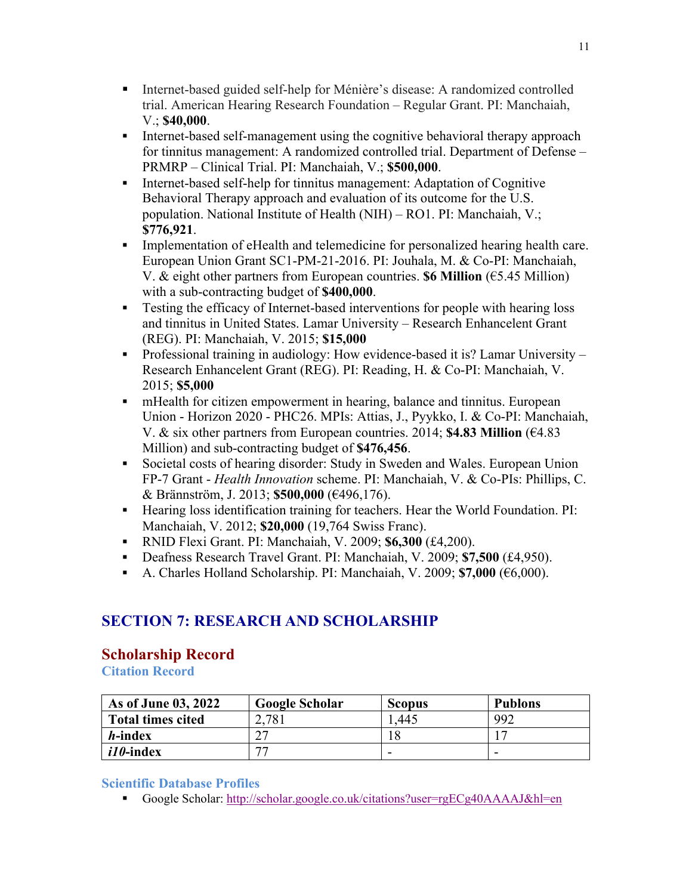- Internet-based guided self-help for Ménière's disease: A randomized controlled trial. American Hearing Research Foundation – Regular Grant. PI: Manchaiah, V.; **$40,000**.
- Internet-based self-management using the cognitive behavioral therapy approach for tinnitus management: A randomized controlled trial. Department of Defense – PRMRP – Clinical Trial. PI: Manchaiah, V.; **$500,000**.
- Internet-based self-help for tinnitus management: Adaptation of Cognitive Behavioral Therapy approach and evaluation of its outcome for the U.S. population. National Institute of Health (NIH) – RO1. PI: Manchaiah, V.; **$776,921**.
- Implementation of eHealth and telemedicine for personalized hearing health care. European Union Grant SC1-PM-21-2016. PI: Jouhala, M. & Co-PI: Manchaiah, V. & eight other partners from European countries. **$6 Million** (€5.45 Million) with a sub-contracting budget of **$400,000**.
- Testing the efficacy of Internet-based interventions for people with hearing loss and tinnitus in United States. Lamar University – Research Enhancelent Grant (REG). PI: Manchaiah, V. 2015; **$15,000**
- Professional training in audiology: How evidence-based it is? Lamar University – Research Enhancelent Grant (REG). PI: Reading, H. & Co-PI: Manchaiah, V. 2015; **$5,000**
- mHealth for citizen empowerment in hearing, balance and tinnitus. European Union - Horizon 2020 - PHC26. MPIs: Attias, J., Pyykko, I. & Co-PI: Manchaiah, V. & six other partners from European countries. 2014; **$4.83 Million** (€4.83 Million) and sub-contracting budget of **$476,456**.
- Societal costs of hearing disorder: Study in Sweden and Wales. European Union FP-7 Grant - *Health Innovation* scheme. PI: Manchaiah, V. & Co-PIs: Phillips, C. & Brännström, J. 2013; **$500,000** (€496,176).
- Hearing loss identification training for teachers. Hear the World Foundation. PI: Manchaiah, V. 2012; **$20,000** (19,764 Swiss Franc).
- RNID Flexi Grant. PI: Manchaiah, V. 2009; **$6,300** (£4,200).
- Deafness Research Travel Grant. PI: Manchaiah, V. 2009; **$7,500** (£4,950).
- A. Charles Holland Scholarship. PI: Manchaiah, V. 2009; **$7,000** (€6,000).

# SECTION 7: RESEARCH AND SCHOLARSHIP

## Scholarship Record

### Citation Record

| As of June 03, 2022 | Google Scholar | Scopus | Publons |
|---|---|---|---|
| **Total times cited** | 2,781 | 1,445 | 992 |
| ***h*-index** | 27 | 18 | 17 |
| ***i10*-index** | 77 | - | - |

### Scientific Database Profiles

- Google Scholar: http://scholar.google.co.uk/citations?user=rgECg40AAAAJ&hl=en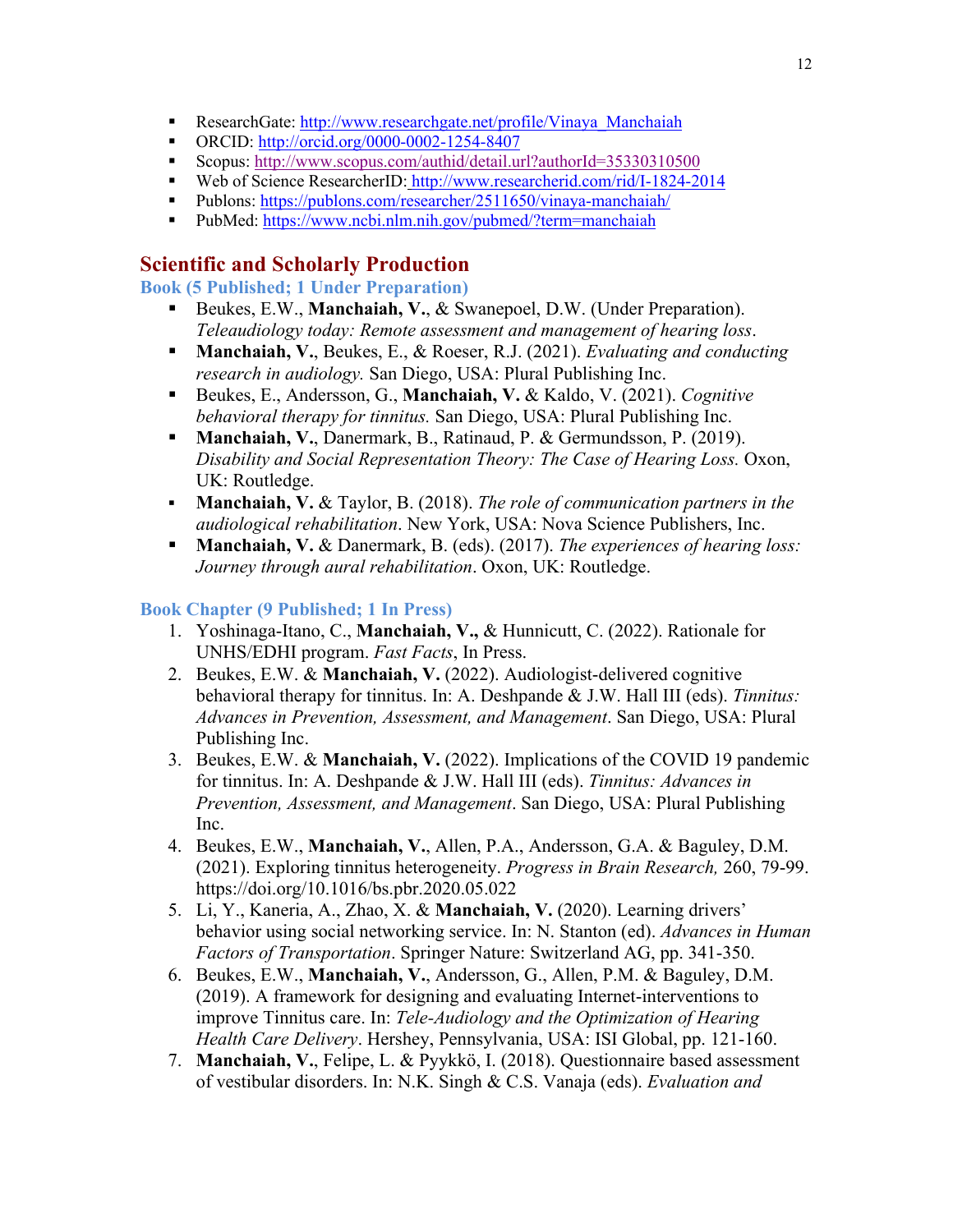- ResearchGate: http://www.researchgate.net/profile/Vinaya_Manchaiah
- ORCID: http://orcid.org/0000-0002-1254-8407
- Scopus: http://www.scopus.com/authid/detail.url?authorId=35330310500
- Web of Science ResearcherID: http://www.researcherid.com/rid/I-1824-2014
- Publons: https://publons.com/researcher/2511650/vinaya-manchaiah/
- PubMed: https://www.ncbi.nlm.nih.gov/pubmed/?term=manchaiah

## Scientific and Scholarly Production

### Book (5 Published; 1 Under Preparation)

- Beukes, E.W., **Manchaiah, V.**, & Swanepoel, D.W. (Under Preparation). *Teleaudiology today: Remote assessment and management of hearing loss*.
- **Manchaiah, V.**, Beukes, E., & Roeser, R.J. (2021). *Evaluating and conducting research in audiology.* San Diego, USA: Plural Publishing Inc.
- Beukes, E., Andersson, G., **Manchaiah, V.** & Kaldo, V. (2021). *Cognitive behavioral therapy for tinnitus.* San Diego, USA: Plural Publishing Inc.
- **Manchaiah, V.**, Danermark, B., Ratinaud, P. & Germundsson, P. (2019). *Disability and Social Representation Theory: The Case of Hearing Loss.* Oxon, UK: Routledge.
- **Manchaiah, V.** & Taylor, B. (2018). *The role of communication partners in the audiological rehabilitation*. New York, USA: Nova Science Publishers, Inc.
- **Manchaiah, V.** & Danermark, B. (eds). (2017). *The experiences of hearing loss: Journey through aural rehabilitation*. Oxon, UK: Routledge.

### Book Chapter (9 Published; 1 In Press)

1. Yoshinaga-Itano, C., **Manchaiah, V.,** & Hunnicutt, C. (2022). Rationale for UNHS/EDHI program. *Fast Facts*, In Press.
2. Beukes, E.W. & **Manchaiah, V.** (2022). Audiologist-delivered cognitive behavioral therapy for tinnitus. In: A. Deshpande & J.W. Hall III (eds). *Tinnitus: Advances in Prevention, Assessment, and Management*. San Diego, USA: Plural Publishing Inc.
3. Beukes, E.W. & **Manchaiah, V.** (2022). Implications of the COVID 19 pandemic for tinnitus. In: A. Deshpande & J.W. Hall III (eds). *Tinnitus: Advances in Prevention, Assessment, and Management*. San Diego, USA: Plural Publishing Inc.
4. Beukes, E.W., **Manchaiah, V.**, Allen, P.A., Andersson, G.A. & Baguley, D.M. (2021). Exploring tinnitus heterogeneity. *Progress in Brain Research,* 260, 79-99. https://doi.org/10.1016/bs.pbr.2020.05.022
5. Li, Y., Kaneria, A., Zhao, X. & **Manchaiah, V.** (2020). Learning drivers' behavior using social networking service. In: N. Stanton (ed). *Advances in Human Factors of Transportation*. Springer Nature: Switzerland AG, pp. 341-350.
6. Beukes, E.W., **Manchaiah, V.**, Andersson, G., Allen, P.M. & Baguley, D.M. (2019). A framework for designing and evaluating Internet-interventions to improve Tinnitus care. In: *Tele-Audiology and the Optimization of Hearing Health Care Delivery*. Hershey, Pennsylvania, USA: ISI Global, pp. 121-160.
7. **Manchaiah, V.**, Felipe, L. & Pyykkö, I. (2018). Questionnaire based assessment of vestibular disorders. In: N.K. Singh & C.S. Vanaja (eds). *Evaluation and*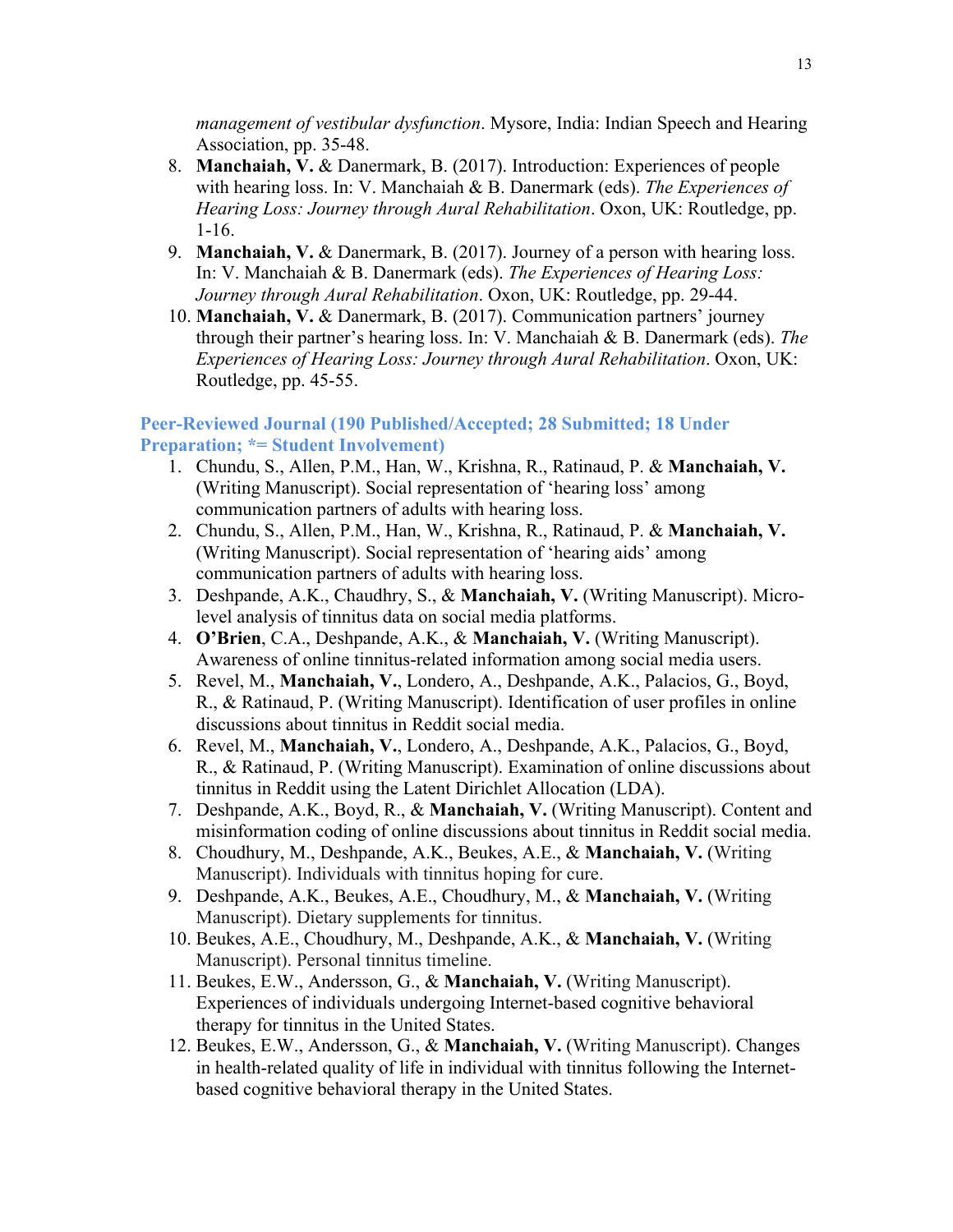*management of vestibular dysfunction*. Mysore, India: Indian Speech and Hearing Association, pp. 35-48.

8. **Manchaiah, V.** & Danermark, B. (2017). Introduction: Experiences of people with hearing loss. In: V. Manchaiah & B. Danermark (eds). *The Experiences of Hearing Loss: Journey through Aural Rehabilitation*. Oxon, UK: Routledge, pp. 1-16.
9. **Manchaiah, V.** & Danermark, B. (2017). Journey of a person with hearing loss. In: V. Manchaiah & B. Danermark (eds). *The Experiences of Hearing Loss: Journey through Aural Rehabilitation*. Oxon, UK: Routledge, pp. 29-44.
10. **Manchaiah, V.** & Danermark, B. (2017). Communication partners' journey through their partner's hearing loss. In: V. Manchaiah & B. Danermark (eds). *The Experiences of Hearing Loss: Journey through Aural Rehabilitation*. Oxon, UK: Routledge, pp. 45-55.

### Peer-Reviewed Journal (190 Published/Accepted; 28 Submitted; 18 Under Preparation; *= Student Involvement)

1. Chundu, S., Allen, P.M., Han, W., Krishna, R., Ratinaud, P. & **Manchaiah, V.** (Writing Manuscript). Social representation of 'hearing loss' among communication partners of adults with hearing loss.
2. Chundu, S., Allen, P.M., Han, W., Krishna, R., Ratinaud, P. & **Manchaiah, V.** (Writing Manuscript). Social representation of 'hearing aids' among communication partners of adults with hearing loss.
3. Deshpande, A.K., Chaudhry, S., & **Manchaiah, V.** (Writing Manuscript). Micro-level analysis of tinnitus data on social media platforms.
4. **O'Brien**, C.A., Deshpande, A.K., & **Manchaiah, V.** (Writing Manuscript). Awareness of online tinnitus-related information among social media users.
5. Revel, M., **Manchaiah, V.**, Londero, A., Deshpande, A.K., Palacios, G., Boyd, R., & Ratinaud, P. (Writing Manuscript). Identification of user profiles in online discussions about tinnitus in Reddit social media.
6. Revel, M., **Manchaiah, V.**, Londero, A., Deshpande, A.K., Palacios, G., Boyd, R., & Ratinaud, P. (Writing Manuscript). Examination of online discussions about tinnitus in Reddit using the Latent Dirichlet Allocation (LDA).
7. Deshpande, A.K., Boyd, R., & **Manchaiah, V.** (Writing Manuscript). Content and misinformation coding of online discussions about tinnitus in Reddit social media.
8. Choudhury, M., Deshpande, A.K., Beukes, A.E., & **Manchaiah, V.** (Writing Manuscript). Individuals with tinnitus hoping for cure.
9. Deshpande, A.K., Beukes, A.E., Choudhury, M., & **Manchaiah, V.** (Writing Manuscript). Dietary supplements for tinnitus.
10. Beukes, A.E., Choudhury, M., Deshpande, A.K., & **Manchaiah, V.** (Writing Manuscript). Personal tinnitus timeline.
11. Beukes, E.W., Andersson, G., & **Manchaiah, V.** (Writing Manuscript). Experiences of individuals undergoing Internet-based cognitive behavioral therapy for tinnitus in the United States.
12. Beukes, E.W., Andersson, G., & **Manchaiah, V.** (Writing Manuscript). Changes in health-related quality of life in individual with tinnitus following the Internet-based cognitive behavioral therapy in the United States.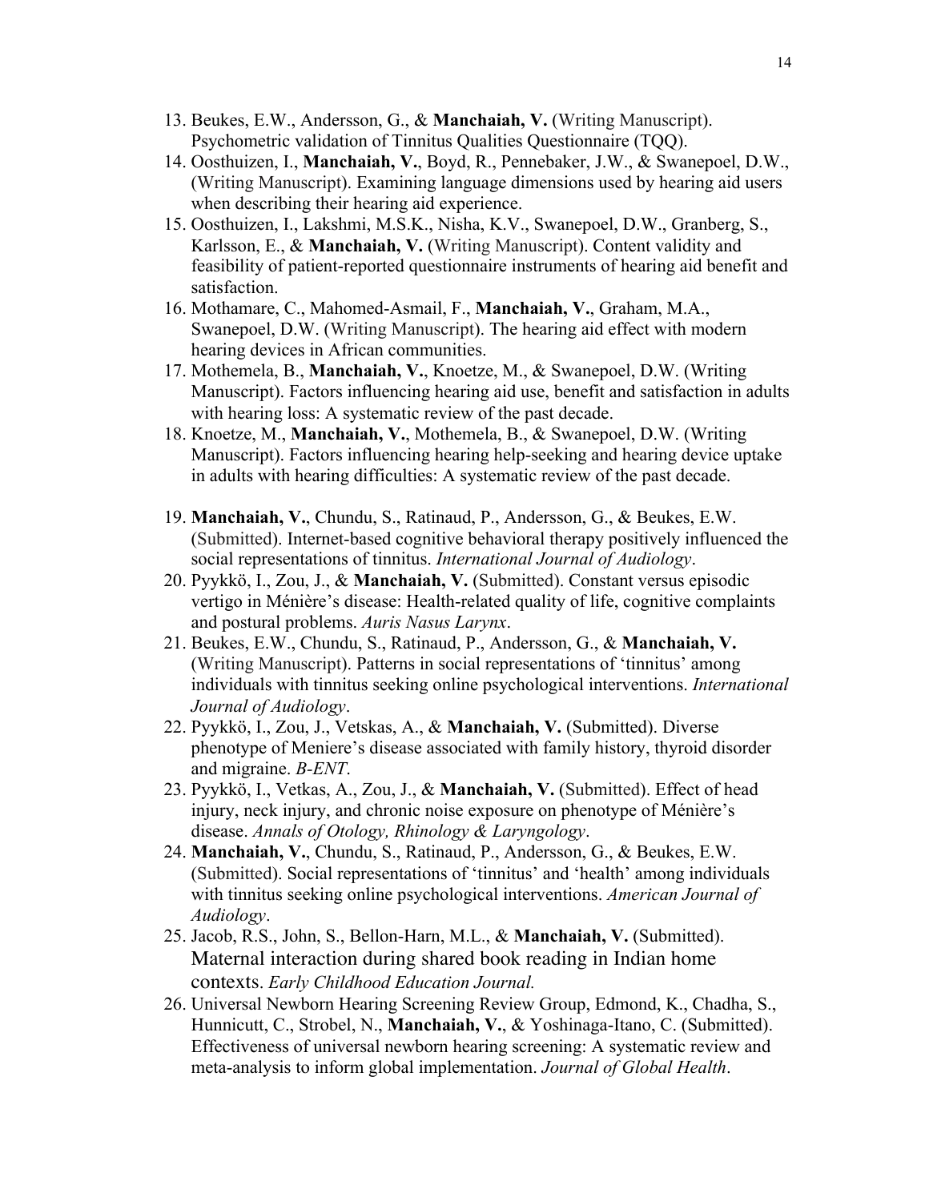13. Beukes, E.W., Andersson, G., & **Manchaiah, V.** (Writing Manuscript). Psychometric validation of Tinnitus Qualities Questionnaire (TQQ).
14. Oosthuizen, I., **Manchaiah, V.**, Boyd, R., Pennebaker, J.W., & Swanepoel, D.W., (Writing Manuscript). Examining language dimensions used by hearing aid users when describing their hearing aid experience.
15. Oosthuizen, I., Lakshmi, M.S.K., Nisha, K.V., Swanepoel, D.W., Granberg, S., Karlsson, E., & **Manchaiah, V.** (Writing Manuscript). Content validity and feasibility of patient-reported questionnaire instruments of hearing aid benefit and satisfaction.
16. Mothamare, C., Mahomed-Asmail, F., **Manchaiah, V.**, Graham, M.A., Swanepoel, D.W. (Writing Manuscript). The hearing aid effect with modern hearing devices in African communities.
17. Mothemela, B., **Manchaiah, V.**, Knoetze, M., & Swanepoel, D.W. (Writing Manuscript). Factors influencing hearing aid use, benefit and satisfaction in adults with hearing loss: A systematic review of the past decade.
18. Knoetze, M., **Manchaiah, V.**, Mothemela, B., & Swanepoel, D.W. (Writing Manuscript). Factors influencing hearing help-seeking and hearing device uptake in adults with hearing difficulties: A systematic review of the past decade.

19. **Manchaiah, V.**, Chundu, S., Ratinaud, P., Andersson, G., & Beukes, E.W. (Submitted). Internet-based cognitive behavioral therapy positively influenced the social representations of tinnitus. *International Journal of Audiology*.
20. Pyykkö, I., Zou, J., & **Manchaiah, V.** (Submitted). Constant versus episodic vertigo in Ménière's disease: Health-related quality of life, cognitive complaints and postural problems. *Auris Nasus Larynx*.
21. Beukes, E.W., Chundu, S., Ratinaud, P., Andersson, G., & **Manchaiah, V.** (Writing Manuscript). Patterns in social representations of 'tinnitus' among individuals with tinnitus seeking online psychological interventions. *International Journal of Audiology*.
22. Pyykkö, I., Zou, J., Vetskas, A., & **Manchaiah, V.** (Submitted). Diverse phenotype of Meniere's disease associated with family history, thyroid disorder and migraine. *B-ENT*.
23. Pyykkö, I., Vetkas, A., Zou, J., & **Manchaiah, V.** (Submitted). Effect of head injury, neck injury, and chronic noise exposure on phenotype of Ménière's disease. *Annals of Otology, Rhinology & Laryngology*.
24. **Manchaiah, V.**, Chundu, S., Ratinaud, P., Andersson, G., & Beukes, E.W. (Submitted). Social representations of 'tinnitus' and 'health' among individuals with tinnitus seeking online psychological interventions. *American Journal of Audiology*.
25. Jacob, R.S., John, S., Bellon-Harn, M.L., & **Manchaiah, V.** (Submitted). Maternal interaction during shared book reading in Indian home contexts. *Early Childhood Education Journal.*
26. Universal Newborn Hearing Screening Review Group, Edmond, K., Chadha, S., Hunnicutt, C., Strobel, N., **Manchaiah, V.**, & Yoshinaga-Itano, C. (Submitted). Effectiveness of universal newborn hearing screening: A systematic review and meta-analysis to inform global implementation. *Journal of Global Health*.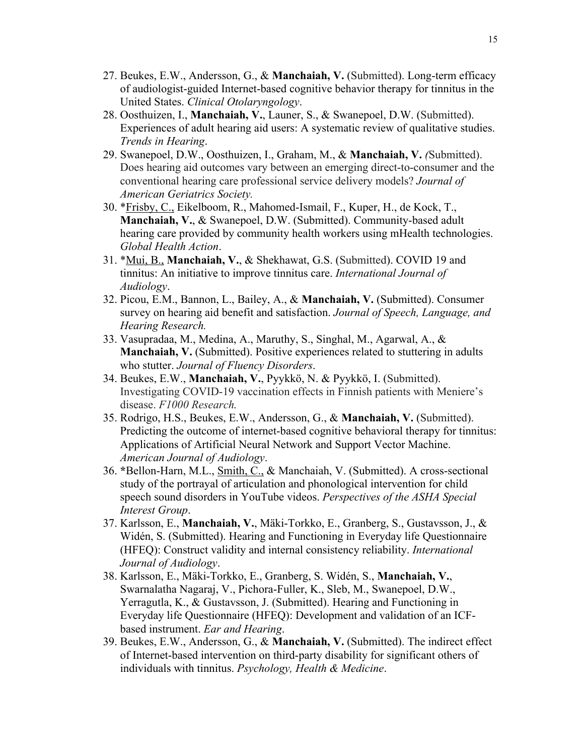27. Beukes, E.W., Andersson, G., & **Manchaiah, V.** (Submitted). Long-term efficacy of audiologist-guided Internet-based cognitive behavior therapy for tinnitus in the United States. *Clinical Otolaryngology*.
28. Oosthuizen, I., **Manchaiah, V.**, Launer, S., & Swanepoel, D.W. (Submitted). Experiences of adult hearing aid users: A systematic review of qualitative studies. *Trends in Hearing*.
29. Swanepoel, D.W., Oosthuizen, I., Graham, M., & **Manchaiah, V.** *(*Submitted). Does hearing aid outcomes vary between an emerging direct-to-consumer and the conventional hearing care professional service delivery models? *Journal of American Geriatrics Society.*
30. *<u>Frisby, C.,</u> Eikelboom, R., Mahomed-Ismail, F., Kuper, H., de Kock, T., **Manchaiah, V.**, & Swanepoel, D.W. (Submitted). Community-based adult hearing care provided by community health workers using mHealth technologies. *Global Health Action*.
31. *<u>Mui, B.,</u> **Manchaiah, V.**, & Shekhawat, G.S. (Submitted). COVID 19 and tinnitus: An initiative to improve tinnitus care. *International Journal of Audiology*.
32. Picou, E.M., Bannon, L., Bailey, A., & **Manchaiah, V.** (Submitted). Consumer survey on hearing aid benefit and satisfaction. *Journal of Speech, Language, and Hearing Research.*
33. Vasupradaa, M., Medina, A., Maruthy, S., Singhal, M., Agarwal, A., & **Manchaiah, V.** (Submitted). Positive experiences related to stuttering in adults who stutter. *Journal of Fluency Disorders*.
34. Beukes, E.W., **Manchaiah, V.**, Pyykkö, N. & Pyykkö, I. (Submitted). Investigating COVID-19 vaccination effects in Finnish patients with Meniere's disease. *F1000 Research.*
35. Rodrigo, H.S., Beukes, E.W., Andersson, G., & **Manchaiah, V.** (Submitted). Predicting the outcome of internet-based cognitive behavioral therapy for tinnitus: Applications of Artificial Neural Network and Support Vector Machine. *American Journal of Audiology*.
36. ***Bellon-Harn, M.L., <u>Smith, C.,</u> & Manchaiah, V. (Submitted). A cross-sectional study of the portrayal of articulation and phonological intervention for child speech sound disorders in YouTube videos. *Perspectives of the ASHA Special Interest Group*.
37. Karlsson, E., **Manchaiah, V.**, Mäki-Torkko, E., Granberg, S., Gustavsson, J., & Widén, S. (Submitted). Hearing and Functioning in Everyday life Questionnaire (HFEQ): Construct validity and internal consistency reliability. *International Journal of Audiology*.
38. Karlsson, E., Mäki-Torkko, E., Granberg, S. Widén, S., **Manchaiah, V.**, Swarnalatha Nagaraj, V., Pichora-Fuller, K., Sleb, M., Swanepoel, D.W., Yerragutla, K., & Gustavsson, J. (Submitted). Hearing and Functioning in Everyday life Questionnaire (HFEQ): Development and validation of an ICF-based instrument. *Ear and Hearing*.
39. Beukes, E.W., Andersson, G., & **Manchaiah, V.** (Submitted). The indirect effect of Internet-based intervention on third-party disability for significant others of individuals with tinnitus. *Psychology, Health & Medicine*.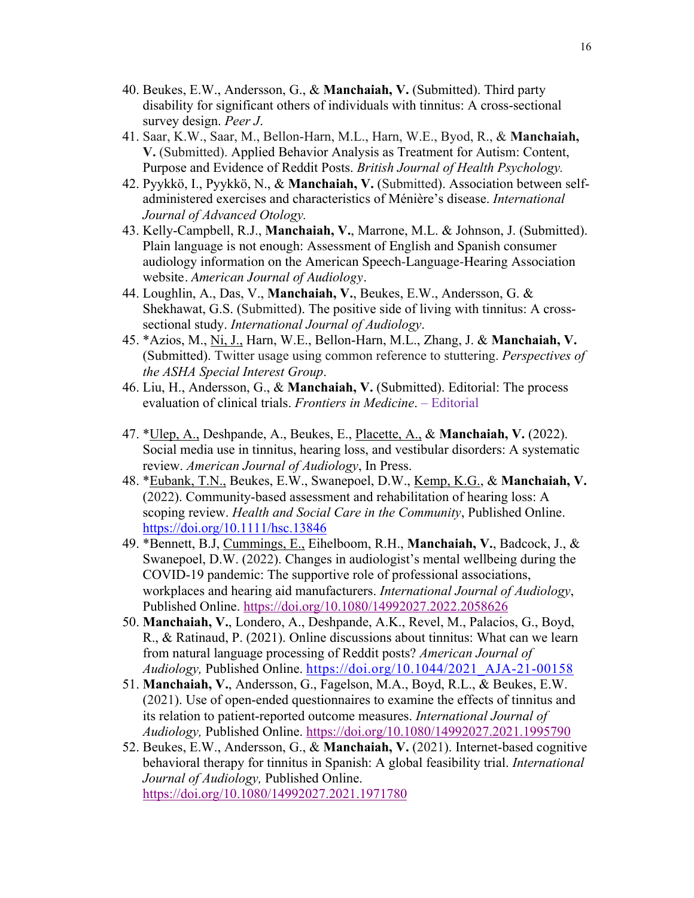40. Beukes, E.W., Andersson, G., & **Manchaiah, V.** (Submitted). Third party disability for significant others of individuals with tinnitus: A cross-sectional survey design. *Peer J*.
41. Saar, K.W., Saar, M., Bellon-Harn, M.L., Harn, W.E., Byod, R., & **Manchaiah, V.** (Submitted). Applied Behavior Analysis as Treatment for Autism: Content, Purpose and Evidence of Reddit Posts. *British Journal of Health Psychology.*
42. Pyykkö, I., Pyykkö, N., & **Manchaiah, V.** (Submitted). Association between self-administered exercises and characteristics of Ménière's disease. *International Journal of Advanced Otology.*
43. Kelly-Campbell, R.J., **Manchaiah, V.**, Marrone, M.L. & Johnson, J. (Submitted). Plain language is not enough: Assessment of English and Spanish consumer audiology information on the American Speech-Language-Hearing Association website. *American Journal of Audiology*.
44. Loughlin, A., Das, V., **Manchaiah, V.**, Beukes, E.W., Andersson, G. & Shekhawat, G.S. (Submitted). The positive side of living with tinnitus: A cross-sectional study. *International Journal of Audiology*.
45. *Azios, M., <u>Ni, J.,</u> Harn, W.E., Bellon-Harn, M.L., Zhang, J. & **Manchaiah, V.** (Submitted). Twitter usage using common reference to stuttering. *Perspectives of the ASHA Special Interest Group*.
46. Liu, H., Andersson, G., & **Manchaiah, V.** (Submitted). Editorial: The process evaluation of clinical trials. *Frontiers in Medicine*. – Editorial
47. *<u>Ulep, A.,</u> Deshpande, A., Beukes, E., <u>Placette, A.,</u> & **Manchaiah, V.** (2022). Social media use in tinnitus, hearing loss, and vestibular disorders: A systematic review. *American Journal of Audiology*, In Press.
48. *<u>Eubank, T.N.,</u> Beukes, E.W., Swanepoel, D.W., <u>Kemp, K.G.,</u> & **Manchaiah, V.** (2022). Community-based assessment and rehabilitation of hearing loss: A scoping review. *Health and Social Care in the Community*, Published Online. https://doi.org/10.1111/hsc.13846
49. *Bennett, B.J, <u>Cummings, E.,</u> Eihelboom, R.H., **Manchaiah, V.**, Badcock, J., & Swanepoel, D.W. (2022). Changes in audiologist's mental wellbeing during the COVID-19 pandemic: The supportive role of professional associations, workplaces and hearing aid manufacturers. *International Journal of Audiology*, Published Online. https://doi.org/10.1080/14992027.2022.2058626
50. **Manchaiah, V.**, Londero, A., Deshpande, A.K., Revel, M., Palacios, G., Boyd, R., & Ratinaud, P. (2021). Online discussions about tinnitus: What can we learn from natural language processing of Reddit posts? *American Journal of Audiology,* Published Online. https://doi.org/10.1044/2021_AJA-21-00158
51. **Manchaiah, V.**, Andersson, G., Fagelson, M.A., Boyd, R.L., & Beukes, E.W (2021). Use of open-ended questionnaires to examine the effects of tinnitus and its relation to patient-reported outcome measures. *International Journal of Audiology,* Published Online. https://doi.org/10.1080/14992027.2021.1995790
52. Beukes, E.W., Andersson, G., & **Manchaiah, V.** (2021). Internet-based cognitive behavioral therapy for tinnitus in Spanish: A global feasibility trial. *International Journal of Audiology,* Published Online. https://doi.org/10.1080/14992027.2021.1971780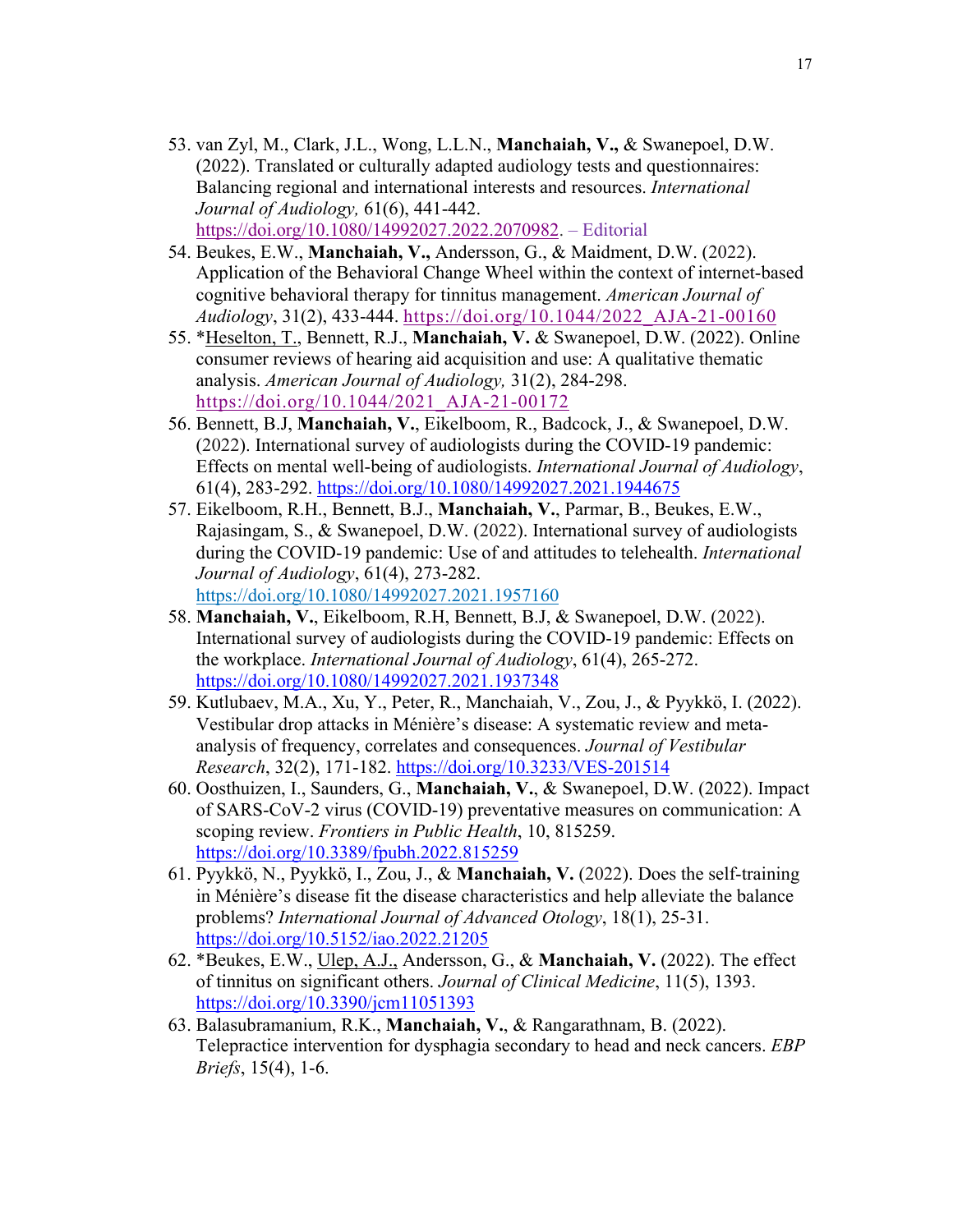53. van Zyl, M., Clark, J.L., Wong, L.L.N., **Manchaiah, V.,** & Swanepoel, D.W. (2022). Translated or culturally adapted audiology tests and questionnaires: Balancing regional and international interests and resources. *International Journal of Audiology,* 61(6), 441-442. https://doi.org/10.1080/14992027.2022.2070982. – Editorial
54. Beukes, E.W., **Manchaiah, V.,** Andersson, G., & Maidment, D.W. (2022). Application of the Behavioral Change Wheel within the context of internet-based cognitive behavioral therapy for tinnitus management. *American Journal of Audiology*, 31(2), 433-444. https://doi.org/10.1044/2022_AJA-21-00160
55. *<u>Heselton, T.</u>, Bennett, R.J., **Manchaiah, V.** & Swanepoel, D.W. (2022). Online consumer reviews of hearing aid acquisition and use: A qualitative thematic analysis. *American Journal of Audiology,* 31(2), 284-298. https://doi.org/10.1044/2021_AJA-21-00172
56. Bennett, B.J, **Manchaiah, V.**, Eikelboom, R., Badcock, J., & Swanepoel, D.W. (2022). International survey of audiologists during the COVID-19 pandemic: Effects on mental well-being of audiologists. *International Journal of Audiology*, 61(4), 283-292. https://doi.org/10.1080/14992027.2021.1944675
57. Eikelboom, R.H., Bennett, B.J., **Manchaiah, V.**, Parmar, B., Beukes, E.W., Rajasingam, S., & Swanepoel, D.W. (2022). International survey of audiologists during the COVID-19 pandemic: Use of and attitudes to telehealth. *International Journal of Audiology*, 61(4), 273-282. https://doi.org/10.1080/14992027.2021.1957160
58. **Manchaiah, V.**, Eikelboom, R.H, Bennett, B.J, & Swanepoel, D.W. (2022). International survey of audiologists during the COVID-19 pandemic: Effects on the workplace. *International Journal of Audiology*, 61(4), 265-272. https://doi.org/10.1080/14992027.2021.1937348
59. Kutlubaev, M.A., Xu, Y., Peter, R., Manchaiah, V., Zou, J., & Pyykkö, I. (2022). Vestibular drop attacks in Ménière's disease: A systematic review and meta-analysis of frequency, correlates and consequences. *Journal of Vestibular Research*, 32(2), 171-182. https://doi.org/10.3233/VES-201514
60. Oosthuizen, I., Saunders, G., **Manchaiah, V.**, & Swanepoel, D.W. (2022). Impact of SARS-CoV-2 virus (COVID-19) preventative measures on communication: A scoping review. *Frontiers in Public Health*, 10, 815259. https://doi.org/10.3389/fpubh.2022.815259
61. Pyykkö, N., Pyykkö, I., Zou, J., & **Manchaiah, V.** (2022). Does the self-training in Ménière's disease fit the disease characteristics and help alleviate the balance problems? *International Journal of Advanced Otology*, 18(1), 25-31. https://doi.org/10.5152/iao.2022.21205
62. *Beukes, E.W., <u>Ulep, A.J.,</u> Andersson, G., & **Manchaiah, V.** (2022). The effect of tinnitus on significant others. *Journal of Clinical Medicine*, 11(5), 1393. https://doi.org/10.3390/jcm11051393
63. Balasubramanium, R.K., **Manchaiah, V.**, & Rangarathnam, B. (2022). Telepractice intervention for dysphagia secondary to head and neck cancers. *EBP Briefs*, 15(4), 1-6.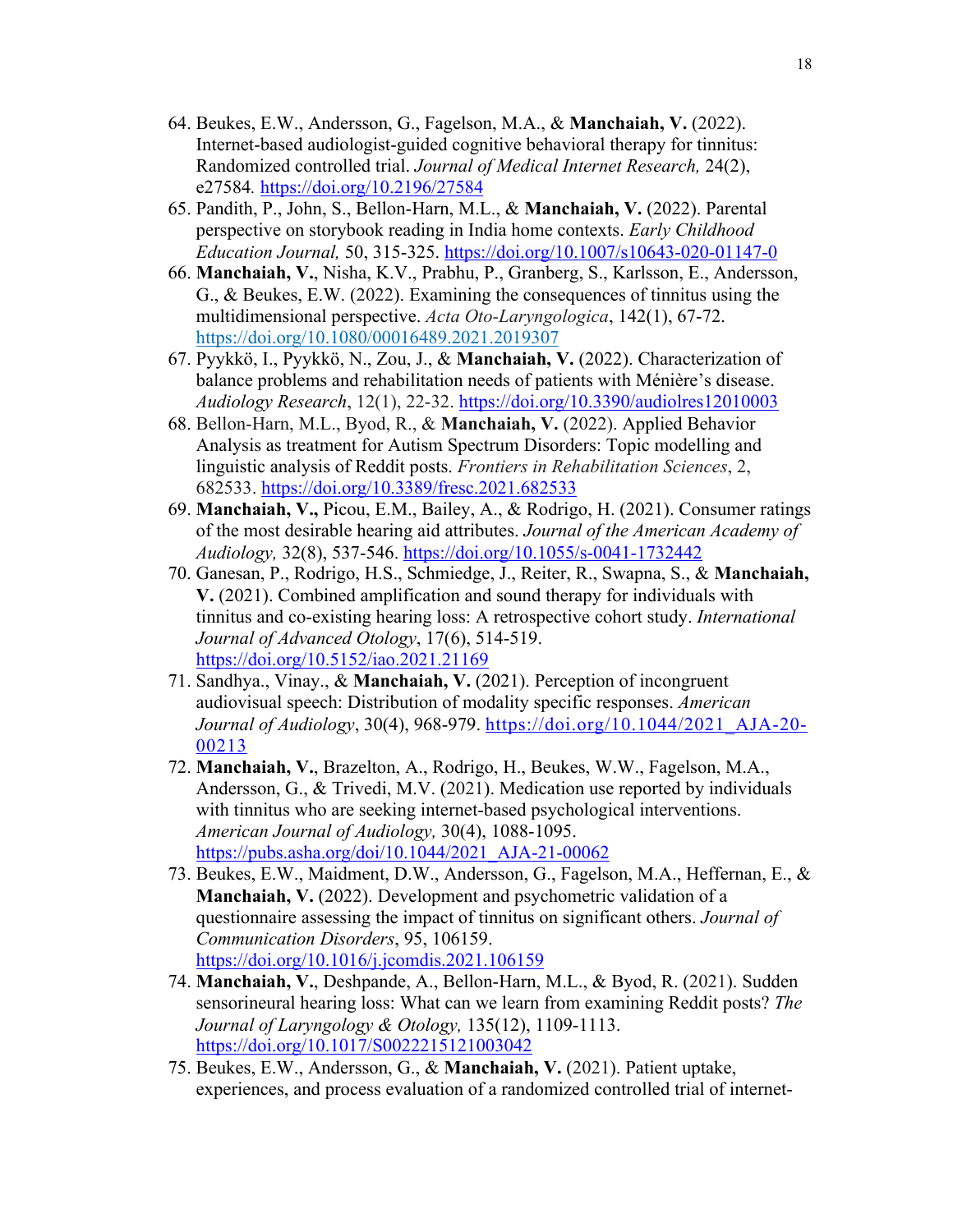64. Beukes, E.W., Andersson, G., Fagelson, M.A., & **Manchaiah, V.** (2022). Internet-based audiologist-guided cognitive behavioral therapy for tinnitus: Randomized controlled trial. *Journal of Medical Internet Research,* 24(2), e27584. https://doi.org/10.2196/27584
65. Pandith, P., John, S., Bellon-Harn, M.L., & **Manchaiah, V.** (2022). Parental perspective on storybook reading in India home contexts. *Early Childhood Education Journal,* 50, 315-325. https://doi.org/10.1007/s10643-020-01147-0
66. **Manchaiah, V.**, Nisha, K.V., Prabhu, P., Granberg, S., Karlsson, E., Andersson, G., & Beukes, E.W. (2022). Examining the consequences of tinnitus using the multidimensional perspective. *Acta Oto-Laryngologica*, 142(1), 67-72. https://doi.org/10.1080/00016489.2021.2019307
67. Pyykkö, I., Pyykkö, N., Zou, J., & **Manchaiah, V.** (2022). Characterization of balance problems and rehabilitation needs of patients with Ménière's disease. *Audiology Research*, 12(1), 22-32. https://doi.org/10.3390/audiolres12010003
68. Bellon-Harn, M.L., Byod, R., & **Manchaiah, V.** (2022). Applied Behavior Analysis as treatment for Autism Spectrum Disorders: Topic modelling and linguistic analysis of Reddit posts. *Frontiers in Rehabilitation Sciences*, 2, 682533. https://doi.org/10.3389/fresc.2021.682533
69. **Manchaiah, V.,** Picou, E.M., Bailey, A., & Rodrigo, H. (2021). Consumer ratings of the most desirable hearing aid attributes. *Journal of the American Academy of Audiology,* 32(8), 537-546. https://doi.org/10.1055/s-0041-1732442
70. Ganesan, P., Rodrigo, H.S., Schmiedge, J., Reiter, R., Swapna, S., & **Manchaiah, V.** (2021). Combined amplification and sound therapy for individuals with tinnitus and co-existing hearing loss: A retrospective cohort study. *International Journal of Advanced Otology*, 17(6), 514-519. https://doi.org/10.5152/iao.2021.21169
71. Sandhya., Vinay., & **Manchaiah, V.** (2021). Perception of incongruent audiovisual speech: Distribution of modality specific responses. *American Journal of Audiology*, 30(4), 968-979. https://doi.org/10.1044/2021_AJA-20-00213
72. **Manchaiah, V.**, Brazelton, A., Rodrigo, H., Beukes, W.W., Fagelson, M.A., Andersson, G., & Trivedi, M.V. (2021). Medication use reported by individuals with tinnitus who are seeking internet-based psychological interventions. *American Journal of Audiology,* 30(4), 1088-1095. https://pubs.asha.org/doi/10.1044/2021_AJA-21-00062
73. Beukes, E.W., Maidment, D.W., Andersson, G., Fagelson, M.A., Heffernan, E., & **Manchaiah, V.** (2022). Development and psychometric validation of a questionnaire assessing the impact of tinnitus on significant others. *Journal of Communication Disorders*, 95, 106159. https://doi.org/10.1016/j.jcomdis.2021.106159
74. **Manchaiah, V.**, Deshpande, A., Bellon-Harn, M.L., & Byod, R. (2021). Sudden sensorineural hearing loss: What can we learn from examining Reddit posts? *The Journal of Laryngology & Otology,* 135(12), 1109-1113. https://doi.org/10.1017/S0022215121003042
75. Beukes, E.W., Andersson, G., & **Manchaiah, V.** (2021). Patient uptake, experiences, and process evaluation of a randomized controlled trial of internet-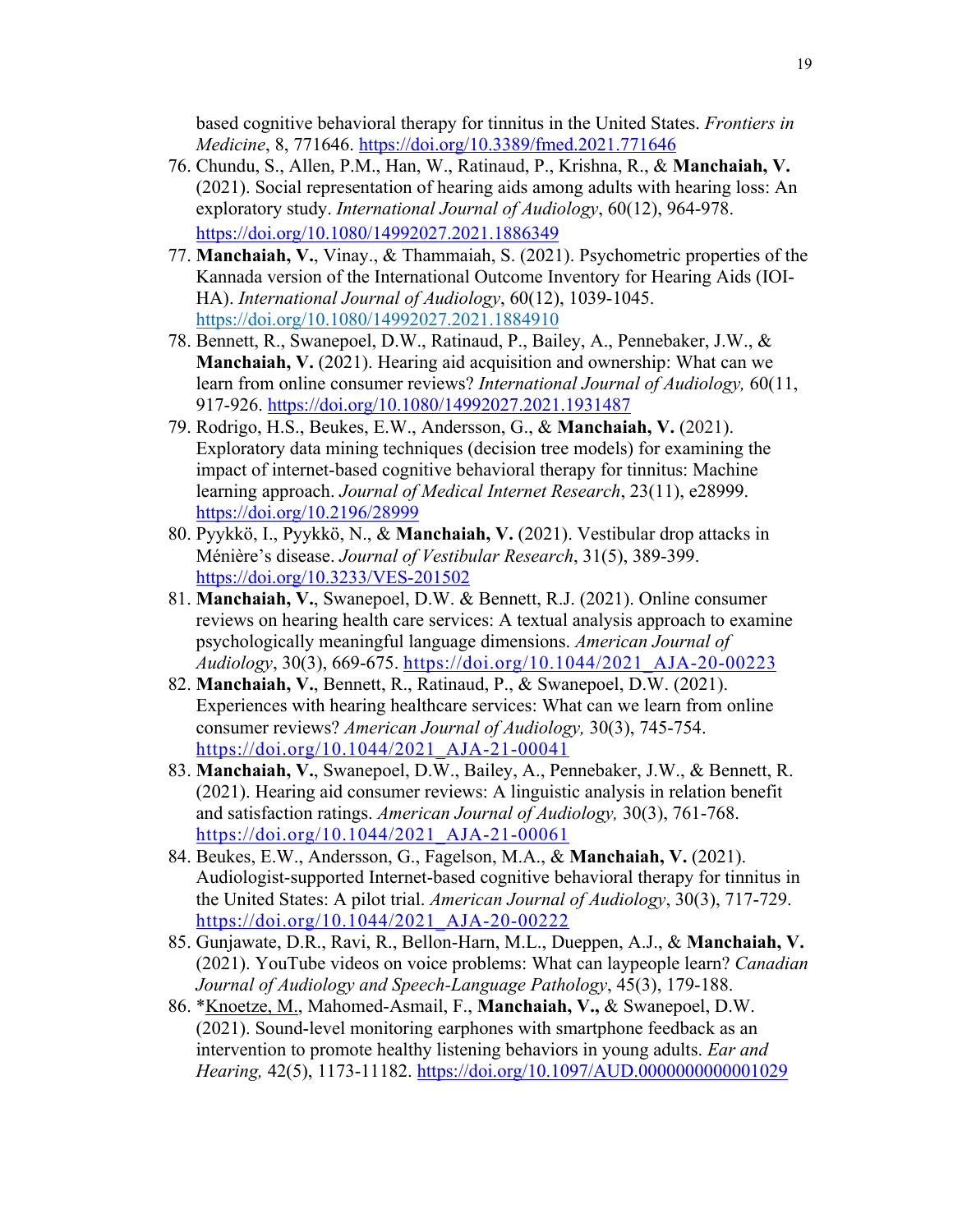based cognitive behavioral therapy for tinnitus in the United States. *Frontiers in Medicine*, 8, 771646. https://doi.org/10.3389/fmed.2021.771646

76. Chundu, S., Allen, P.M., Han, W., Ratinaud, P., Krishna, R., & **Manchaiah, V.** (2021). Social representation of hearing aids among adults with hearing loss: An exploratory study. *International Journal of Audiology*, 60(12), 964-978. https://doi.org/10.1080/14992027.2021.1886349
77. **Manchaiah, V.**, Vinay., & Thammaiah, S. (2021). Psychometric properties of the Kannada version of the International Outcome Inventory for Hearing Aids (IOI-HA). *International Journal of Audiology*, 60(12), 1039-1045. https://doi.org/10.1080/14992027.2021.1884910
78. Bennett, R., Swanepoel, D.W., Ratinaud, P., Bailey, A., Pennebaker, J.W., & **Manchaiah, V.** (2021). Hearing aid acquisition and ownership: What can we learn from online consumer reviews? *International Journal of Audiology,* 60(11, 917-926. https://doi.org/10.1080/14992027.2021.1931487
79. Rodrigo, H.S., Beukes, E.W., Andersson, G., & **Manchaiah, V.** (2021). Exploratory data mining techniques (decision tree models) for examining the impact of internet-based cognitive behavioral therapy for tinnitus: Machine learning approach. *Journal of Medical Internet Research*, 23(11), e28999. https://doi.org/10.2196/28999
80. Pyykkö, I., Pyykkö, N., & **Manchaiah, V.** (2021). Vestibular drop attacks in Ménière's disease. *Journal of Vestibular Research*, 31(5), 389-399. https://doi.org/10.3233/VES-201502
81. **Manchaiah, V.**, Swanepoel, D.W. & Bennett, R.J. (2021). Online consumer reviews on hearing health care services: A textual analysis approach to examine psychologically meaningful language dimensions. *American Journal of Audiology*, 30(3), 669-675. https://doi.org/10.1044/2021_AJA-20-00223
82. **Manchaiah, V.**, Bennett, R., Ratinaud, P., & Swanepoel, D.W. (2021). Experiences with hearing healthcare services: What can we learn from online consumer reviews? *American Journal of Audiology,* 30(3), 745-754. https://doi.org/10.1044/2021_AJA-21-00041
83. **Manchaiah, V.**, Swanepoel, D.W., Bailey, A., Pennebaker, J.W., & Bennett, R. (2021). Hearing aid consumer reviews: A linguistic analysis in relation benefit and satisfaction ratings. *American Journal of Audiology,* 30(3), 761-768. https://doi.org/10.1044/2021_AJA-21-00061
84. Beukes, E.W., Andersson, G., Fagelson, M.A., & **Manchaiah, V.** (2021). Audiologist-supported Internet-based cognitive behavioral therapy for tinnitus in the United States: A pilot trial. *American Journal of Audiology*, 30(3), 717-729. https://doi.org/10.1044/2021_AJA-20-00222
85. Gunjawate, D.R., Ravi, R., Bellon-Harn, M.L., Dueppen, A.J., & **Manchaiah, V.** (2021). YouTube videos on voice problems: What can laypeople learn? *Canadian Journal of Audiology and Speech-Language Pathology*, 45(3), 179-188.
86. *Knoetze, M., Mahomed-Asmail, F., **Manchaiah, V.,** & Swanepoel, D.W. (2021). Sound-level monitoring earphones with smartphone feedback as an intervention to promote healthy listening behaviors in young adults. *Ear and Hearing,* 42(5), 1173-11182. https://doi.org/10.1097/AUD.0000000000001029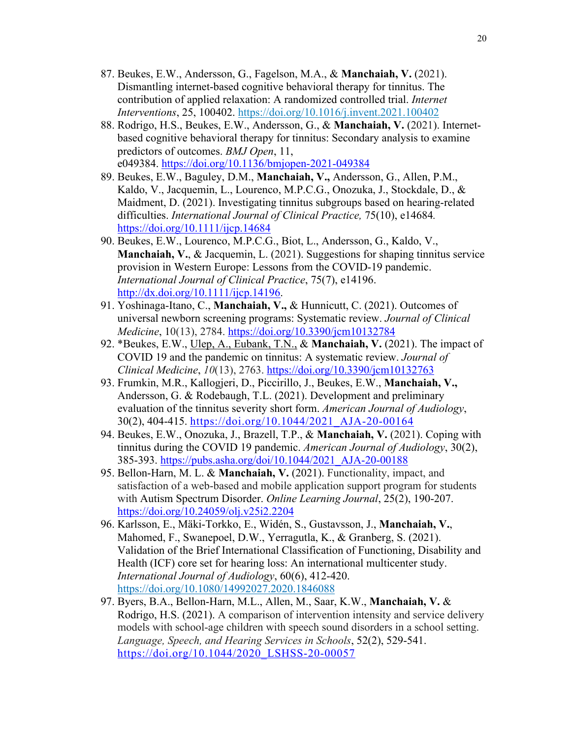87. Beukes, E.W., Andersson, G., Fagelson, M.A., & **Manchaiah, V.** (2021). Dismantling internet-based cognitive behavioral therapy for tinnitus. The contribution of applied relaxation: A randomized controlled trial. *Internet Interventions*, 25, 100402. https://doi.org/10.1016/j.invent.2021.100402
88. Rodrigo, H.S., Beukes, E.W., Andersson, G., & **Manchaiah, V.** (2021). Internet-based cognitive behavioral therapy for tinnitus: Secondary analysis to examine predictors of outcomes. *BMJ Open*, 11, e049384. https://doi.org/10.1136/bmjopen-2021-049384
89. Beukes, E.W., Baguley, D.M., **Manchaiah, V.,** Andersson, G., Allen, P.M., Kaldo, V., Jacquemin, L., Lourenco, M.P.C.G., Onozuka, J., Stockdale, D., & Maidment, D. (2021). Investigating tinnitus subgroups based on hearing-related difficulties. *International Journal of Clinical Practice,* 75(10), e14684*.* https://doi.org/10.1111/ijcp.14684
90. Beukes, E.W., Lourenco, M.P.C.G., Biot, L., Andersson, G., Kaldo, V., **Manchaiah, V.**, & Jacquemin, L. (2021). Suggestions for shaping tinnitus service provision in Western Europe: Lessons from the COVID-19 pandemic. *International Journal of Clinical Practice*, 75(7), e14196. http://dx.doi.org/10.1111/ijcp.14196.
91. Yoshinaga-Itano, C., **Manchaiah, V.,** & Hunnicutt, C. (2021). Outcomes of universal newborn screening programs: Systematic review. *Journal of Clinical Medicine*, 10(13), 2784. https://doi.org/10.3390/jcm10132784
92. *Beukes, E.W., Ulep, A., Eubank, T.N., & **Manchaiah, V.** (2021). The impact of COVID 19 and the pandemic on tinnitus: A systematic review. *Journal of Clinical Medicine*, *10*(13), 2763. https://doi.org/10.3390/jcm10132763
93. Frumkin, M.R., Kallogjeri, D., Piccirillo, J., Beukes, E.W., **Manchaiah, V.,** Andersson, G. & Rodebaugh, T.L. (2021). Development and preliminary evaluation of the tinnitus severity short form. *American Journal of Audiology*, 30(2), 404-415. https://doi.org/10.1044/2021_AJA-20-00164
94. Beukes, E.W., Onozuka, J., Brazell, T.P., & **Manchaiah, V.** (2021). Coping with tinnitus during the COVID 19 pandemic. *American Journal of Audiology*, 30(2), 385-393. https://pubs.asha.org/doi/10.1044/2021_AJA-20-00188
95. Bellon-Harn, M. L. & **Manchaiah, V.** (2021). Functionality, impact, and satisfaction of a web-based and mobile application support program for students with Autism Spectrum Disorder. *Online Learning Journal*, 25(2), 190-207. https://doi.org/10.24059/olj.v25i2.2204
96. Karlsson, E., Mäki-Torkko, E., Widén, S., Gustavsson, J., **Manchaiah, V.**, Mahomed, F., Swanepoel, D.W., Yerragutla, K., & Granberg, S. (2021). Validation of the Brief International Classification of Functioning, Disability and Health (ICF) core set for hearing loss: An international multicenter study. *International Journal of Audiology*, 60(6), 412-420. https://doi.org/10.1080/14992027.2020.1846088
97. Byers, B.A., Bellon-Harn, M.L., Allen, M., Saar, K.W., **Manchaiah, V.** & Rodrigo, H.S. (2021). A comparison of intervention intensity and service delivery models with school-age children with speech sound disorders in a school setting. *Language, Speech, and Hearing Services in Schools*, 52(2), 529-541. https://doi.org/10.1044/2020_LSHSS-20-00057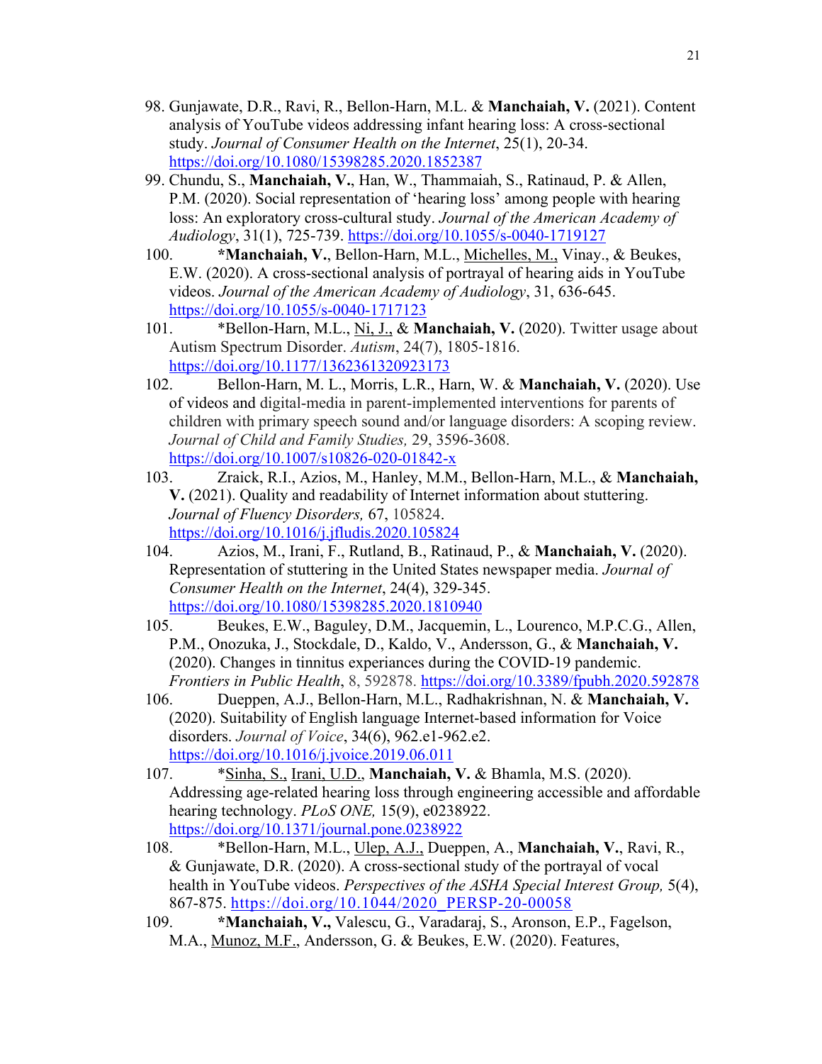98. Gunjawate, D.R., Ravi, R., Bellon-Harn, M.L. & **Manchaiah, V.** (2021). Content analysis of YouTube videos addressing infant hearing loss: A cross-sectional study. *Journal of Consumer Health on the Internet*, 25(1), 20-34. https://doi.org/10.1080/15398285.2020.1852387

99. Chundu, S., **Manchaiah, V.**, Han, W., Thammaiah, S., Ratinaud, P. & Allen, P.M. (2020). Social representation of 'hearing loss' among people with hearing loss: An exploratory cross-cultural study. *Journal of the American Academy of Audiology*, 31(1), 725-739. https://doi.org/10.1055/s-0040-1719127

100. ***Manchaiah, V.**, Bellon-Harn, M.L., Michelles, M., Vinay., & Beukes, E.W. (2020). A cross-sectional analysis of portrayal of hearing aids in YouTube videos. *Journal of the American Academy of Audiology*, 31, 636-645. https://doi.org/10.1055/s-0040-1717123

101. *Bellon-Harn, M.L., Ni, J., & **Manchaiah, V.** (2020). Twitter usage about Autism Spectrum Disorder. *Autism*, 24(7), 1805-1816. https://doi.org/10.1177/1362361320923173

102. Bellon-Harn, M. L., Morris, L.R., Harn, W. & **Manchaiah, V.** (2020). Use of videos and digital-media in parent-implemented interventions for parents of children with primary speech sound and/or language disorders: A scoping review. *Journal of Child and Family Studies,* 29, 3596-3608. https://doi.org/10.1007/s10826-020-01842-x

103. Zraick, R.I., Azios, M., Hanley, M.M., Bellon-Harn, M.L., & **Manchaiah, V.** (2021). Quality and readability of Internet information about stuttering. *Journal of Fluency Disorders,* 67, 105824. https://doi.org/10.1016/j.jfludis.2020.105824

104. Azios, M., Irani, F., Rutland, B., Ratinaud, P., & **Manchaiah, V.** (2020). Representation of stuttering in the United States newspaper media. *Journal of Consumer Health on the Internet*, 24(4), 329-345. https://doi.org/10.1080/15398285.2020.1810940

105. Beukes, E.W., Baguley, D.M., Jacquemin, L., Lourenco, M.P.C.G., Allen, P.M., Onozuka, J., Stockdale, D., Kaldo, V., Andersson, G., & **Manchaiah, V.** (2020). Changes in tinnitus experiances during the COVID-19 pandemic. *Frontiers in Public Health*, 8, 592878. https://doi.org/10.3389/fpubh.2020.592878

106. Dueppen, A.J., Bellon-Harn, M.L., Radhakrishnan, N. & **Manchaiah, V.** (2020). Suitability of English language Internet-based information for Voice disorders. *Journal of Voice*, 34(6), 962.e1-962.e2. https://doi.org/10.1016/j.jvoice.2019.06.011

107. *Sinha, S., Irani, U.D., **Manchaiah, V.** & Bhamla, M.S. (2020). Addressing age-related hearing loss through engineering accessible and affordable hearing technology. *PLoS ONE,* 15(9), e0238922. https://doi.org/10.1371/journal.pone.0238922

108. *Bellon-Harn, M.L., Ulep, A.J., Dueppen, A., **Manchaiah, V.**, Ravi, R., & Gunjawate, D.R. (2020). A cross-sectional study of the portrayal of vocal health in YouTube videos. *Perspectives of the ASHA Special Interest Group,* 5(4), 867-875. https://doi.org/10.1044/2020_PERSP-20-00058

109. ***Manchaiah, V.,** Valescu, G., Varadaraj, S., Aronson, E.P., Fagelson, M.A., Munoz, M.F., Andersson, G. & Beukes, E.W. (2020). Features,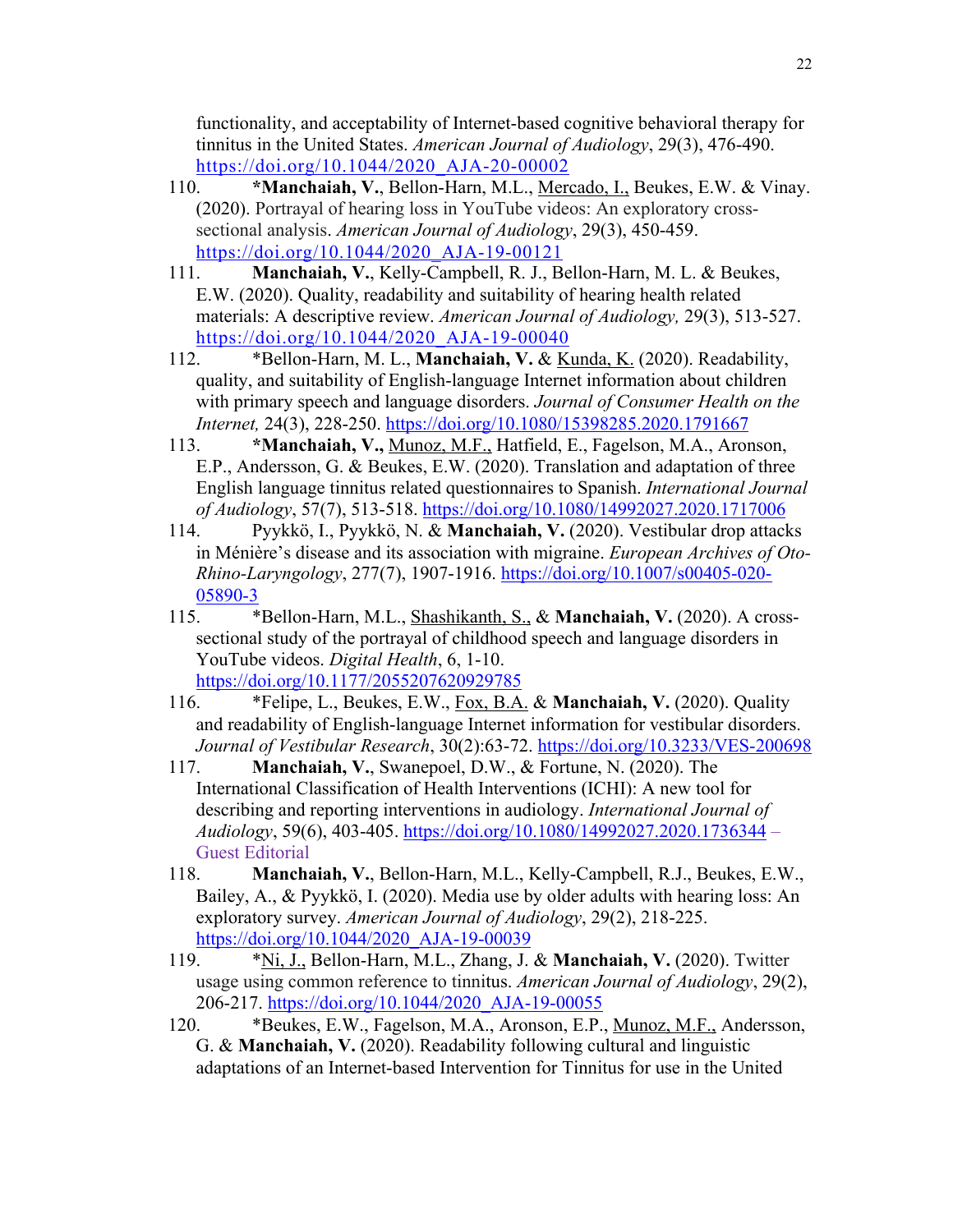functionality, and acceptability of Internet-based cognitive behavioral therapy for tinnitus in the United States. *American Journal of Audiology*, 29(3), 476-490. https://doi.org/10.1044/2020_AJA-20-00002

110. ***Manchaiah, V.**, Bellon-Harn, M.L., Mercado, I., Beukes, E.W. & Vinay. (2020). Portrayal of hearing loss in YouTube videos: An exploratory cross-sectional analysis. *American Journal of Audiology*, 29(3), 450-459. https://doi.org/10.1044/2020_AJA-19-00121

111. **Manchaiah, V.**, Kelly-Campbell, R. J., Bellon-Harn, M. L. & Beukes, E.W. (2020). Quality, readability and suitability of hearing health related materials: A descriptive review. *American Journal of Audiology,* 29(3), 513-527. https://doi.org/10.1044/2020_AJA-19-00040

112. *Bellon-Harn, M. L., **Manchaiah, V.** & Kunda, K. (2020). Readability, quality, and suitability of English-language Internet information about children with primary speech and language disorders. *Journal of Consumer Health on the Internet,* 24(3), 228-250. https://doi.org/10.1080/15398285.2020.1791667

113. ***Manchaiah, V.,** Munoz, M.F., Hatfield, E., Fagelson, M.A., Aronson, E.P., Andersson, G. & Beukes, E.W. (2020). Translation and adaptation of three English language tinnitus related questionnaires to Spanish. *International Journal of Audiology*, 57(7), 513-518. https://doi.org/10.1080/14992027.2020.1717006

114. Pyykkö, I., Pyykkö, N. & **Manchaiah, V.** (2020). Vestibular drop attacks in Ménière's disease and its association with migraine. *European Archives of Oto-Rhino-Laryngology*, 277(7), 1907-1916. https://doi.org/10.1007/s00405-020-05890-3

115. *Bellon-Harn, M.L., Shashikanth, S., & **Manchaiah, V.** (2020). A cross-sectional study of the portrayal of childhood speech and language disorders in YouTube videos. *Digital Health*, 6, 1-10. https://doi.org/10.1177/2055207620929785

116. *Felipe, L., Beukes, E.W., Fox, B.A. & **Manchaiah, V.** (2020). Quality and readability of English-language Internet information for vestibular disorders. *Journal of Vestibular Research*, 30(2):63-72. https://doi.org/10.3233/VES-200698

117. **Manchaiah, V.**, Swanepoel, D.W., & Fortune, N. (2020). The International Classification of Health Interventions (ICHI): A new tool for describing and reporting interventions in audiology. *International Journal of Audiology*, 59(6), 403-405. https://doi.org/10.1080/14992027.2020.1736344 – Guest Editorial

118. **Manchaiah, V.**, Bellon-Harn, M.L., Kelly-Campbell, R.J., Beukes, E.W., Bailey, A., & Pyykkö, I. (2020). Media use by older adults with hearing loss: An exploratory survey. *American Journal of Audiology*, 29(2), 218-225. https://doi.org/10.1044/2020_AJA-19-00039

119. *Ni, J., Bellon-Harn, M.L., Zhang, J. & **Manchaiah, V.** (2020). Twitter usage using common reference to tinnitus. *American Journal of Audiology*, 29(2), 206-217. https://doi.org/10.1044/2020_AJA-19-00055

120. *Beukes, E.W., Fagelson, M.A., Aronson, E.P., Munoz, M.F., Andersson, G. & **Manchaiah, V.** (2020). Readability following cultural and linguistic adaptations of an Internet-based Intervention for Tinnitus for use in the United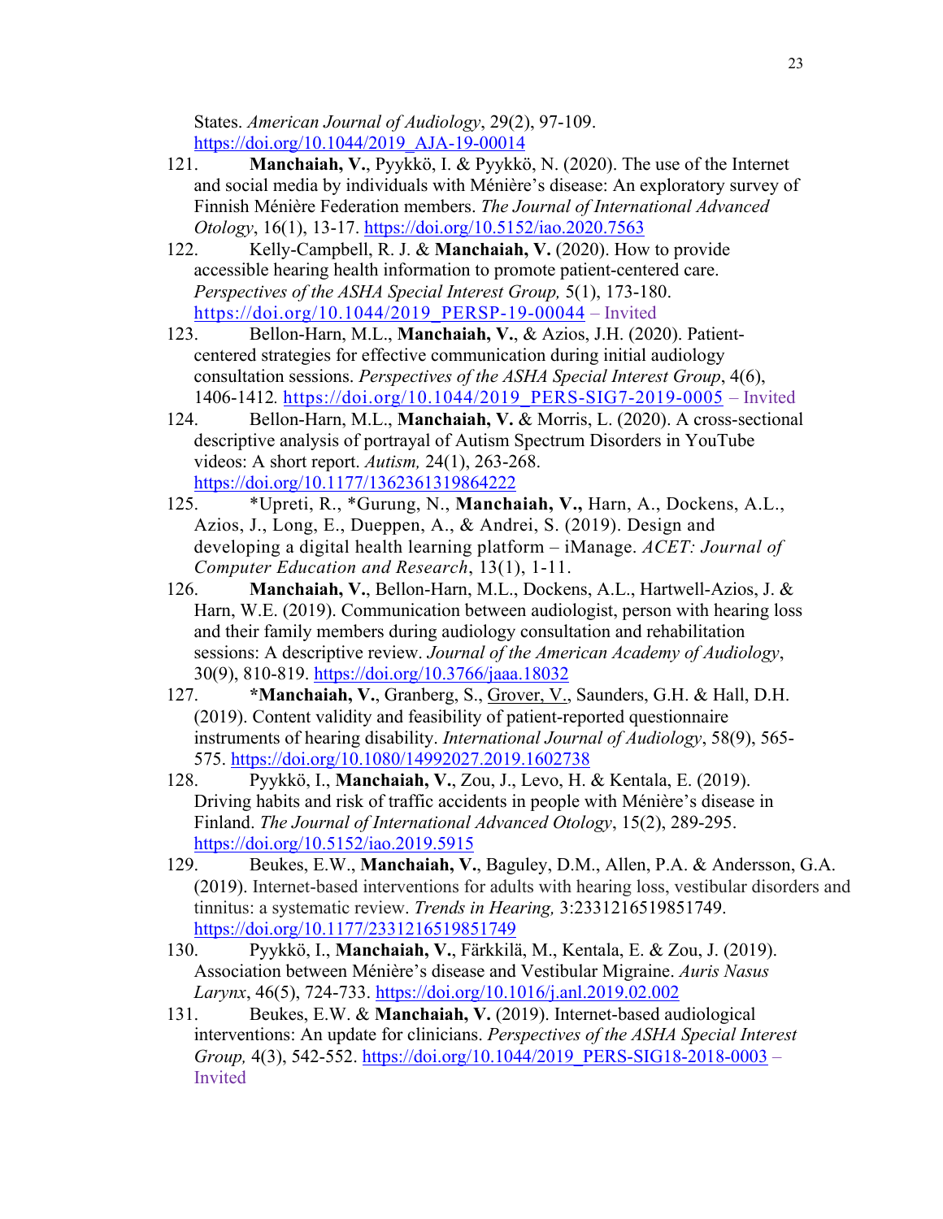States. *American Journal of Audiology*, 29(2), 97-109. https://doi.org/10.1044/2019_AJA-19-00014

121. **Manchaiah, V.**, Pyykkö, I. & Pyykkö, N. (2020). The use of the Internet and social media by individuals with Ménière's disease: An exploratory survey of Finnish Ménière Federation members. *The Journal of International Advanced Otology*, 16(1), 13-17. https://doi.org/10.5152/iao.2020.7563

122. Kelly-Campbell, R. J. & **Manchaiah, V.** (2020). How to provide accessible hearing health information to promote patient-centered care. *Perspectives of the ASHA Special Interest Group,* 5(1), 173-180. https://doi.org/10.1044/2019_PERSP-19-00044 – Invited

123. Bellon-Harn, M.L., **Manchaiah, V.**, & Azios, J.H. (2020). Patient-centered strategies for effective communication during initial audiology consultation sessions. *Perspectives of the ASHA Special Interest Group*, 4(6), 1406-1412. https://doi.org/10.1044/2019_PERS-SIG7-2019-0005 – Invited

124. Bellon-Harn, M.L., **Manchaiah, V.** & Morris, L. (2020). A cross-sectional descriptive analysis of portrayal of Autism Spectrum Disorders in YouTube videos: A short report. *Autism,* 24(1), 263-268. https://doi.org/10.1177/1362361319864222

125. *Upreti, R., *Gurung, N., **Manchaiah, V.,** Harn, A., Dockens, A.L., Azios, J., Long, E., Dueppen, A., & Andrei, S. (2019). Design and developing a digital health learning platform – iManage. *ACET: Journal of Computer Education and Research*, 13(1), 1-11.

126. **Manchaiah, V.**, Bellon-Harn, M.L., Dockens, A.L., Hartwell-Azios, J. & Harn, W.E. (2019). Communication between audiologist, person with hearing loss and their family members during audiology consultation and rehabilitation sessions: A descriptive review. *Journal of the American Academy of Audiology*, 30(9), 810-819. https://doi.org/10.3766/jaaa.18032

127. ***Manchaiah, V.**, Granberg, S., Grover, V., Saunders, G.H. & Hall, D.H. (2019). Content validity and feasibility of patient-reported questionnaire instruments of hearing disability. *International Journal of Audiology*, 58(9), 565-575. https://doi.org/10.1080/14992027.2019.1602738

128. Pyykkö, I., **Manchaiah, V.**, Zou, J., Levo, H. & Kentala, E. (2019). Driving habits and risk of traffic accidents in people with Ménière's disease in Finland. *The Journal of International Advanced Otology*, 15(2), 289-295. https://doi.org/10.5152/iao.2019.5915

129. Beukes, E.W., **Manchaiah, V.**, Baguley, D.M., Allen, P.A. & Andersson, G.A. (2019). Internet-based interventions for adults with hearing loss, vestibular disorders and tinnitus: a systematic review. *Trends in Hearing,* 3:2331216519851749. https://doi.org/10.1177/2331216519851749

130. Pyykkö, I., **Manchaiah, V.**, Färkkilä, M., Kentala, E. & Zou, J. (2019). Association between Ménière's disease and Vestibular Migraine. *Auris Nasus Larynx*, 46(5), 724-733. https://doi.org/10.1016/j.anl.2019.02.002

131. Beukes, E.W. & **Manchaiah, V.** (2019). Internet-based audiological interventions: An update for clinicians. *Perspectives of the ASHA Special Interest Group,* 4(3), 542-552. https://doi.org/10.1044/2019_PERS-SIG18-2018-0003 – Invited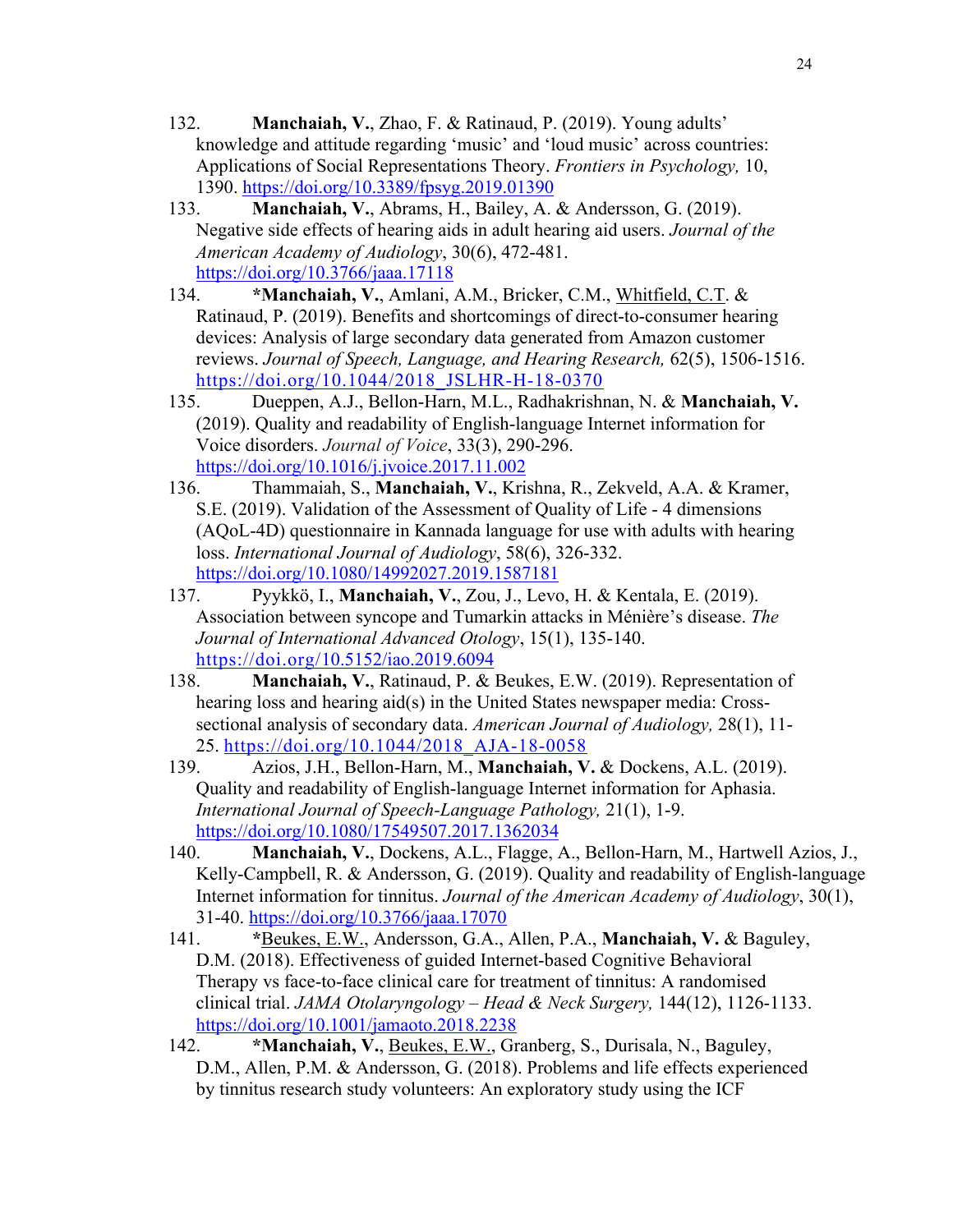132. **Manchaiah, V.**, Zhao, F. & Ratinaud, P. (2019). Young adults' knowledge and attitude regarding 'music' and 'loud music' across countries: Applications of Social Representations Theory. *Frontiers in Psychology,* 10, 1390. https://doi.org/10.3389/fpsyg.2019.01390

133. **Manchaiah, V.**, Abrams, H., Bailey, A. & Andersson, G. (2019). Negative side effects of hearing aids in adult hearing aid users. *Journal of the American Academy of Audiology*, 30(6), 472-481. https://doi.org/10.3766/jaaa.17118

134. ***Manchaiah, V.**, Amlani, A.M., Bricker, C.M., Whitfield, C.T. & Ratinaud, P. (2019). Benefits and shortcomings of direct-to-consumer hearing devices: Analysis of large secondary data generated from Amazon customer reviews. *Journal of Speech, Language, and Hearing Research,* 62(5), 1506-1516. https://doi.org/10.1044/2018_JSLHR-H-18-0370

135. Dueppen, A.J., Bellon-Harn, M.L., Radhakrishnan, N. & **Manchaiah, V.** (2019). Quality and readability of English-language Internet information for Voice disorders. *Journal of Voice*, 33(3), 290-296. https://doi.org/10.1016/j.jvoice.2017.11.002

136. Thammaiah, S., **Manchaiah, V.**, Krishna, R., Zekveld, A.A. & Kramer, S.E. (2019). Validation of the Assessment of Quality of Life - 4 dimensions (AQoL-4D) questionnaire in Kannada language for use with adults with hearing loss. *International Journal of Audiology*, 58(6), 326-332. https://doi.org/10.1080/14992027.2019.1587181

137. Pyykkö, I., **Manchaiah, V.**, Zou, J., Levo, H. & Kentala, E. (2019). Association between syncope and Tumarkin attacks in Ménière's disease. *The Journal of International Advanced Otology*, 15(1), 135-140. https://doi.org/10.5152/iao.2019.6094

138. **Manchaiah, V.**, Ratinaud, P. & Beukes, E.W. (2019). Representation of hearing loss and hearing aid(s) in the United States newspaper media: Cross-sectional analysis of secondary data. *American Journal of Audiology,* 28(1), 11-25. https://doi.org/10.1044/2018_AJA-18-0058

139. Azios, J.H., Bellon-Harn, M., **Manchaiah, V.** & Dockens, A.L. (2019). Quality and readability of English-language Internet information for Aphasia. *International Journal of Speech-Language Pathology,* 21(1), 1-9. https://doi.org/10.1080/17549507.2017.1362034

140. **Manchaiah, V.**, Dockens, A.L., Flagge, A., Bellon-Harn, M., Hartwell Azios, J., Kelly-Campbell, R. & Andersson, G. (2019). Quality and readability of English-language Internet information for tinnitus. *Journal of the American Academy of Audiology*, 30(1), 31-40. https://doi.org/10.3766/jaaa.17070

141. *Beukes, E.W., Andersson, G.A., Allen, P.A., **Manchaiah, V.** & Baguley, D.M. (2018). Effectiveness of guided Internet-based Cognitive Behavioral Therapy vs face-to-face clinical care for treatment of tinnitus: A randomised clinical trial. *JAMA Otolaryngology – Head & Neck Surgery,* 144(12), 1126-1133. https://doi.org/10.1001/jamaoto.2018.2238

142. ***Manchaiah, V.**, Beukes, E.W., Granberg, S., Durisala, N., Baguley, D.M., Allen, P.M. & Andersson, G. (2018). Problems and life effects experienced by tinnitus research study volunteers: An exploratory study using the ICF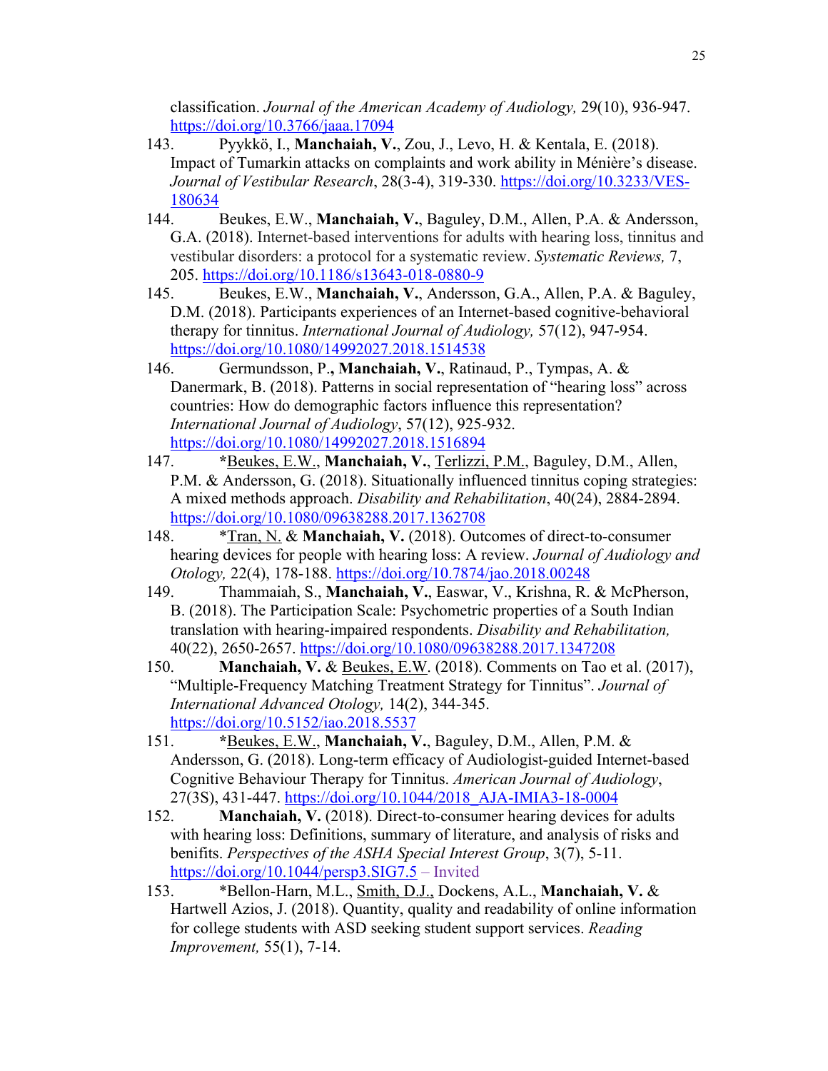classification. *Journal of the American Academy of Audiology,* 29(10), 936-947. https://doi.org/10.3766/jaaa.17094

143. Pyykkö, I., **Manchaiah, V.**, Zou, J., Levo, H. & Kentala, E. (2018). Impact of Tumarkin attacks on complaints and work ability in Ménière's disease. *Journal of Vestibular Research*, 28(3-4), 319-330. https://doi.org/10.3233/VES-180634

144. Beukes, E.W., **Manchaiah, V.**, Baguley, D.M., Allen, P.A. & Andersson, G.A. (2018). Internet-based interventions for adults with hearing loss, tinnitus and vestibular disorders: a protocol for a systematic review. *Systematic Reviews,* 7, 205. https://doi.org/10.1186/s13643-018-0880-9

145. Beukes, E.W., **Manchaiah, V.**, Andersson, G.A., Allen, P.A. & Baguley, D.M. (2018). Participants experiences of an Internet-based cognitive-behavioral therapy for tinnitus. *International Journal of Audiology,* 57(12), 947-954. https://doi.org/10.1080/14992027.2018.1514538

146. Germundsson, P.**, Manchaiah, V.**, Ratinaud, P., Tympas, A. & Danermark, B. (2018). Patterns in social representation of "hearing loss" across countries: How do demographic factors influence this representation? *International Journal of Audiology*, 57(12), 925-932. https://doi.org/10.1080/14992027.2018.1516894

147. *<u>Beukes, E.W.</u>, **Manchaiah, V.**, <u>Terlizzi, P.M.</u>, Baguley, D.M., Allen, P.M. & Andersson, G. (2018). Situationally influenced tinnitus coping strategies: A mixed methods approach. *Disability and Rehabilitation*, 40(24), 2884-2894. https://doi.org/10.1080/09638288.2017.1362708

148. *<u>Tran, N.</u> & **Manchaiah, V.** (2018). Outcomes of direct-to-consumer hearing devices for people with hearing loss: A review. *Journal of Audiology and Otology,* 22(4), 178-188. https://doi.org/10.7874/jao.2018.00248

149. Thammaiah, S., **Manchaiah, V.**, Easwar, V., Krishna, R. & McPherson, B. (2018). The Participation Scale: Psychometric properties of a South Indian translation with hearing-impaired respondents. *Disability and Rehabilitation,* 40(22), 2650-2657. https://doi.org/10.1080/09638288.2017.1347208

150. **Manchaiah, V.** & <u>Beukes, E.W</u>. (2018). Comments on Tao et al. (2017), "Multiple-Frequency Matching Treatment Strategy for Tinnitus". *Journal of International Advanced Otology,* 14(2), 344-345. https://doi.org/10.5152/iao.2018.5537

151. *<u>Beukes, E.W.</u>, **Manchaiah, V.**, Baguley, D.M., Allen, P.M. & Andersson, G. (2018). Long-term efficacy of Audiologist-guided Internet-based Cognitive Behaviour Therapy for Tinnitus. *American Journal of Audiology*, 27(3S), 431-447. https://doi.org/10.1044/2018_AJA-IMIA3-18-0004

152. **Manchaiah, V.** (2018). Direct-to-consumer hearing devices for adults with hearing loss: Definitions, summary of literature, and analysis of risks and benifits. *Perspectives of the ASHA Special Interest Group*, 3(7), 5-11. https://doi.org/10.1044/persp3.SIG7.5 – Invited

153. *Bellon-Harn, M.L., <u>Smith, D.J.,</u> Dockens, A.L., **Manchaiah, V.** & Hartwell Azios, J. (2018). Quantity, quality and readability of online information for college students with ASD seeking student support services. *Reading Improvement,* 55(1), 7-14.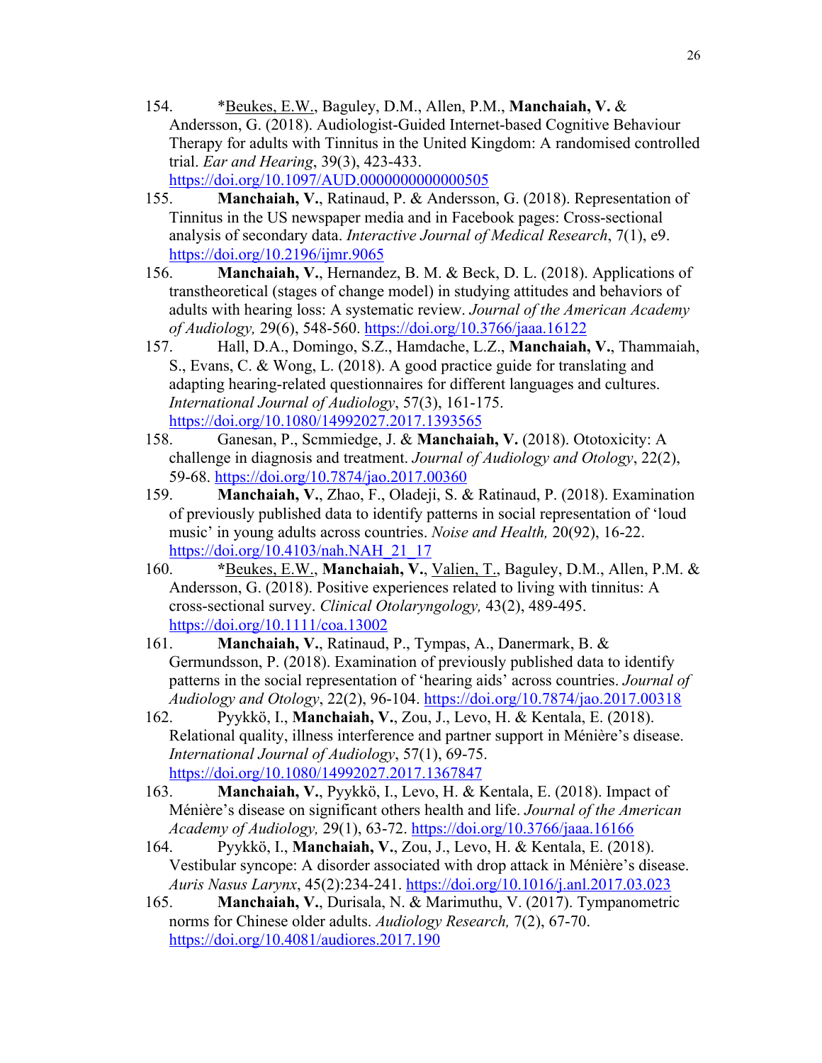154. *<u>Beukes, E.W.</u>, Baguley, D.M., Allen, P.M., **Manchaiah, V.** & Andersson, G. (2018). Audiologist-Guided Internet-based Cognitive Behaviour Therapy for adults with Tinnitus in the United Kingdom: A randomised controlled trial. *Ear and Hearing*, 39(3), 423-433. https://doi.org/10.1097/AUD.0000000000000505

155. **Manchaiah, V.**, Ratinaud, P. & Andersson, G. (2018). Representation of Tinnitus in the US newspaper media and in Facebook pages: Cross-sectional analysis of secondary data. *Interactive Journal of Medical Research*, 7(1), e9. https://doi.org/10.2196/ijmr.9065

156. **Manchaiah, V.**, Hernandez, B. M. & Beck, D. L. (2018). Applications of transtheoretical (stages of change model) in studying attitudes and behaviors of adults with hearing loss: A systematic review. *Journal of the American Academy of Audiology,* 29(6), 548-560. https://doi.org/10.3766/jaaa.16122

157. Hall, D.A., Domingo, S.Z., Hamdache, L.Z., **Manchaiah, V.**, Thammaiah, S., Evans, C. & Wong, L. (2018). A good practice guide for translating and adapting hearing-related questionnaires for different languages and cultures. *International Journal of Audiology*, 57(3), 161-175. https://doi.org/10.1080/14992027.2017.1393565

158. Ganesan, P., Scmmiedge, J. & **Manchaiah, V.** (2018). Ototoxicity: A challenge in diagnosis and treatment. *Journal of Audiology and Otology*, 22(2), 59-68. https://doi.org/10.7874/jao.2017.00360

159. **Manchaiah, V.**, Zhao, F., Oladeji, S. & Ratinaud, P. (2018). Examination of previously published data to identify patterns in social representation of 'loud music' in young adults across countries. *Noise and Health,* 20(92), 16-22. https://doi.org/10.4103/nah.NAH_21_17

160. ***<u>Beukes, E.W.</u>, **Manchaiah, V.**, <u>Valien, T.</u>, Baguley, D.M., Allen, P.M. & Andersson, G. (2018). Positive experiences related to living with tinnitus: A cross-sectional survey. *Clinical Otolaryngology,* 43(2), 489-495. https://doi.org/10.1111/coa.13002

161. **Manchaiah, V.**, Ratinaud, P., Tympas, A., Danermark, B. & Germundsson, P. (2018). Examination of previously published data to identify patterns in the social representation of 'hearing aids' across countries. *Journal of Audiology and Otology*, 22(2), 96-104. https://doi.org/10.7874/jao.2017.00318

162. Pyykkö, I., **Manchaiah, V.**, Zou, J., Levo, H. & Kentala, E. (2018). Relational quality, illness interference and partner support in Ménière's disease. *International Journal of Audiology*, 57(1), 69-75. https://doi.org/10.1080/14992027.2017.1367847

163. **Manchaiah, V.**, Pyykkö, I., Levo, H. & Kentala, E. (2018). Impact of Ménière's disease on significant others health and life. *Journal of the American Academy of Audiology,* 29(1), 63-72. https://doi.org/10.3766/jaaa.16166

164. Pyykkö, I., **Manchaiah, V.**, Zou, J., Levo, H. & Kentala, E. (2018). Vestibular syncope: A disorder associated with drop attack in Ménière's disease. *Auris Nasus Larynx*, 45(2):234-241. https://doi.org/10.1016/j.anl.2017.03.023

165. **Manchaiah, V.**, Durisala, N. & Marimuthu, V. (2017). Tympanometric norms for Chinese older adults. *Audiology Research,* 7(2), 67-70. https://doi.org/10.4081/audiores.2017.190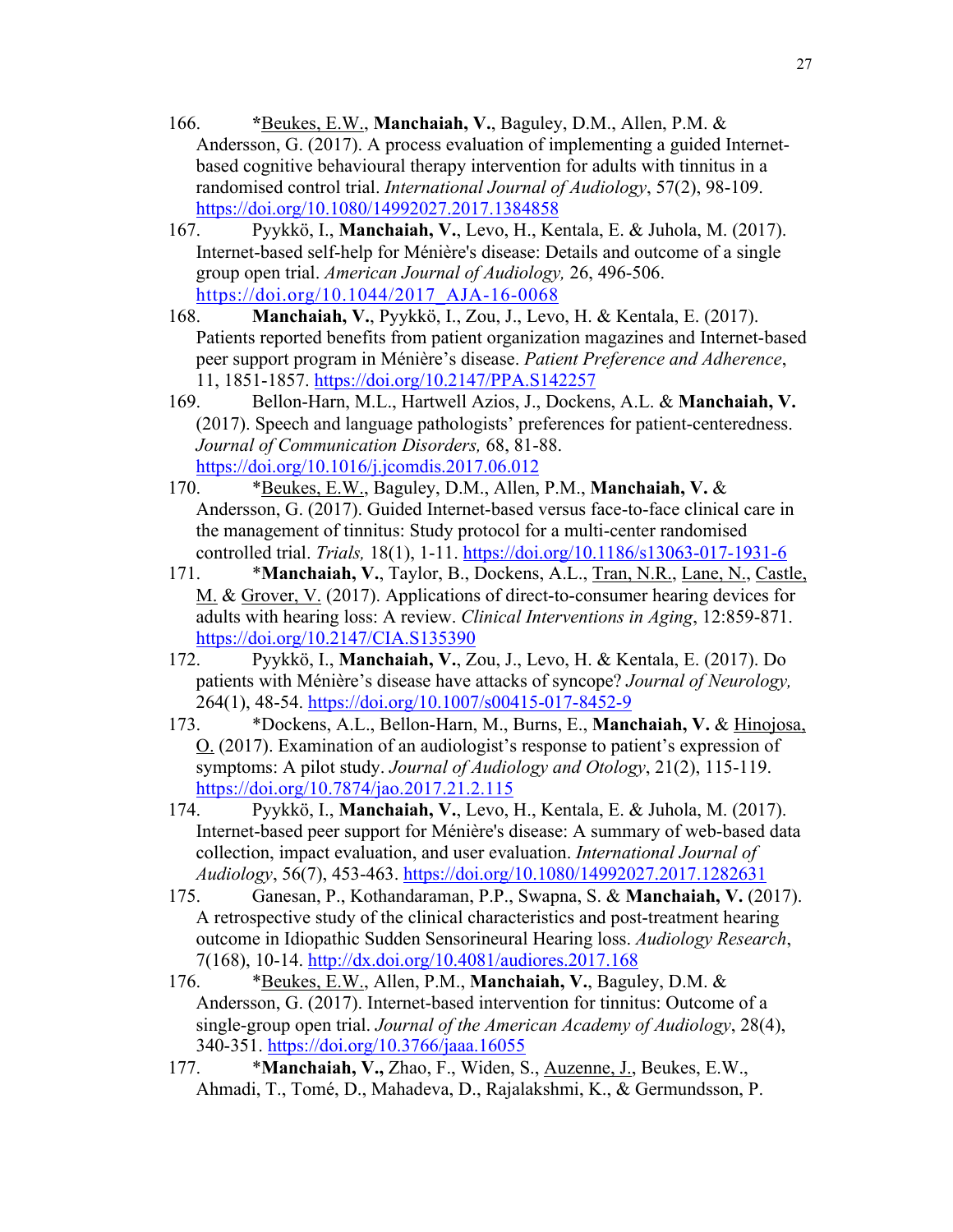166. *Beukes, E.W., **Manchaiah, V.**, Baguley, D.M., Allen, P.M. & Andersson, G. (2017). A process evaluation of implementing a guided Internet-based cognitive behavioural therapy intervention for adults with tinnitus in a randomised control trial. *International Journal of Audiology*, 57(2), 98-109. https://doi.org/10.1080/14992027.2017.1384858

167. Pyykkö, I., **Manchaiah, V.**, Levo, H., Kentala, E. & Juhola, M. (2017). Internet-based self-help for Ménière's disease: Details and outcome of a single group open trial. *American Journal of Audiology,* 26, 496-506. https://doi.org/10.1044/2017_AJA-16-0068

168. **Manchaiah, V.**, Pyykkö, I., Zou, J., Levo, H. & Kentala, E. (2017). Patients reported benefits from patient organization magazines and Internet-based peer support program in Ménière's disease. *Patient Preference and Adherence*, 11, 1851-1857. https://doi.org/10.2147/PPA.S142257

169. Bellon-Harn, M.L., Hartwell Azios, J., Dockens, A.L. & **Manchaiah, V.** (2017). Speech and language pathologists' preferences for patient-centeredness. *Journal of Communication Disorders,* 68, 81-88. https://doi.org/10.1016/j.jcomdis.2017.06.012

170. *Beukes, E.W., Baguley, D.M., Allen, P.M., **Manchaiah, V.** & Andersson, G. (2017). Guided Internet-based versus face-to-face clinical care in the management of tinnitus: Study protocol for a multi-center randomised controlled trial. *Trials,* 18(1), 1-11. https://doi.org/10.1186/s13063-017-1931-6

171. ***Manchaiah, V.**, Taylor, B., Dockens, A.L., Tran, N.R., Lane, N., Castle, M. & Grover, V. (2017). Applications of direct-to-consumer hearing devices for adults with hearing loss: A review. *Clinical Interventions in Aging*, 12:859-871. https://doi.org/10.2147/CIA.S135390

172. Pyykkö, I., **Manchaiah, V.**, Zou, J., Levo, H. & Kentala, E. (2017). Do patients with Ménière's disease have attacks of syncope? *Journal of Neurology,* 264(1), 48-54. https://doi.org/10.1007/s00415-017-8452-9

173. *Dockens, A.L., Bellon-Harn, M., Burns, E., **Manchaiah, V.** & Hinojosa, O. (2017). Examination of an audiologist's response to patient's expression of symptoms: A pilot study. *Journal of Audiology and Otology*, 21(2), 115-119. https://doi.org/10.7874/jao.2017.21.2.115

174. Pyykkö, I., **Manchaiah, V.**, Levo, H., Kentala, E. & Juhola, M. (2017). Internet-based peer support for Ménière's disease: A summary of web-based data collection, impact evaluation, and user evaluation. *International Journal of Audiology*, 56(7), 453-463. https://doi.org/10.1080/14992027.2017.1282631

175. Ganesan, P., Kothandaraman, P.P., Swapna, S. & **Manchaiah, V.** (2017). A retrospective study of the clinical characteristics and post-treatment hearing outcome in Idiopathic Sudden Sensorineural Hearing loss. *Audiology Research*, 7(168), 10-14. http://dx.doi.org/10.4081/audiores.2017.168

176. *Beukes, E.W., Allen, P.M., **Manchaiah, V.**, Baguley, D.M. & Andersson, G. (2017). Internet-based intervention for tinnitus: Outcome of a single-group open trial. *Journal of the American Academy of Audiology*, 28(4), 340-351. https://doi.org/10.3766/jaaa.16055

177. ***Manchaiah, V.,** Zhao, F., Widen, S., Auzenne, J., Beukes, E.W., Ahmadi, T., Tomé, D., Mahadeva, D., Rajalakshmi, K., & Germundsson, P.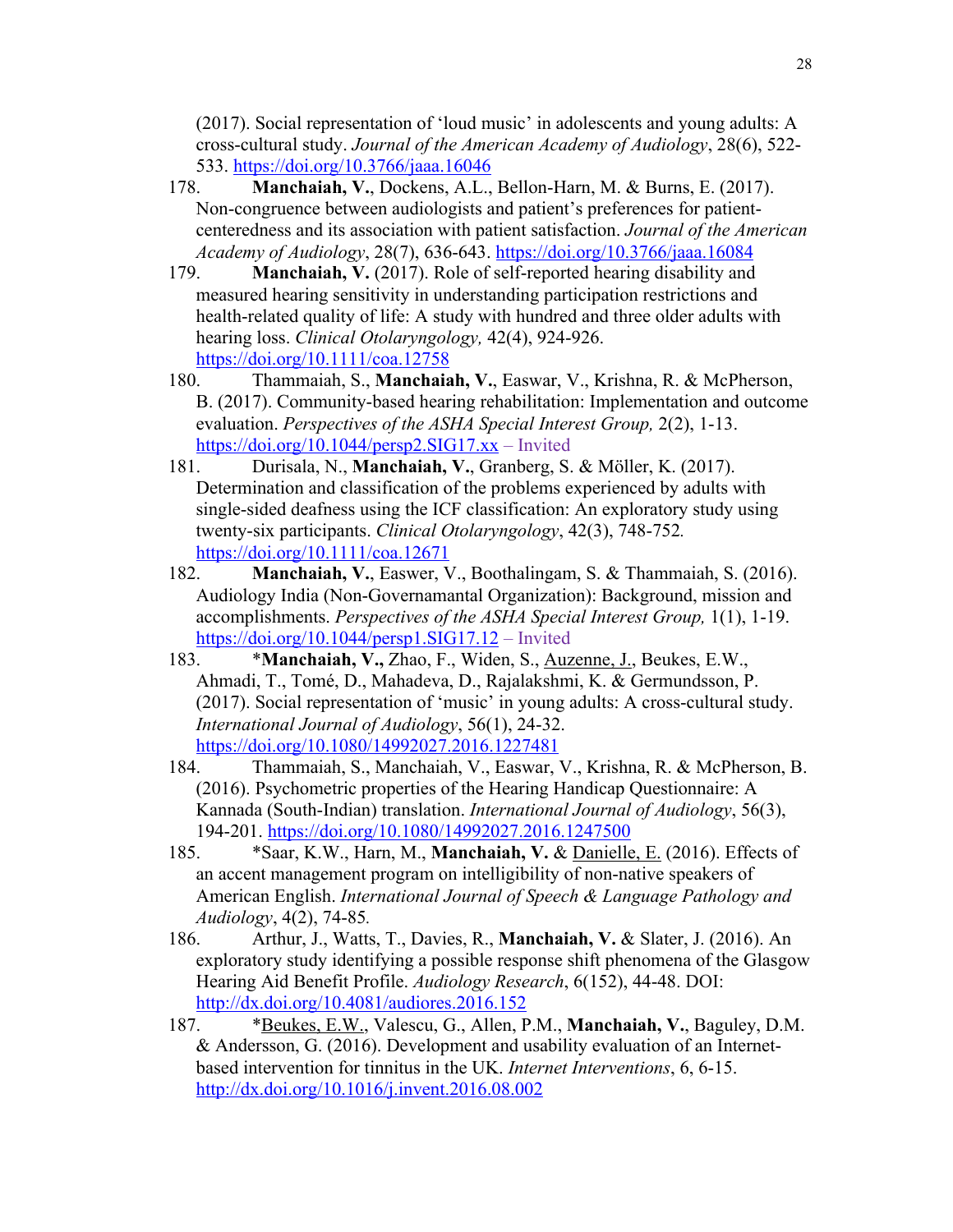(2017). Social representation of 'loud music' in adolescents and young adults: A cross-cultural study. *Journal of the American Academy of Audiology*, 28(6), 522-533. https://doi.org/10.3766/jaaa.16046

178. **Manchaiah, V.**, Dockens, A.L., Bellon-Harn, M. & Burns, E. (2017). Non-congruence between audiologists and patient's preferences for patient-centeredness and its association with patient satisfaction. *Journal of the American Academy of Audiology*, 28(7), 636-643. https://doi.org/10.3766/jaaa.16084

179. **Manchaiah, V.** (2017). Role of self-reported hearing disability and measured hearing sensitivity in understanding participation restrictions and health-related quality of life: A study with hundred and three older adults with hearing loss. *Clinical Otolaryngology,* 42(4), 924-926. https://doi.org/10.1111/coa.12758

180. Thammaiah, S., **Manchaiah, V.**, Easwar, V., Krishna, R. & McPherson, B. (2017). Community-based hearing rehabilitation: Implementation and outcome evaluation. *Perspectives of the ASHA Special Interest Group,* 2(2), 1-13. https://doi.org/10.1044/persp2.SIG17.xx – Invited

181. Durisala, N., **Manchaiah, V.**, Granberg, S. & Möller, K. (2017). Determination and classification of the problems experienced by adults with single-sided deafness using the ICF classification: An exploratory study using twenty-six participants. *Clinical Otolaryngology*, 42(3), 748-752. https://doi.org/10.1111/coa.12671

182. **Manchaiah, V.**, Easwer, V., Boothalingam, S. & Thammaiah, S. (2016). Audiology India (Non-Governamantal Organization): Background, mission and accomplishments. *Perspectives of the ASHA Special Interest Group,* 1(1), 1-19. https://doi.org/10.1044/persp1.SIG17.12 – Invited

183. *__Manchaiah, V.,__* Zhao, F., Widen, S., Auzenne, J., Beukes, E.W., Ahmadi, T., Tomé, D., Mahadeva, D., Rajalakshmi, K. & Germundsson, P. (2017). Social representation of 'music' in young adults: A cross-cultural study. *International Journal of Audiology*, 56(1), 24-32. https://doi.org/10.1080/14992027.2016.1227481

184. Thammaiah, S., Manchaiah, V., Easwar, V., Krishna, R. & McPherson, B. (2016). Psychometric properties of the Hearing Handicap Questionnaire: A Kannada (South-Indian) translation. *International Journal of Audiology*, 56(3), 194-201. https://doi.org/10.1080/14992027.2016.1247500

185. *Saar, K.W., Harn, M., **Manchaiah, V.** & Danielle, E. (2016). Effects of an accent management program on intelligibility of non-native speakers of American English. *International Journal of Speech & Language Pathology and Audiology*, 4(2), 74-85.

186. Arthur, J., Watts, T., Davies, R., **Manchaiah, V.** & Slater, J. (2016). An exploratory study identifying a possible response shift phenomena of the Glasgow Hearing Aid Benefit Profile. *Audiology Research*, 6(152), 44-48. DOI: http://dx.doi.org/10.4081/audiores.2016.152

187. *Beukes, E.W., Valescu, G., Allen, P.M., **Manchaiah, V.**, Baguley, D.M. & Andersson, G. (2016). Development and usability evaluation of an Internet-based intervention for tinnitus in the UK. *Internet Interventions*, 6, 6-15. http://dx.doi.org/10.1016/j.invent.2016.08.002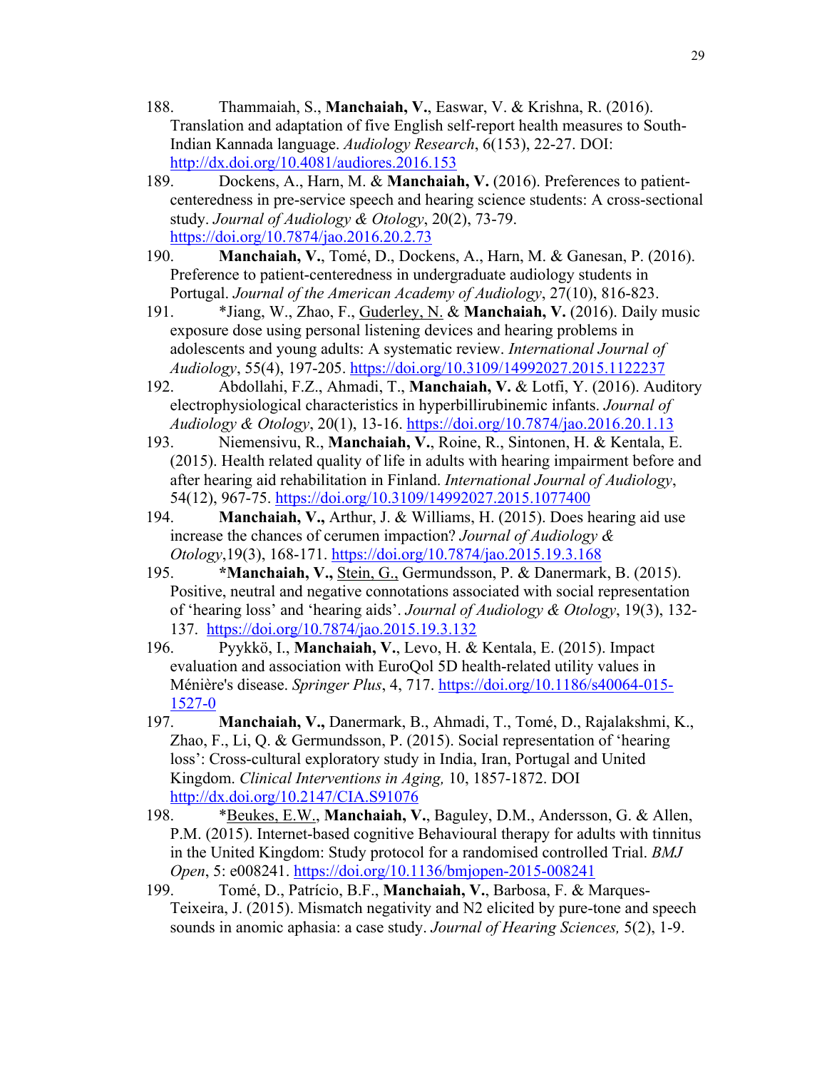188. Thammaiah, S., **Manchaiah, V.**, Easwar, V. & Krishna, R. (2016). Translation and adaptation of five English self-report health measures to South-Indian Kannada language. *Audiology Research*, 6(153), 22-27. DOI: http://dx.doi.org/10.4081/audiores.2016.153

189. Dockens, A., Harn, M. & **Manchaiah, V.** (2016). Preferences to patient-centeredness in pre-service speech and hearing science students: A cross-sectional study. *Journal of Audiology & Otology*, 20(2), 73-79. https://doi.org/10.7874/jao.2016.20.2.73

190. **Manchaiah, V.**, Tomé, D., Dockens, A., Harn, M. & Ganesan, P. (2016). Preference to patient-centeredness in undergraduate audiology students in Portugal. *Journal of the American Academy of Audiology*, 27(10), 816-823.

191. *Jiang, W., Zhao, F., Guderley, N. & **Manchaiah, V.** (2016). Daily music exposure dose using personal listening devices and hearing problems in adolescents and young adults: A systematic review. *International Journal of Audiology*, 55(4), 197-205. https://doi.org/10.3109/14992027.2015.1122237

192. Abdollahi, F.Z., Ahmadi, T., **Manchaiah, V.** & Lotfi, Y. (2016). Auditory electrophysiological characteristics in hyperbillirubinemic infants. *Journal of Audiology & Otology*, 20(1), 13-16. https://doi.org/10.7874/jao.2016.20.1.13

193. Niemensivu, R., **Manchaiah, V.**, Roine, R., Sintonen, H. & Kentala, E. (2015). Health related quality of life in adults with hearing impairment before and after hearing aid rehabilitation in Finland. *International Journal of Audiology*, 54(12), 967-75. https://doi.org/10.3109/14992027.2015.1077400

194. **Manchaiah, V.,** Arthur, J. & Williams, H. (2015). Does hearing aid use increase the chances of cerumen impaction? *Journal of Audiology & Otology*,19(3), 168-171. https://doi.org/10.7874/jao.2015.19.3.168

195. ***Manchaiah, V.,** Stein, G., Germundsson, P. & Danermark, B. (2015). Positive, neutral and negative connotations associated with social representation of 'hearing loss' and 'hearing aids'. *Journal of Audiology & Otology*, 19(3), 132-137. https://doi.org/10.7874/jao.2015.19.3.132

196. Pyykkö, I., **Manchaiah, V.**, Levo, H. & Kentala, E. (2015). Impact evaluation and association with EuroQol 5D health-related utility values in Ménière's disease. *Springer Plus*, 4, 717. https://doi.org/10.1186/s40064-015-1527-0

197. **Manchaiah, V.,** Danermark, B., Ahmadi, T., Tomé, D., Rajalakshmi, K., Zhao, F., Li, Q. & Germundsson, P. (2015). Social representation of 'hearing loss': Cross-cultural exploratory study in India, Iran, Portugal and United Kingdom. *Clinical Interventions in Aging,* 10, 1857-1872. DOI http://dx.doi.org/10.2147/CIA.S91076

198. *Beukes, E.W., **Manchaiah, V.**, Baguley, D.M., Andersson, G. & Allen, P.M. (2015). Internet-based cognitive Behavioural therapy for adults with tinnitus in the United Kingdom: Study protocol for a randomised controlled Trial. *BMJ Open*, 5: e008241. https://doi.org/10.1136/bmjopen-2015-008241

199. Tomé, D., Patrício, B.F., **Manchaiah, V.**, Barbosa, F. & Marques-Teixeira, J. (2015). Mismatch negativity and N2 elicited by pure-tone and speech sounds in anomic aphasia: a case study. *Journal of Hearing Sciences,* 5(2), 1-9.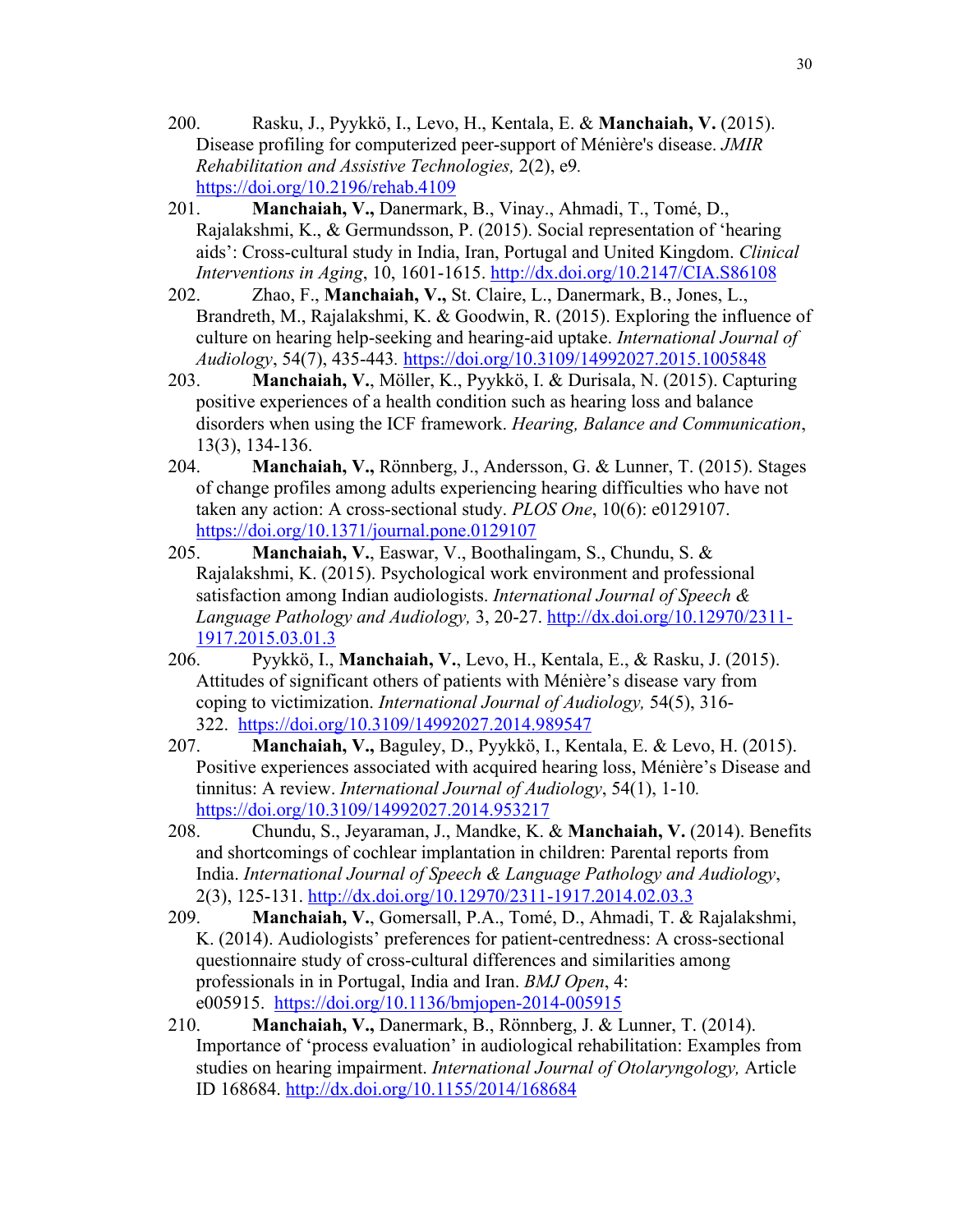200. Rasku, J., Pyykkö, I., Levo, H., Kentala, E. & **Manchaiah, V.** (2015). Disease profiling for computerized peer-support of Ménière's disease. *JMIR Rehabilitation and Assistive Technologies,* 2(2), e9. https://doi.org/10.2196/rehab.4109

201. **Manchaiah, V.,** Danermark, B., Vinay., Ahmadi, T., Tomé, D., Rajalakshmi, K., & Germundsson, P. (2015). Social representation of 'hearing aids': Cross-cultural study in India, Iran, Portugal and United Kingdom. *Clinical Interventions in Aging*, 10, 1601-1615. http://dx.doi.org/10.2147/CIA.S86108

202. Zhao, F., **Manchaiah, V.,** St. Claire, L., Danermark, B., Jones, L., Brandreth, M., Rajalakshmi, K. & Goodwin, R. (2015). Exploring the influence of culture on hearing help-seeking and hearing-aid uptake. *International Journal of Audiology*, 54(7), 435-443. https://doi.org/10.3109/14992027.2015.1005848

203. **Manchaiah, V.**, Möller, K., Pyykkö, I. & Durisala, N. (2015). Capturing positive experiences of a health condition such as hearing loss and balance disorders when using the ICF framework. *Hearing, Balance and Communication*, 13(3), 134-136.

204. **Manchaiah, V.,** Rönnberg, J., Andersson, G. & Lunner, T. (2015). Stages of change profiles among adults experiencing hearing difficulties who have not taken any action: A cross-sectional study. *PLOS One*, 10(6): e0129107. https://doi.org/10.1371/journal.pone.0129107

205. **Manchaiah, V.**, Easwar, V., Boothalingam, S., Chundu, S. & Rajalakshmi, K. (2015). Psychological work environment and professional satisfaction among Indian audiologists. *International Journal of Speech & Language Pathology and Audiology,* 3, 20-27. http://dx.doi.org/10.12970/2311-1917.2015.03.01.3

206. Pyykkö, I., **Manchaiah, V.**, Levo, H., Kentala, E., & Rasku, J. (2015). Attitudes of significant others of patients with Ménière's disease vary from coping to victimization. *International Journal of Audiology,* 54(5), 316-322. https://doi.org/10.3109/14992027.2014.989547

207. **Manchaiah, V.,** Baguley, D., Pyykkö, I., Kentala, E. & Levo, H. (2015). Positive experiences associated with acquired hearing loss, Ménière's Disease and tinnitus: A review. *International Journal of Audiology*, 54(1), 1-10. https://doi.org/10.3109/14992027.2014.953217

208. Chundu, S., Jeyaraman, J., Mandke, K. & **Manchaiah, V.** (2014). Benefits and shortcomings of cochlear implantation in children: Parental reports from India. *International Journal of Speech & Language Pathology and Audiology*, 2(3), 125-131. http://dx.doi.org/10.12970/2311-1917.2014.02.03.3

209. **Manchaiah, V.**, Gomersall, P.A., Tomé, D., Ahmadi, T. & Rajalakshmi, K. (2014). Audiologists' preferences for patient-centredness: A cross-sectional questionnaire study of cross-cultural differences and similarities among professionals in in Portugal, India and Iran. *BMJ Open*, 4: e005915. https://doi.org/10.1136/bmjopen-2014-005915

210. **Manchaiah, V.,** Danermark, B., Rönnberg, J. & Lunner, T. (2014). Importance of 'process evaluation' in audiological rehabilitation: Examples from studies on hearing impairment. *International Journal of Otolaryngology,* Article ID 168684. http://dx.doi.org/10.1155/2014/168684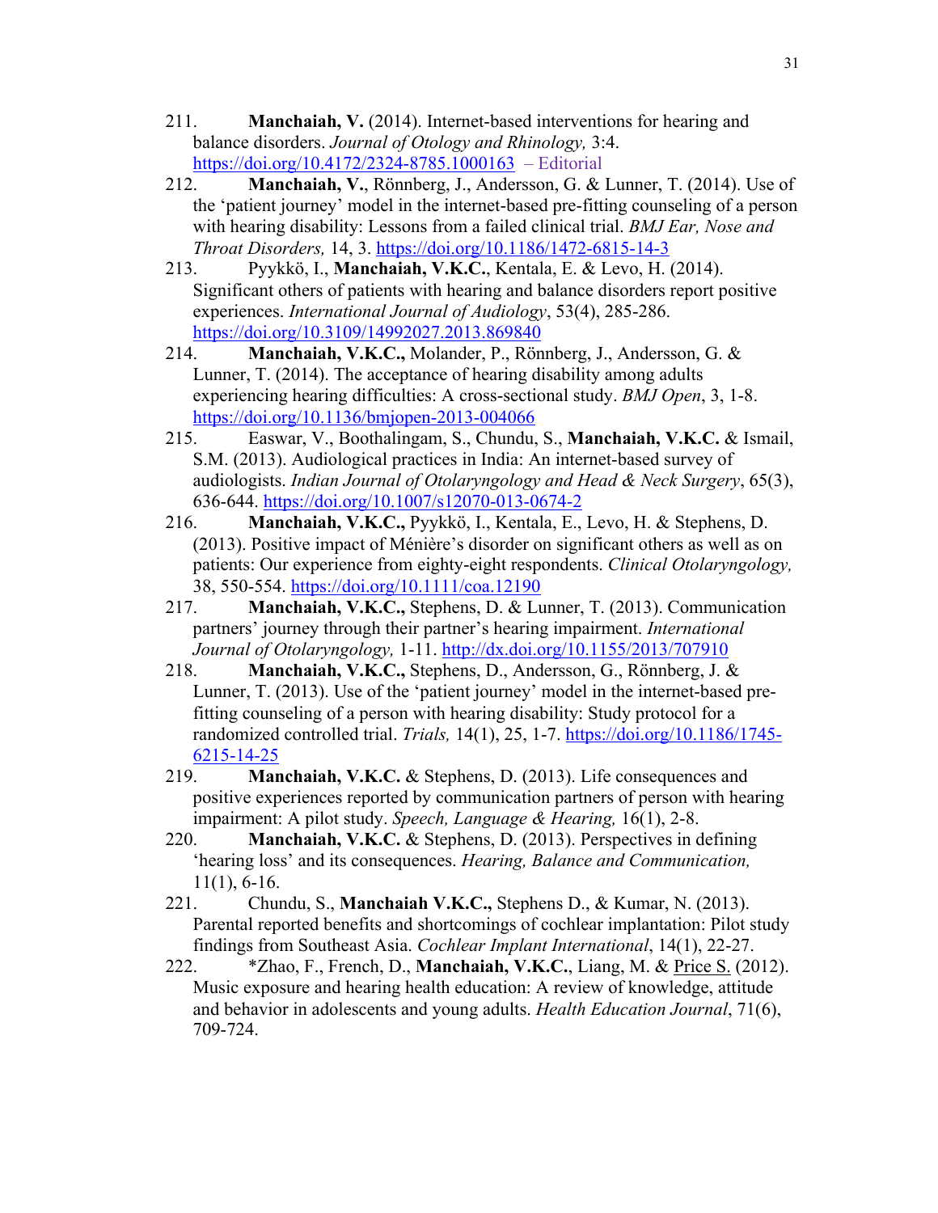211. **Manchaiah, V.** (2014). Internet-based interventions for hearing and balance disorders. *Journal of Otology and Rhinology,* 3:4. https://doi.org/10.4172/2324-8785.1000163 – Editorial

212. **Manchaiah, V.**, Rönnberg, J., Andersson, G. & Lunner, T. (2014). Use of the 'patient journey' model in the internet-based pre-fitting counseling of a person with hearing disability: Lessons from a failed clinical trial. *BMJ Ear, Nose and Throat Disorders,* 14, 3. https://doi.org/10.1186/1472-6815-14-3

213. Pyykkö, I., **Manchaiah, V.K.C.**, Kentala, E. & Levo, H. (2014). Significant others of patients with hearing and balance disorders report positive experiences. *International Journal of Audiology*, 53(4), 285-286. https://doi.org/10.3109/14992027.2013.869840

214. **Manchaiah, V.K.C.,** Molander, P., Rönnberg, J., Andersson, G. & Lunner, T. (2014). The acceptance of hearing disability among adults experiencing hearing difficulties: A cross-sectional study. *BMJ Open*, 3, 1-8. https://doi.org/10.1136/bmjopen-2013-004066

215. Easwar, V., Boothalingam, S., Chundu, S., **Manchaiah, V.K.C.** & Ismail, S.M. (2013). Audiological practices in India: An internet-based survey of audiologists. *Indian Journal of Otolaryngology and Head & Neck Surgery*, 65(3), 636-644. https://doi.org/10.1007/s12070-013-0674-2

216. **Manchaiah, V.K.C.,** Pyykkö, I., Kentala, E., Levo, H. & Stephens, D. (2013). Positive impact of Ménière's disorder on significant others as well as on patients: Our experience from eighty-eight respondents. *Clinical Otolaryngology,* 38, 550-554. https://doi.org/10.1111/coa.12190

217. **Manchaiah, V.K.C.,** Stephens, D. & Lunner, T. (2013). Communication partners' journey through their partner's hearing impairment. *International Journal of Otolaryngology,* 1-11. http://dx.doi.org/10.1155/2013/707910

218. **Manchaiah, V.K.C.,** Stephens, D., Andersson, G., Rönnberg, J. & Lunner, T. (2013). Use of the 'patient journey' model in the internet-based pre-fitting counseling of a person with hearing disability: Study protocol for a randomized controlled trial. *Trials,* 14(1), 25, 1-7. https://doi.org/10.1186/1745-6215-14-25

219. **Manchaiah, V.K.C.** & Stephens, D. (2013). Life consequences and positive experiences reported by communication partners of person with hearing impairment: A pilot study. *Speech, Language & Hearing,* 16(1), 2-8.

220. **Manchaiah, V.K.C.** & Stephens, D. (2013). Perspectives in defining 'hearing loss' and its consequences. *Hearing, Balance and Communication,* 11(1), 6-16.

221. Chundu, S., **Manchaiah V.K.C.,** Stephens D., & Kumar, N. (2013). Parental reported benefits and shortcomings of cochlear implantation: Pilot study findings from Southeast Asia. *Cochlear Implant International*, 14(1), 22-27.

222. *Zhao, F., French, D., **Manchaiah, V.K.C.**, Liang, M. & <u>Price S.</u> (2012). Music exposure and hearing health education: A review of knowledge, attitude and behavior in adolescents and young adults. *Health Education Journal*, 71(6), 709-724.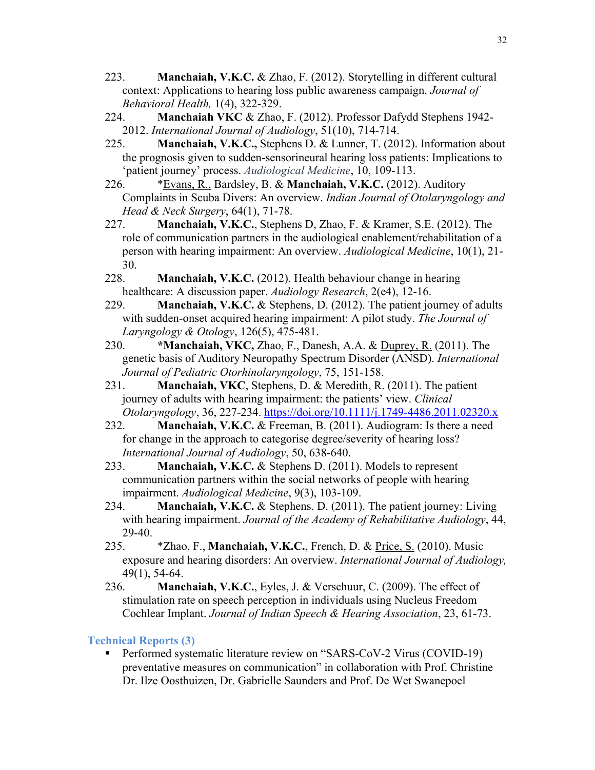223. **Manchaiah, V.K.C.** & Zhao, F. (2012). Storytelling in different cultural context: Applications to hearing loss public awareness campaign. *Journal of Behavioral Health,* 1(4), 322-329.

224. **Manchaiah VKC** & Zhao, F. (2012). Professor Dafydd Stephens 1942-2012. *International Journal of Audiology*, 51(10), 714-714.

225. **Manchaiah, V.K.C.,** Stephens D. & Lunner, T. (2012). Information about the prognosis given to sudden-sensorineural hearing loss patients: Implications to 'patient journey' process. *Audiological Medicine*, 10, 109-113.

226. *Evans, R., Bardsley, B. & **Manchaiah, V.K.C.** (2012). Auditory Complaints in Scuba Divers: An overview. *Indian Journal of Otolaryngology and Head & Neck Surgery*, 64(1), 71-78.

227. **Manchaiah, V.K.C.**, Stephens D, Zhao, F. & Kramer, S.E. (2012). The role of communication partners in the audiological enablement/rehabilitation of a person with hearing impairment: An overview. *Audiological Medicine*, 10(1), 21-30.

228. **Manchaiah, V.K.C.** (2012). Health behaviour change in hearing healthcare: A discussion paper. *Audiology Research*, 2(e4), 12-16.

229. **Manchaiah, V.K.C.** & Stephens, D. (2012). The patient journey of adults with sudden-onset acquired hearing impairment: A pilot study. *The Journal of Laryngology & Otology*, 126(5), 475-481.

230. ***Manchaiah, VKC,** Zhao, F., Danesh, A.A. & Duprey, R. (2011). The genetic basis of Auditory Neuropathy Spectrum Disorder (ANSD). *International Journal of Pediatric Otorhinolaryngology*, 75, 151-158.

231. **Manchaiah, VKC**, Stephens, D. & Meredith, R. (2011). The patient journey of adults with hearing impairment: the patients' view. *Clinical Otolaryngology*, 36, 227-234. https://doi.org/10.1111/j.1749-4486.2011.02320.x

232. **Manchaiah, V.K.C.** & Freeman, B. (2011). Audiogram: Is there a need for change in the approach to categorise degree/severity of hearing loss? *International Journal of Audiology*, 50, 638-640.

233. **Manchaiah, V.K.C.** & Stephens D. (2011). Models to represent communication partners within the social networks of people with hearing impairment. *Audiological Medicine*, 9(3), 103-109.

234. **Manchaiah, V.K.C.** & Stephens. D. (2011). The patient journey: Living with hearing impairment. *Journal of the Academy of Rehabilitative Audiology*, 44, 29-40.

235. *Zhao, F., **Manchaiah, V.K.C.**, French, D. & Price, S. (2010). Music exposure and hearing disorders: An overview. *International Journal of Audiology,* 49(1), 54-64.

236. **Manchaiah, V.K.C.**, Eyles, J. & Verschuur, C. (2009). The effect of stimulation rate on speech perception in individuals using Nucleus Freedom Cochlear Implant. *Journal of Indian Speech & Hearing Association*, 23, 61-73.

## Technical Reports (3)

- Performed systematic literature review on "SARS-CoV-2 Virus (COVID-19) preventative measures on communication" in collaboration with Prof. Christine Dr. Ilze Oosthuizen, Dr. Gabrielle Saunders and Prof. De Wet Swanepoel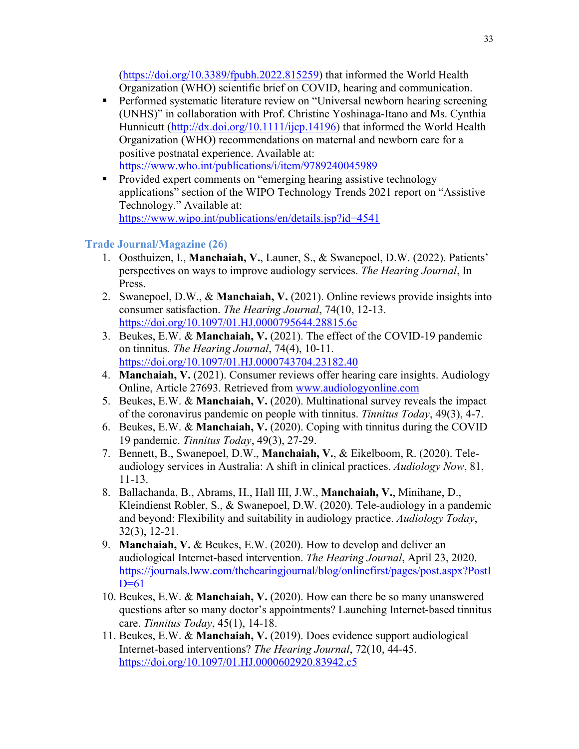(https://doi.org/10.3389/fpubh.2022.815259) that informed the World Health Organization (WHO) scientific brief on COVID, hearing and communication.

- Performed systematic literature review on "Universal newborn hearing screening (UNHS)" in collaboration with Prof. Christine Yoshinaga-Itano and Ms. Cynthia Hunnicutt (http://dx.doi.org/10.1111/ijcp.14196) that informed the World Health Organization (WHO) recommendations on maternal and newborn care for a positive postnatal experience. Available at: https://www.who.int/publications/i/item/9789240045989
- Provided expert comments on "emerging hearing assistive technology applications" section of the WIPO Technology Trends 2021 report on "Assistive Technology." Available at: https://www.wipo.int/publications/en/details.jsp?id=4541

### Trade Journal/Magazine (26)

1. Oosthuizen, I., **Manchaiah, V.**, Launer, S., & Swanepoel, D.W. (2022). Patients' perspectives on ways to improve audiology services. *The Hearing Journal*, In Press.
2. Swanepoel, D.W., & **Manchaiah, V.** (2021). Online reviews provide insights into consumer satisfaction. *The Hearing Journal*, 74(10, 12-13. https://doi.org/10.1097/01.HJ.0000795644.28815.6c
3. Beukes, E.W. & **Manchaiah, V.** (2021). The effect of the COVID-19 pandemic on tinnitus. *The Hearing Journal*, 74(4), 10-11. https://doi.org/10.1097/01.HJ.0000743704.23182.40
4. **Manchaiah, V.** (2021). Consumer reviews offer hearing care insights. Audiology Online, Article 27693. Retrieved from www.audiologyonline.com
5. Beukes, E.W. & **Manchaiah, V.** (2020). Multinational survey reveals the impact of the coronavirus pandemic on people with tinnitus. *Tinnitus Today*, 49(3), 4-7.
6. Beukes, E.W. & **Manchaiah, V.** (2020). Coping with tinnitus during the COVID 19 pandemic. *Tinnitus Today*, 49(3), 27-29.
7. Bennett, B., Swanepoel, D.W., **Manchaiah, V.**, & Eikelboom, R. (2020). Tele-audiology services in Australia: A shift in clinical practices. *Audiology Now*, 81, 11-13.
8. Ballachanda, B., Abrams, H., Hall III, J.W., **Manchaiah, V.**, Minihane, D., Kleindienst Robler, S., & Swanepoel, D.W. (2020). Tele-audiology in a pandemic and beyond: Flexibility and suitability in audiology practice. *Audiology Today*, 32(3), 12-21.
9. **Manchaiah, V.** & Beukes, E.W. (2020). How to develop and deliver an audiological Internet-based intervention. *The Hearing Journal*, April 23, 2020. https://journals.lww.com/thehearingjournal/blog/onlinefirst/pages/post.aspx?PostID=61
10. Beukes, E.W. & **Manchaiah, V.** (2020). How can there be so many unanswered questions after so many doctor's appointments? Launching Internet-based tinnitus care. *Tinnitus Today*, 45(1), 14-18.
11. Beukes, E.W. & **Manchaiah, V.** (2019). Does evidence support audiological Internet-based interventions? *The Hearing Journal*, 72(10, 44-45. https://doi.org/10.1097/01.HJ.0000602920.83942.c5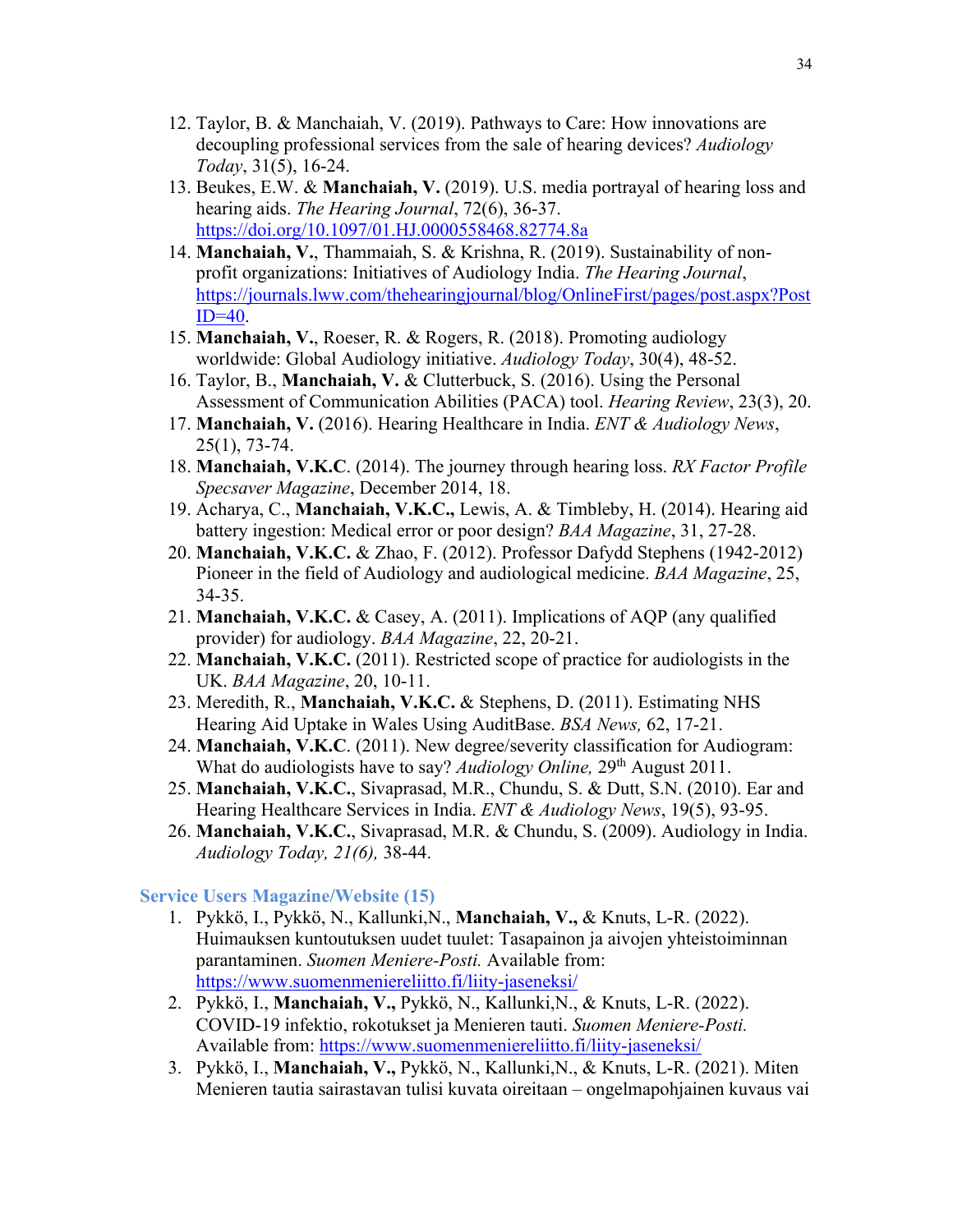12. Taylor, B. & Manchaiah, V. (2019). Pathways to Care: How innovations are decoupling professional services from the sale of hearing devices? *Audiology Today*, 31(5), 16-24.
13. Beukes, E.W. & **Manchaiah, V.** (2019). U.S. media portrayal of hearing loss and hearing aids. *The Hearing Journal*, 72(6), 36-37. https://doi.org/10.1097/01.HJ.0000558468.82774.8a
14. **Manchaiah, V.**, Thammaiah, S. & Krishna, R. (2019). Sustainability of non-profit organizations: Initiatives of Audiology India. *The Hearing Journal*, https://journals.lww.com/thehearingjournal/blog/OnlineFirst/pages/post.aspx?PostID=40.
15. **Manchaiah, V.**, Roeser, R. & Rogers, R. (2018). Promoting audiology worldwide: Global Audiology initiative. *Audiology Today*, 30(4), 48-52.
16. Taylor, B., **Manchaiah, V.** & Clutterbuck, S. (2016). Using the Personal Assessment of Communication Abilities (PACA) tool. *Hearing Review*, 23(3), 20.
17. **Manchaiah, V.** (2016). Hearing Healthcare in India. *ENT & Audiology News*, 25(1), 73-74.
18. **Manchaiah, V.K.C**. (2014). The journey through hearing loss. *RX Factor Profile Specsaver Magazine*, December 2014, 18.
19. Acharya, C., **Manchaiah, V.K.C.,** Lewis, A. & Timbleby, H. (2014). Hearing aid battery ingestion: Medical error or poor design? *BAA Magazine*, 31, 27-28.
20. **Manchaiah, V.K.C.** & Zhao, F. (2012). Professor Dafydd Stephens (1942-2012) Pioneer in the field of Audiology and audiological medicine. *BAA Magazine*, 25, 34-35.
21. **Manchaiah, V.K.C.** & Casey, A. (2011). Implications of AQP (any qualified provider) for audiology. *BAA Magazine*, 22, 20-21.
22. **Manchaiah, V.K.C.** (2011). Restricted scope of practice for audiologists in the UK. *BAA Magazine*, 20, 10-11.
23. Meredith, R., **Manchaiah, V.K.C.** & Stephens, D. (2011). Estimating NHS Hearing Aid Uptake in Wales Using AuditBase. *BSA News,* 62, 17-21.
24. **Manchaiah, V.K.C**. (2011). New degree/severity classification for Audiogram: What do audiologists have to say? *Audiology Online,* 29th August 2011.
25. **Manchaiah, V.K.C.**, Sivaprasad, M.R., Chundu, S. & Dutt, S.N. (2010). Ear and Hearing Healthcare Services in India. *ENT & Audiology News*, 19(5), 93-95.
26. **Manchaiah, V.K.C.**, Sivaprasad, M.R. & Chundu, S. (2009). Audiology in India. *Audiology Today, 21(6),* 38-44.

### Service Users Magazine/Website (15)

1. Pykkö, I., Pykkö, N., Kallunki,N., **Manchaiah, V.,** & Knuts, L-R. (2022). Huimauksen kuntoutuksen uudet tuulet: Tasapainon ja aivojen yhteistoiminnan parantaminen. *Suomen Meniere-Posti.* Available from: https://www.suomenmeniereliitto.fi/liity-jaseneksi/
2. Pykkö, I., **Manchaiah, V.,** Pykkö, N., Kallunki,N., & Knuts, L-R. (2022). COVID-19 infektio, rokotukset ja Menieren tauti. *Suomen Meniere-Posti.* Available from: https://www.suomenmeniereliitto.fi/liity-jaseneksi/
3. Pykkö, I., **Manchaiah, V.,** Pykkö, N., Kallunki,N., & Knuts, L-R. (2021). Miten Menieren tautia sairastavan tulisi kuvata oireitaan – ongelmapohjainen kuvaus vai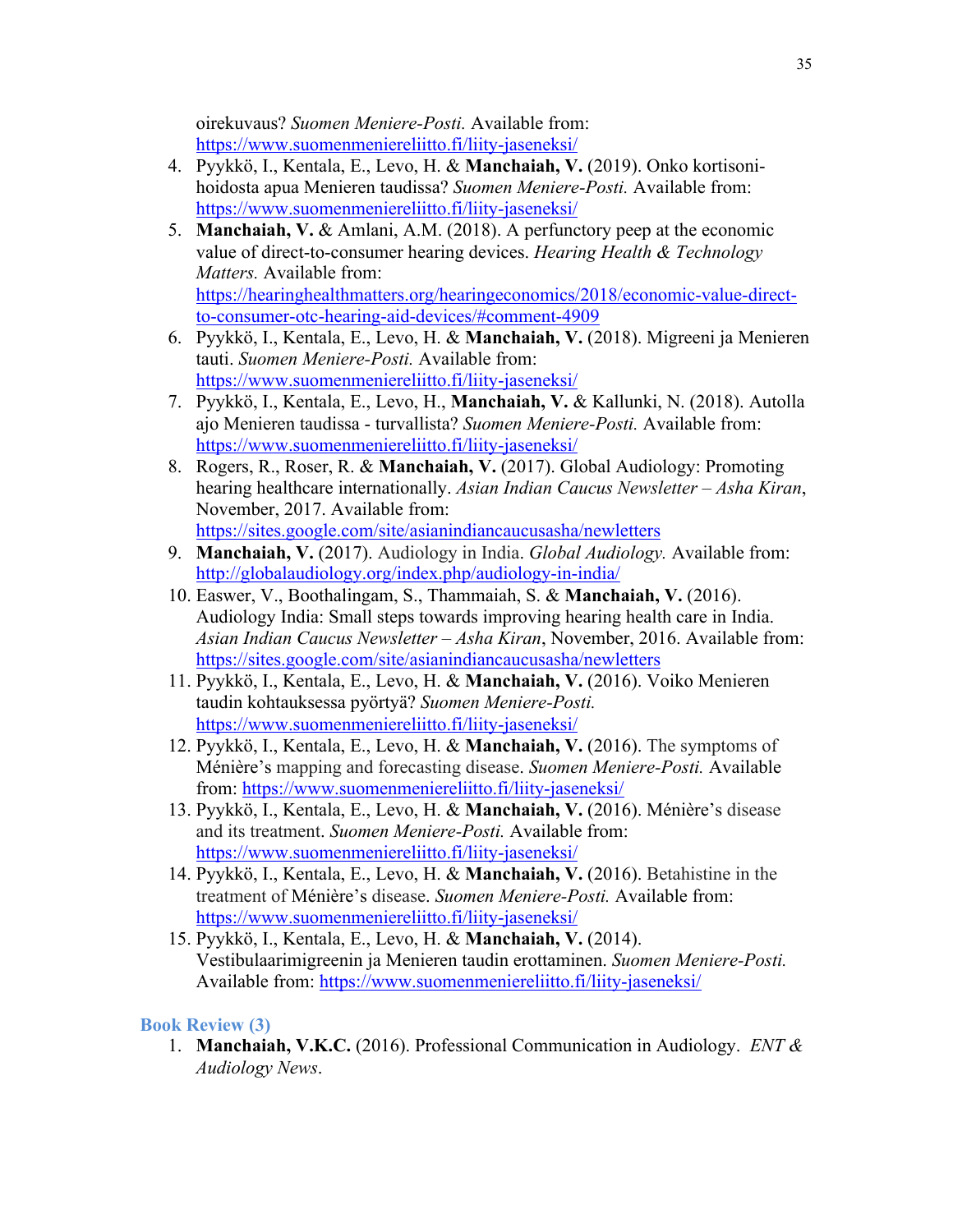oirekuvaus? *Suomen Meniere-Posti.* Available from: https://www.suomenmeniereliitto.fi/liity-jaseneksi/

4. Pyykkö, I., Kentala, E., Levo, H. & **Manchaiah, V.** (2019). Onko kortisoni-hoidosta apua Menieren taudissa? *Suomen Meniere-Posti.* Available from: https://www.suomenmeniereliitto.fi/liity-jaseneksi/
5. **Manchaiah, V.** & Amlani, A.M. (2018). A perfunctory peep at the economic value of direct-to-consumer hearing devices. *Hearing Health & Technology Matters.* Available from: https://hearinghealthmatters.org/hearingeconomics/2018/economic-value-direct-to-consumer-otc-hearing-aid-devices/#comment-4909
6. Pyykkö, I., Kentala, E., Levo, H. & **Manchaiah, V.** (2018). Migreeni ja Menieren tauti. *Suomen Meniere-Posti.* Available from: https://www.suomenmeniereliitto.fi/liity-jaseneksi/
7. Pyykkö, I., Kentala, E., Levo, H., **Manchaiah, V.** & Kallunki, N. (2018). Autolla ajo Menieren taudissa - turvallista? *Suomen Meniere-Posti.* Available from: https://www.suomenmeniereliitto.fi/liity-jaseneksi/
8. Rogers, R., Roser, R. & **Manchaiah, V.** (2017). Global Audiology: Promoting hearing healthcare internationally. *Asian Indian Caucus Newsletter – Asha Kiran*, November, 2017. Available from: https://sites.google.com/site/asianindiancaucusasha/newletters
9. **Manchaiah, V.** (2017). Audiology in India. *Global Audiology.* Available from: http://globalaudiology.org/index.php/audiology-in-india/
10. Easwer, V., Boothalingam, S., Thammaiah, S. & **Manchaiah, V.** (2016). Audiology India: Small steps towards improving hearing health care in India. *Asian Indian Caucus Newsletter – Asha Kiran*, November, 2016. Available from: https://sites.google.com/site/asianindiancaucusasha/newletters
11. Pyykkö, I., Kentala, E., Levo, H. & **Manchaiah, V.** (2016). Voiko Menieren taudin kohtauksessa pyörtyä? *Suomen Meniere-Posti.* https://www.suomenmeniereliitto.fi/liity-jaseneksi/
12. Pyykkö, I., Kentala, E., Levo, H. & **Manchaiah, V.** (2016). The symptoms of Ménière's mapping and forecasting disease. *Suomen Meniere-Posti.* Available from: https://www.suomenmeniereliitto.fi/liity-jaseneksi/
13. Pyykkö, I., Kentala, E., Levo, H. & **Manchaiah, V.** (2016). Ménière's disease and its treatment. *Suomen Meniere-Posti.* Available from: https://www.suomenmeniereliitto.fi/liity-jaseneksi/
14. Pyykkö, I., Kentala, E., Levo, H. & **Manchaiah, V.** (2016). Betahistine in the treatment of Ménière's disease. *Suomen Meniere-Posti.* Available from: https://www.suomenmeniereliitto.fi/liity-jaseneksi/
15. Pyykkö, I., Kentala, E., Levo, H. & **Manchaiah, V.** (2014). Vestibulaarimigreenin ja Menieren taudin erottaminen. *Suomen Meniere-Posti.* Available from: https://www.suomenmeniereliitto.fi/liity-jaseneksi/

## Book Review (3)

1. **Manchaiah, V.K.C.** (2016). Professional Communication in Audiology. *ENT & Audiology News*.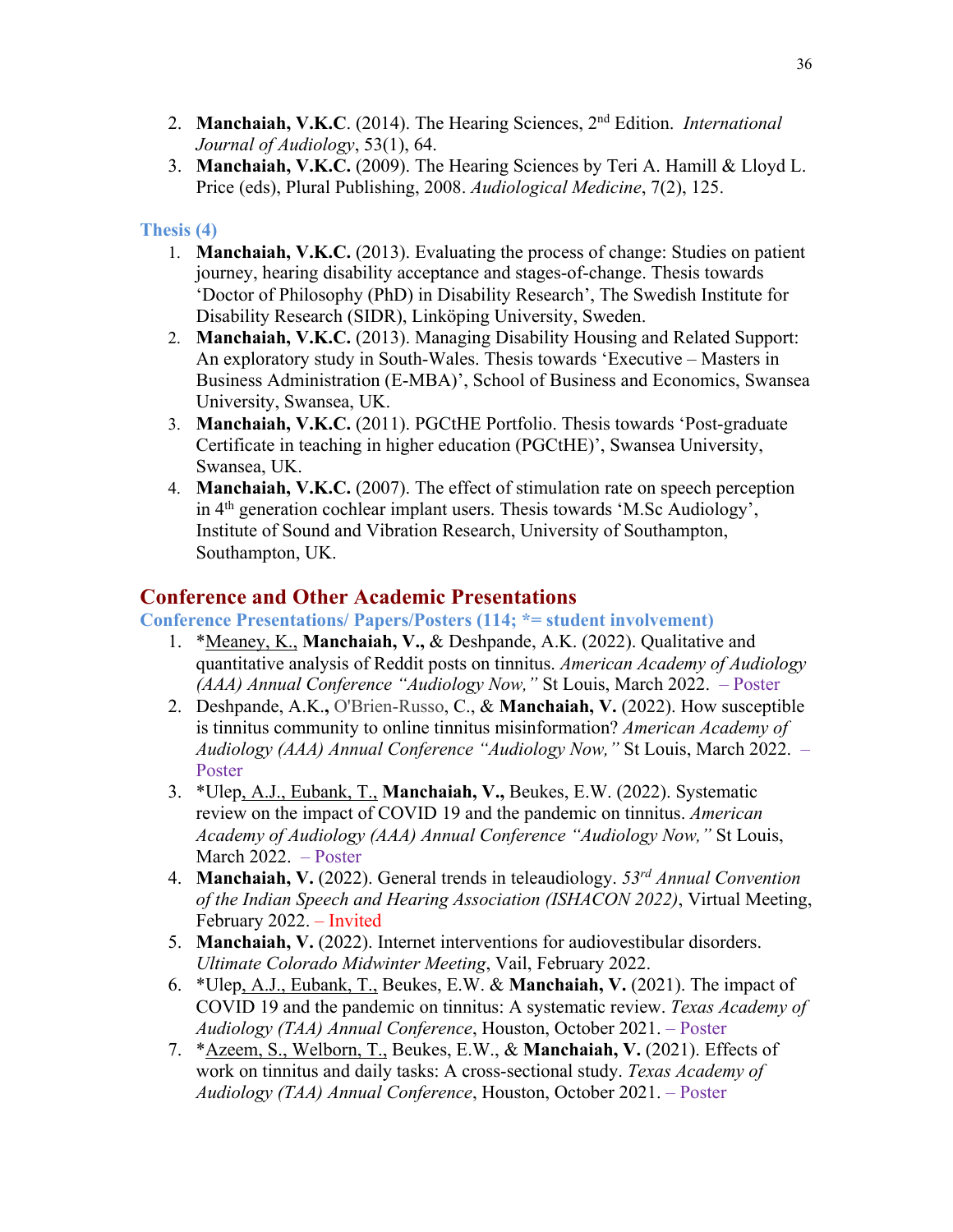2. **Manchaiah, V.K.C**. (2014). The Hearing Sciences, 2nd Edition. *International Journal of Audiology*, 53(1), 64.
3. **Manchaiah, V.K.C.** (2009). The Hearing Sciences by Teri A. Hamill & Lloyd L. Price (eds), Plural Publishing, 2008. *Audiological Medicine*, 7(2), 125.

### Thesis (4)

1. **Manchaiah, V.K.C.** (2013). Evaluating the process of change: Studies on patient journey, hearing disability acceptance and stages-of-change. Thesis towards 'Doctor of Philosophy (PhD) in Disability Research', The Swedish Institute for Disability Research (SIDR), Linköping University, Sweden.
2. **Manchaiah, V.K.C.** (2013). Managing Disability Housing and Related Support: An exploratory study in South-Wales. Thesis towards 'Executive – Masters in Business Administration (E-MBA)', School of Business and Economics, Swansea University, Swansea, UK.
3. **Manchaiah, V.K.C.** (2011). PGCtHE Portfolio. Thesis towards 'Post-graduate Certificate in teaching in higher education (PGCtHE)', Swansea University, Swansea, UK.
4. **Manchaiah, V.K.C.** (2007). The effect of stimulation rate on speech perception in 4th generation cochlear implant users. Thesis towards 'M.Sc Audiology', Institute of Sound and Vibration Research, University of Southampton, Southampton, UK.

## Conference and Other Academic Presentations

### Conference Presentations/ Papers/Posters (114; *= student involvement)

1. *Meaney, K., **Manchaiah, V.,** & Deshpande, A.K. (2022). Qualitative and quantitative analysis of Reddit posts on tinnitus. *American Academy of Audiology (AAA) Annual Conference "Audiology Now,"* St Louis, March 2022. – Poster
2. Deshpande, A.K.**,** O'Brien-Russo, C., & **Manchaiah, V.** (2022). How susceptible is tinnitus community to online tinnitus misinformation? *American Academy of Audiology (AAA) Annual Conference "Audiology Now,"* St Louis, March 2022. – Poster
3. *Ulep, A.J., Eubank, T., **Manchaiah, V.,** Beukes, E.W. (2022). Systematic review on the impact of COVID 19 and the pandemic on tinnitus. *American Academy of Audiology (AAA) Annual Conference "Audiology Now,"* St Louis, March 2022. – Poster
4. **Manchaiah, V.** (2022). General trends in teleaudiology. *53rd Annual Convention of the Indian Speech and Hearing Association (ISHACON 2022)*, Virtual Meeting, February 2022. – Invited
5. **Manchaiah, V.** (2022). Internet interventions for audiovestibular disorders. *Ultimate Colorado Midwinter Meeting*, Vail, February 2022.
6. *Ulep, A.J., Eubank, T., Beukes, E.W. & **Manchaiah, V.** (2021). The impact of COVID 19 and the pandemic on tinnitus: A systematic review. *Texas Academy of Audiology (TAA) Annual Conference*, Houston, October 2021. – Poster
7. *Azeem, S., Welborn, T., Beukes, E.W., & **Manchaiah, V.** (2021). Effects of work on tinnitus and daily tasks: A cross-sectional study. *Texas Academy of Audiology (TAA) Annual Conference*, Houston, October 2021. – Poster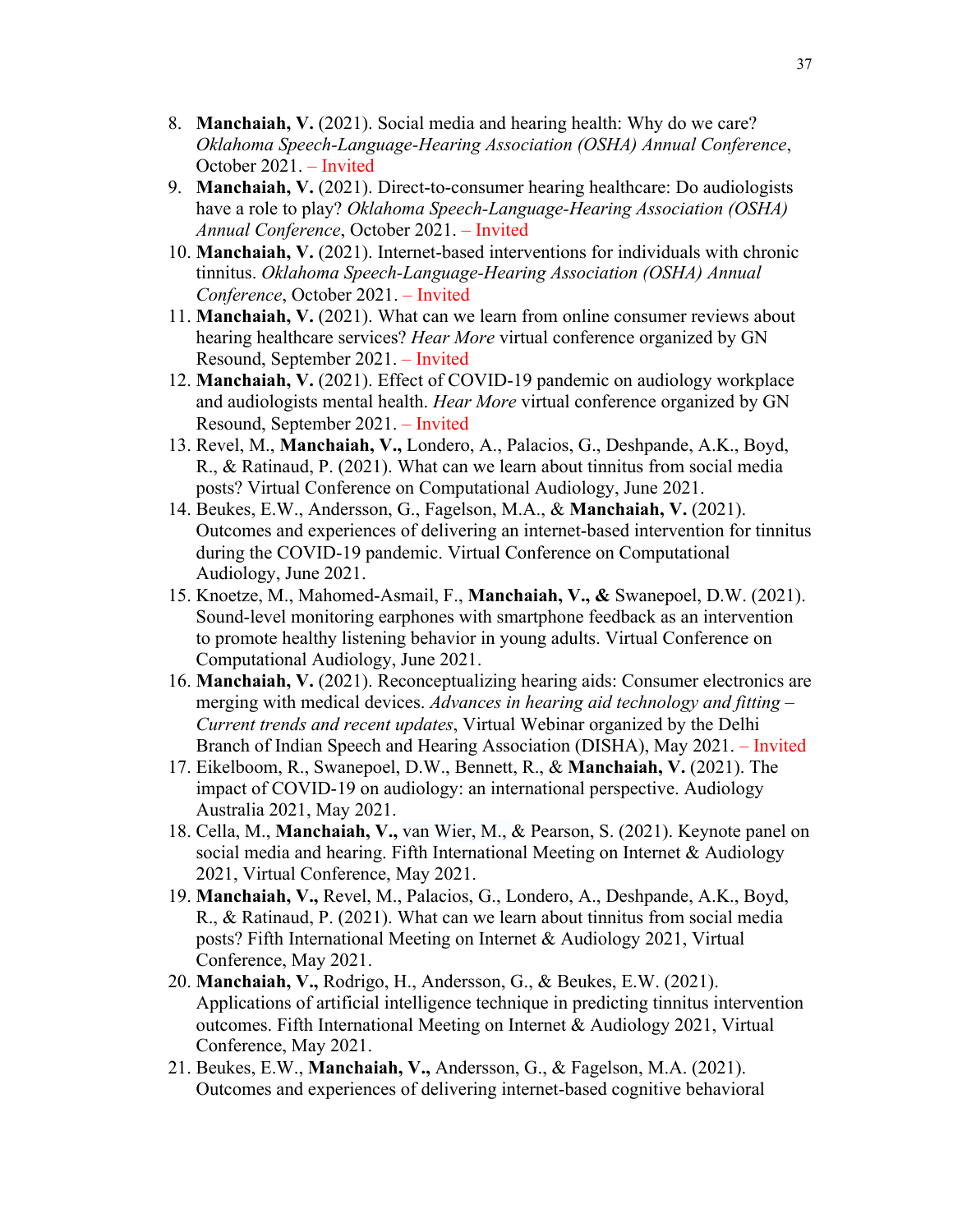8. **Manchaiah, V.** (2021). Social media and hearing health: Why do we care? *Oklahoma Speech-Language-Hearing Association (OSHA) Annual Conference*, October 2021. – Invited
9. **Manchaiah, V.** (2021). Direct-to-consumer hearing healthcare: Do audiologists have a role to play? *Oklahoma Speech-Language-Hearing Association (OSHA) Annual Conference*, October 2021. – Invited
10. **Manchaiah, V.** (2021). Internet-based interventions for individuals with chronic tinnitus. *Oklahoma Speech-Language-Hearing Association (OSHA) Annual Conference*, October 2021. – Invited
11. **Manchaiah, V.** (2021). What can we learn from online consumer reviews about hearing healthcare services? *Hear More* virtual conference organized by GN Resound, September 2021. – Invited
12. **Manchaiah, V.** (2021). Effect of COVID-19 pandemic on audiology workplace and audiologists mental health. *Hear More* virtual conference organized by GN Resound, September 2021. – Invited
13. Revel, M., **Manchaiah, V.,** Londero, A., Palacios, G., Deshpande, A.K., Boyd, R., & Ratinaud, P. (2021). What can we learn about tinnitus from social media posts? Virtual Conference on Computational Audiology, June 2021.
14. Beukes, E.W., Andersson, G., Fagelson, M.A., & **Manchaiah, V.** (2021). Outcomes and experiences of delivering an internet-based intervention for tinnitus during the COVID-19 pandemic. Virtual Conference on Computational Audiology, June 2021.
15. Knoetze, M., Mahomed-Asmail, F., **Manchaiah, V., &** Swanepoel, D.W. (2021). Sound-level monitoring earphones with smartphone feedback as an intervention to promote healthy listening behavior in young adults. Virtual Conference on Computational Audiology, June 2021.
16. **Manchaiah, V.** (2021). Reconceptualizing hearing aids: Consumer electronics are merging with medical devices. *Advances in hearing aid technology and fitting – Current trends and recent updates*, Virtual Webinar organized by the Delhi Branch of Indian Speech and Hearing Association (DISHA), May 2021. – Invited
17. Eikelboom, R., Swanepoel, D.W., Bennett, R., & **Manchaiah, V.** (2021). The impact of COVID-19 on audiology: an international perspective. Audiology Australia 2021, May 2021.
18. Cella, M., **Manchaiah, V.,** van Wier, M., & Pearson, S. (2021). Keynote panel on social media and hearing. Fifth International Meeting on Internet & Audiology 2021, Virtual Conference, May 2021.
19. **Manchaiah, V.,** Revel, M., Palacios, G., Londero, A., Deshpande, A.K., Boyd, R., & Ratinaud, P. (2021). What can we learn about tinnitus from social media posts? Fifth International Meeting on Internet & Audiology 2021, Virtual Conference, May 2021.
20. **Manchaiah, V.,** Rodrigo, H., Andersson, G., & Beukes, E.W. (2021). Applications of artificial intelligence technique in predicting tinnitus intervention outcomes. Fifth International Meeting on Internet & Audiology 2021, Virtual Conference, May 2021.
21. Beukes, E.W., **Manchaiah, V.,** Andersson, G., & Fagelson, M.A. (2021). Outcomes and experiences of delivering internet-based cognitive behavioral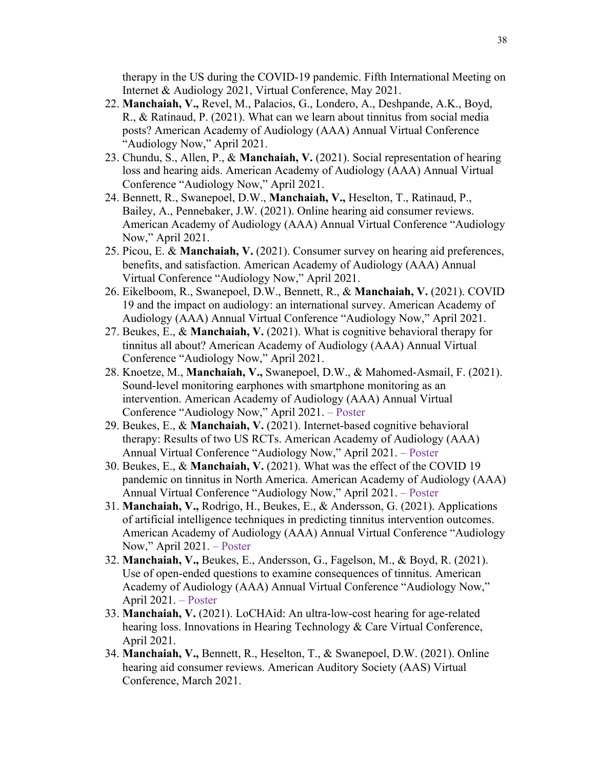therapy in the US during the COVID-19 pandemic. Fifth International Meeting on Internet & Audiology 2021, Virtual Conference, May 2021.

22. **Manchaiah, V.,** Revel, M., Palacios, G., Londero, A., Deshpande, A.K., Boyd, R., & Ratinaud, P. (2021). What can we learn about tinnitus from social media posts? American Academy of Audiology (AAA) Annual Virtual Conference "Audiology Now," April 2021.
23. Chundu, S., Allen, P., & **Manchaiah, V.** (2021). Social representation of hearing loss and hearing aids. American Academy of Audiology (AAA) Annual Virtual Conference "Audiology Now," April 2021.
24. Bennett, R., Swanepoel, D.W., **Manchaiah, V.,** Heselton, T., Ratinaud, P., Bailey, A., Pennebaker, J.W. (2021). Online hearing aid consumer reviews. American Academy of Audiology (AAA) Annual Virtual Conference "Audiology Now," April 2021.
25. Picou, E. & **Manchaiah, V.** (2021). Consumer survey on hearing aid preferences, benefits, and satisfaction. American Academy of Audiology (AAA) Annual Virtual Conference "Audiology Now," April 2021.
26. Eikelboom, R., Swanepoel, D.W., Bennett, R., & **Manchaiah, V.** (2021). COVID 19 and the impact on audiology: an international survey. American Academy of Audiology (AAA) Annual Virtual Conference "Audiology Now," April 2021.
27. Beukes, E., & **Manchaiah, V.** (2021). What is cognitive behavioral therapy for tinnitus all about? American Academy of Audiology (AAA) Annual Virtual Conference "Audiology Now," April 2021.
28. Knoetze, M., **Manchaiah, V.,** Swanepoel, D.W., & Mahomed-Asmail, F. (2021). Sound-level monitoring earphones with smartphone monitoring as an intervention. American Academy of Audiology (AAA) Annual Virtual Conference "Audiology Now," April 2021. – Poster
29. Beukes, E., & **Manchaiah, V.** (2021). Internet-based cognitive behavioral therapy: Results of two US RCTs. American Academy of Audiology (AAA) Annual Virtual Conference "Audiology Now," April 2021. – Poster
30. Beukes, E., & **Manchaiah, V.** (2021). What was the effect of the COVID 19 pandemic on tinnitus in North America. American Academy of Audiology (AAA) Annual Virtual Conference "Audiology Now," April 2021. – Poster
31. **Manchaiah, V.,** Rodrigo, H., Beukes, E., & Andersson, G. (2021). Applications of artificial intelligence techniques in predicting tinnitus intervention outcomes. American Academy of Audiology (AAA) Annual Virtual Conference "Audiology Now," April 2021. – Poster
32. **Manchaiah, V.,** Beukes, E., Andersson, G., Fagelson, M., & Boyd, R. (2021). Use of open-ended questions to examine consequences of tinnitus. American Academy of Audiology (AAA) Annual Virtual Conference "Audiology Now," April 2021. – Poster
33. **Manchaiah, V.** (2021). LoCHAid: An ultra-low-cost hearing for age-related hearing loss. Innovations in Hearing Technology & Care Virtual Conference, April 2021.
34. **Manchaiah, V.,** Bennett, R., Heselton, T., & Swanepoel, D.W. (2021). Online hearing aid consumer reviews. American Auditory Society (AAS) Virtual Conference, March 2021.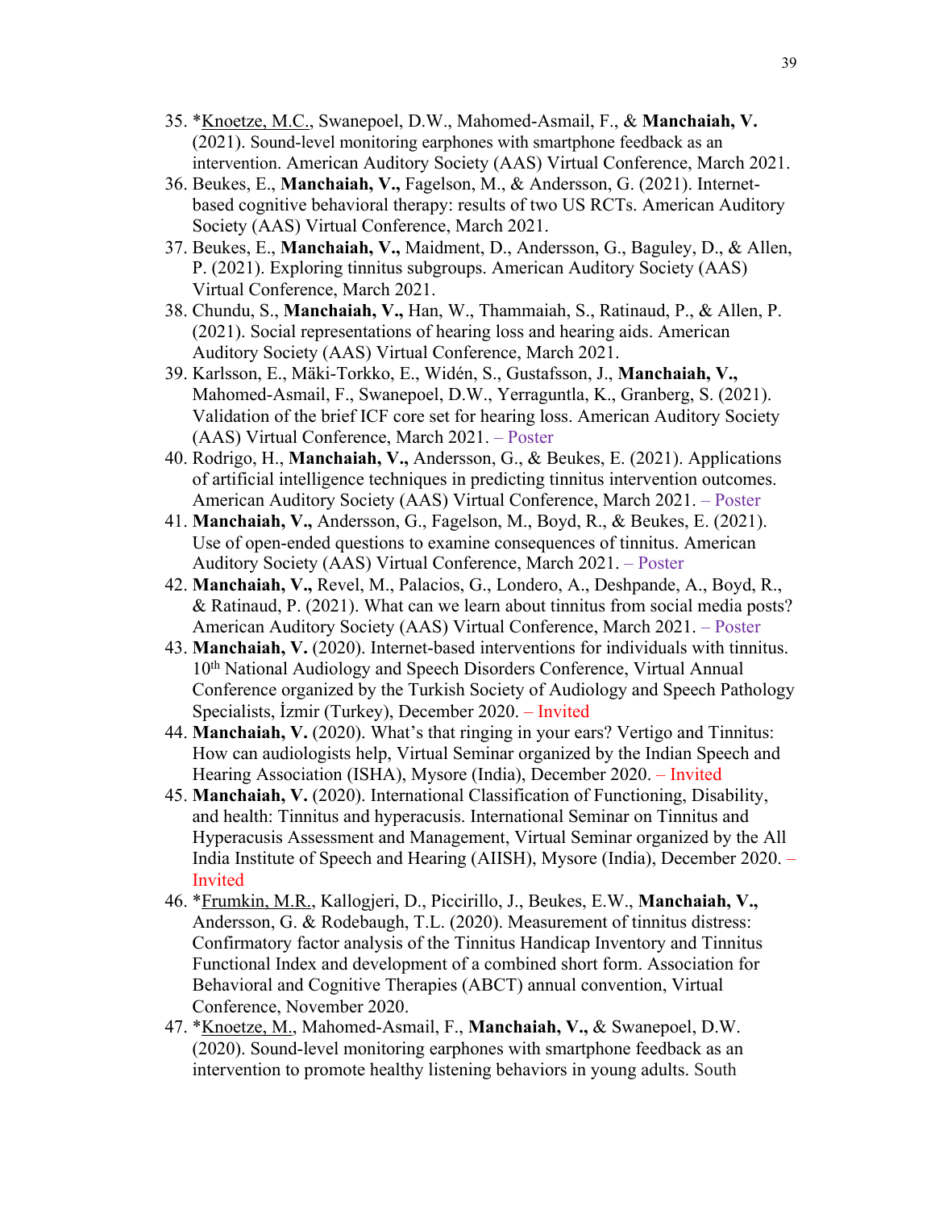35. *<u>Knoetze, M.C.</u>, Swanepoel, D.W., Mahomed-Asmail, F., & **Manchaiah, V.** (2021). Sound-level monitoring earphones with smartphone feedback as an intervention. American Auditory Society (AAS) Virtual Conference, March 2021.
36. Beukes, E., **Manchaiah, V.,** Fagelson, M., & Andersson, G. (2021). Internet-based cognitive behavioral therapy: results of two US RCTs. American Auditory Society (AAS) Virtual Conference, March 2021.
37. Beukes, E., **Manchaiah, V.,** Maidment, D., Andersson, G., Baguley, D., & Allen, P. (2021). Exploring tinnitus subgroups. American Auditory Society (AAS) Virtual Conference, March 2021.
38. Chundu, S., **Manchaiah, V.,** Han, W., Thammaiah, S., Ratinaud, P., & Allen, P. (2021). Social representations of hearing loss and hearing aids. American Auditory Society (AAS) Virtual Conference, March 2021.
39. Karlsson, E., Mäki-Torkko, E., Widén, S., Gustafsson, J., **Manchaiah, V.,** Mahomed-Asmail, F., Swanepoel, D.W., Yerraguntla, K., Granberg, S. (2021). Validation of the brief ICF core set for hearing loss. American Auditory Society (AAS) Virtual Conference, March 2021. – Poster
40. Rodrigo, H., **Manchaiah, V.,** Andersson, G., & Beukes, E. (2021). Applications of artificial intelligence techniques in predicting tinnitus intervention outcomes. American Auditory Society (AAS) Virtual Conference, March 2021. – Poster
41. **Manchaiah, V.,** Andersson, G., Fagelson, M., Boyd, R., & Beukes, E. (2021). Use of open-ended questions to examine consequences of tinnitus. American Auditory Society (AAS) Virtual Conference, March 2021. – Poster
42. **Manchaiah, V.,** Revel, M., Palacios, G., Londero, A., Deshpande, A., Boyd, R., & Ratinaud, P. (2021). What can we learn about tinnitus from social media posts? American Auditory Society (AAS) Virtual Conference, March 2021. – Poster
43. **Manchaiah, V.** (2020). Internet-based interventions for individuals with tinnitus. 10th National Audiology and Speech Disorders Conference, Virtual Annual Conference organized by the Turkish Society of Audiology and Speech Pathology Specialists, İzmir (Turkey), December 2020. – Invited
44. **Manchaiah, V.** (2020). What's that ringing in your ears? Vertigo and Tinnitus: How can audiologists help, Virtual Seminar organized by the Indian Speech and Hearing Association (ISHA), Mysore (India), December 2020. – Invited
45. **Manchaiah, V.** (2020). International Classification of Functioning, Disability, and health: Tinnitus and hyperacusis. International Seminar on Tinnitus and Hyperacusis Assessment and Management, Virtual Seminar organized by the All India Institute of Speech and Hearing (AIISH), Mysore (India), December 2020. – Invited
46. *<u>Frumkin, M.R.</u>, Kallogjeri, D., Piccirillo, J., Beukes, E.W., **Manchaiah, V.,** Andersson, G. & Rodebaugh, T.L. (2020). Measurement of tinnitus distress: Confirmatory factor analysis of the Tinnitus Handicap Inventory and Tinnitus Functional Index and development of a combined short form. Association for Behavioral and Cognitive Therapies (ABCT) annual convention, Virtual Conference, November 2020.
47. *<u>Knoetze, M.</u>, Mahomed-Asmail, F., **Manchaiah, V.,** & Swanepoel, D.W. (2020). Sound-level monitoring earphones with smartphone feedback as an intervention to promote healthy listening behaviors in young adults. South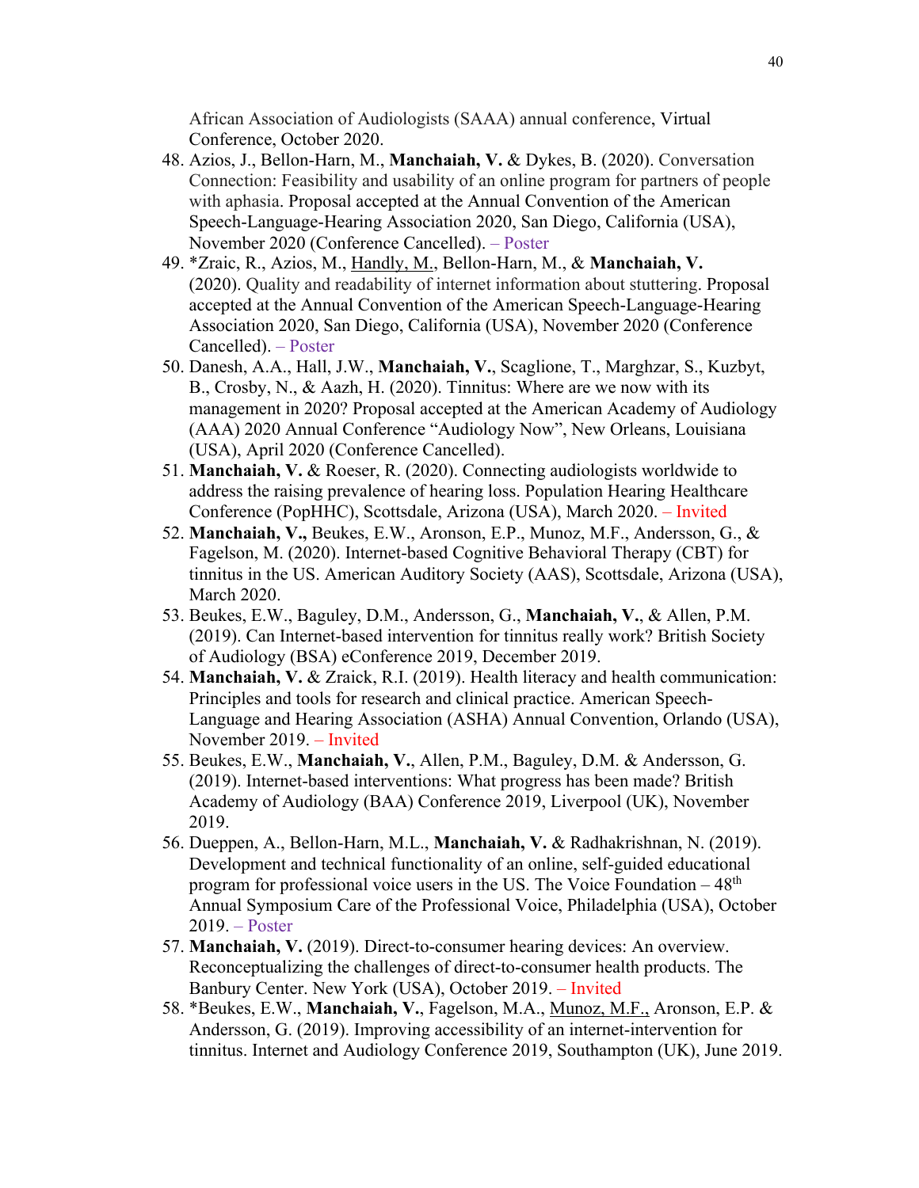African Association of Audiologists (SAAA) annual conference, Virtual Conference, October 2020.

48. Azios, J., Bellon-Harn, M., **Manchaiah, V.** & Dykes, B. (2020). Conversation Connection: Feasibility and usability of an online program for partners of people with aphasia. Proposal accepted at the Annual Convention of the American Speech-Language-Hearing Association 2020, San Diego, California (USA), November 2020 (Conference Cancelled). – Poster
49. *Zraic, R., Azios, M., <u>Handly, M.</u>, Bellon-Harn, M., & **Manchaiah, V.** (2020). Quality and readability of internet information about stuttering. Proposal accepted at the Annual Convention of the American Speech-Language-Hearing Association 2020, San Diego, California (USA), November 2020 (Conference Cancelled). – Poster
50. Danesh, A.A., Hall, J.W., **Manchaiah, V.**, Scaglione, T., Marghzar, S., Kuzbyt, B., Crosby, N., & Aazh, H. (2020). Tinnitus: Where are we now with its management in 2020? Proposal accepted at the American Academy of Audiology (AAA) 2020 Annual Conference "Audiology Now", New Orleans, Louisiana (USA), April 2020 (Conference Cancelled).
51. **Manchaiah, V.** & Roeser, R. (2020). Connecting audiologists worldwide to address the raising prevalence of hearing loss. Population Hearing Healthcare Conference (PopHHC), Scottsdale, Arizona (USA), March 2020. – Invited
52. **Manchaiah, V.,** Beukes, E.W., Aronson, E.P., Munoz, M.F., Andersson, G., & Fagelson, M. (2020). Internet-based Cognitive Behavioral Therapy (CBT) for tinnitus in the US. American Auditory Society (AAS), Scottsdale, Arizona (USA), March 2020.
53. Beukes, E.W., Baguley, D.M., Andersson, G., **Manchaiah, V.**, & Allen, P.M. (2019). Can Internet-based intervention for tinnitus really work? British Society of Audiology (BSA) eConference 2019, December 2019.
54. **Manchaiah, V.** & Zraick, R.I. (2019). Health literacy and health communication: Principles and tools for research and clinical practice. American Speech-Language and Hearing Association (ASHA) Annual Convention, Orlando (USA), November 2019. – Invited
55. Beukes, E.W., **Manchaiah, V.**, Allen, P.M., Baguley, D.M. & Andersson, G. (2019). Internet-based interventions: What progress has been made? British Academy of Audiology (BAA) Conference 2019, Liverpool (UK), November 2019.
56. Dueppen, A., Bellon-Harn, M.L., **Manchaiah, V.** & Radhakrishnan, N. (2019). Development and technical functionality of an online, self-guided educational program for professional voice users in the US. The Voice Foundation – 48th Annual Symposium Care of the Professional Voice, Philadelphia (USA), October 2019. – Poster
57. **Manchaiah, V.** (2019). Direct-to-consumer hearing devices: An overview. Reconceptualizing the challenges of direct-to-consumer health products. The Banbury Center. New York (USA), October 2019. – Invited
58. *Beukes, E.W., **Manchaiah, V.**, Fagelson, M.A., <u>Munoz, M.F.,</u> Aronson, E.P. & Andersson, G. (2019). Improving accessibility of an internet-intervention for tinnitus. Internet and Audiology Conference 2019, Southampton (UK), June 2019.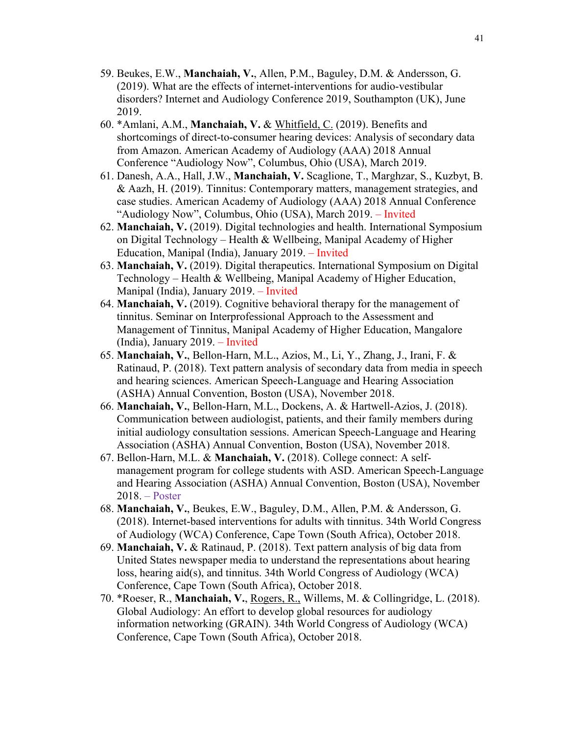59. Beukes, E.W., **Manchaiah, V.**, Allen, P.M., Baguley, D.M. & Andersson, G. (2019). What are the effects of internet-interventions for audio-vestibular disorders? Internet and Audiology Conference 2019, Southampton (UK), June 2019.
60. *Amlani, A.M., **Manchaiah, V.** & <u>Whitfield, C.</u> (2019). Benefits and shortcomings of direct-to-consumer hearing devices: Analysis of secondary data from Amazon. American Academy of Audiology (AAA) 2018 Annual Conference "Audiology Now", Columbus, Ohio (USA), March 2019.
61. Danesh, A.A., Hall, J.W., **Manchaiah, V.** Scaglione, T., Marghzar, S., Kuzbyt, B. & Aazh, H. (2019). Tinnitus: Contemporary matters, management strategies, and case studies. American Academy of Audiology (AAA) 2018 Annual Conference "Audiology Now", Columbus, Ohio (USA), March 2019. – Invited
62. **Manchaiah, V.** (2019). Digital technologies and health. International Symposium on Digital Technology – Health & Wellbeing, Manipal Academy of Higher Education, Manipal (India), January 2019. – Invited
63. **Manchaiah, V.** (2019). Digital therapeutics. International Symposium on Digital Technology – Health & Wellbeing, Manipal Academy of Higher Education, Manipal (India), January 2019. – Invited
64. **Manchaiah, V.** (2019). Cognitive behavioral therapy for the management of tinnitus. Seminar on Interprofessional Approach to the Assessment and Management of Tinnitus, Manipal Academy of Higher Education, Mangalore (India), January 2019. – Invited
65. **Manchaiah, V.**, Bellon-Harn, M.L., Azios, M., Li, Y., Zhang, J., Irani, F. & Ratinaud, P. (2018). Text pattern analysis of secondary data from media in speech and hearing sciences. American Speech-Language and Hearing Association (ASHA) Annual Convention, Boston (USA), November 2018.
66. **Manchaiah, V.**, Bellon-Harn, M.L., Dockens, A. & Hartwell-Azios, J. (2018). Communication between audiologist, patients, and their family members during initial audiology consultation sessions. American Speech-Language and Hearing Association (ASHA) Annual Convention, Boston (USA), November 2018.
67. Bellon-Harn, M.L. & **Manchaiah, V.** (2018). College connect: A self-management program for college students with ASD. American Speech-Language and Hearing Association (ASHA) Annual Convention, Boston (USA), November 2018. – Poster
68. **Manchaiah, V.**, Beukes, E.W., Baguley, D.M., Allen, P.M. & Andersson, G. (2018). Internet-based interventions for adults with tinnitus. 34th World Congress of Audiology (WCA) Conference, Cape Town (South Africa), October 2018.
69. **Manchaiah, V.** & Ratinaud, P. (2018). Text pattern analysis of big data from United States newspaper media to understand the representations about hearing loss, hearing aid(s), and tinnitus. 34th World Congress of Audiology (WCA) Conference, Cape Town (South Africa), October 2018.
70. *Roeser, R., **Manchaiah, V.**, <u>Rogers, R.</u>, Willems, M. & Collingridge, L. (2018). Global Audiology: An effort to develop global resources for audiology information networking (GRAIN). 34th World Congress of Audiology (WCA) Conference, Cape Town (South Africa), October 2018.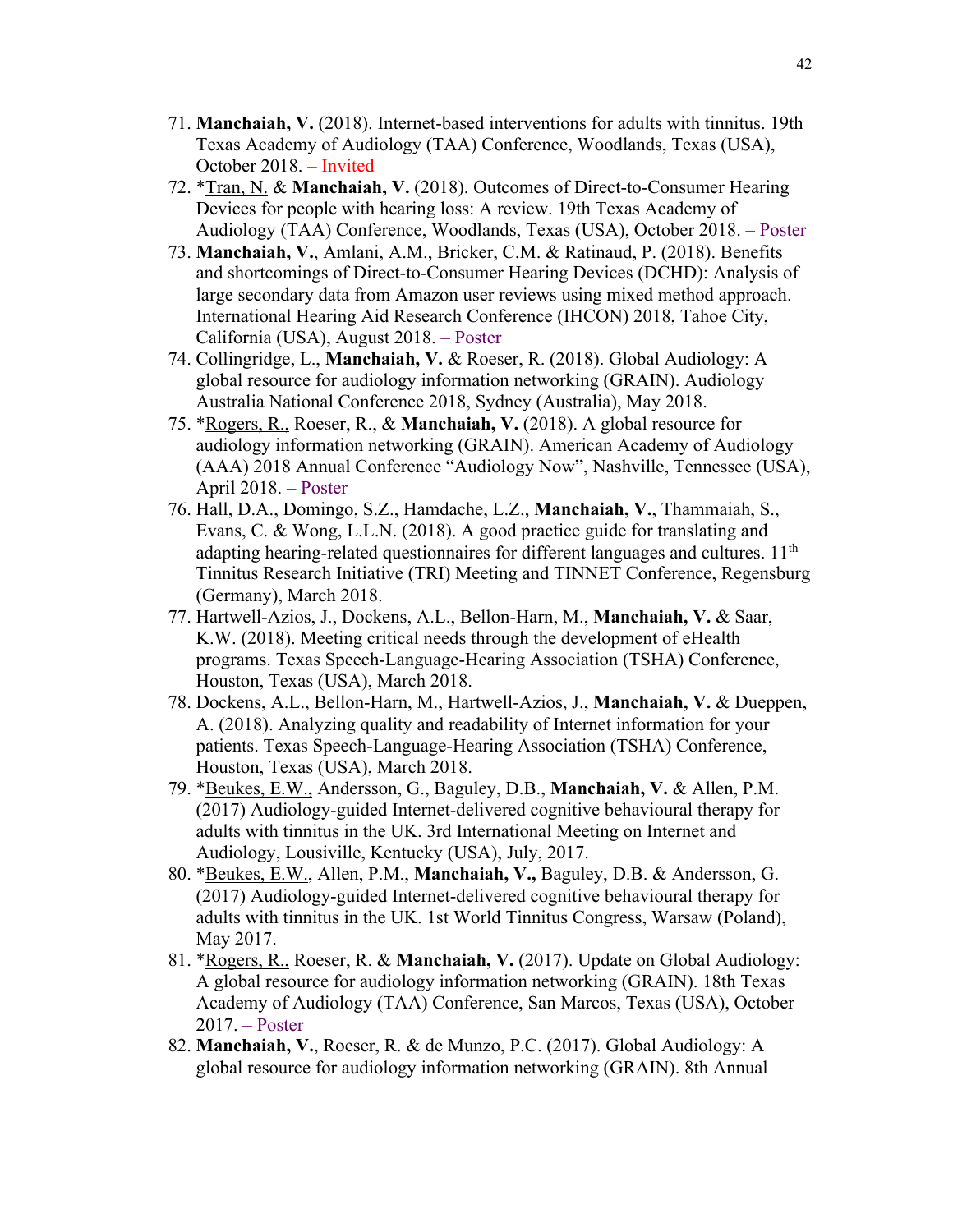71. **Manchaiah, V.** (2018). Internet-based interventions for adults with tinnitus. 19th Texas Academy of Audiology (TAA) Conference, Woodlands, Texas (USA), October 2018. – Invited
72. *Tran, N. & **Manchaiah, V.** (2018). Outcomes of Direct-to-Consumer Hearing Devices for people with hearing loss: A review. 19th Texas Academy of Audiology (TAA) Conference, Woodlands, Texas (USA), October 2018. – Poster
73. **Manchaiah, V.**, Amlani, A.M., Bricker, C.M. & Ratinaud, P. (2018). Benefits and shortcomings of Direct-to-Consumer Hearing Devices (DCHD): Analysis of large secondary data from Amazon user reviews using mixed method approach. International Hearing Aid Research Conference (IHCON) 2018, Tahoe City, California (USA), August 2018. – Poster
74. Collingridge, L., **Manchaiah, V.** & Roeser, R. (2018). Global Audiology: A global resource for audiology information networking (GRAIN). Audiology Australia National Conference 2018, Sydney (Australia), May 2018.
75. *Rogers, R., Roeser, R., & **Manchaiah, V.** (2018). A global resource for audiology information networking (GRAIN). American Academy of Audiology (AAA) 2018 Annual Conference "Audiology Now", Nashville, Tennessee (USA), April 2018. – Poster
76. Hall, D.A., Domingo, S.Z., Hamdache, L.Z., **Manchaiah, V.**, Thammaiah, S., Evans, C. & Wong, L.L.N. (2018). A good practice guide for translating and adapting hearing-related questionnaires for different languages and cultures. 11th Tinnitus Research Initiative (TRI) Meeting and TINNET Conference, Regensburg (Germany), March 2018.
77. Hartwell-Azios, J., Dockens, A.L., Bellon-Harn, M., **Manchaiah, V.** & Saar, K.W. (2018). Meeting critical needs through the development of eHealth programs. Texas Speech-Language-Hearing Association (TSHA) Conference, Houston, Texas (USA), March 2018.
78. Dockens, A.L., Bellon-Harn, M., Hartwell-Azios, J., **Manchaiah, V.** & Dueppen, A. (2018). Analyzing quality and readability of Internet information for your patients. Texas Speech-Language-Hearing Association (TSHA) Conference, Houston, Texas (USA), March 2018.
79. *Beukes, E.W., Andersson, G., Baguley, D.B., **Manchaiah, V.** & Allen, P.M. (2017) Audiology-guided Internet-delivered cognitive behavioural therapy for adults with tinnitus in the UK. 3rd International Meeting on Internet and Audiology, Lousiville, Kentucky (USA), July, 2017.
80. *Beukes, E.W., Allen, P.M., **Manchaiah, V.,** Baguley, D.B. & Andersson, G. (2017) Audiology-guided Internet-delivered cognitive behavioural therapy for adults with tinnitus in the UK. 1st World Tinnitus Congress, Warsaw (Poland), May 2017.
81. *Rogers, R., Roeser, R. & **Manchaiah, V.** (2017). Update on Global Audiology: A global resource for audiology information networking (GRAIN). 18th Texas Academy of Audiology (TAA) Conference, San Marcos, Texas (USA), October 2017. – Poster
82. **Manchaiah, V.**, Roeser, R. & de Munzo, P.C. (2017). Global Audiology: A global resource for audiology information networking (GRAIN). 8th Annual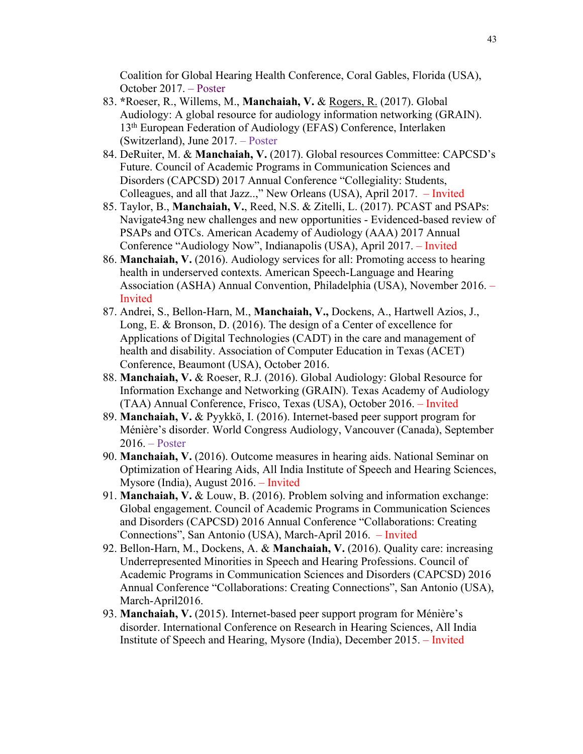Coalition for Global Hearing Health Conference, Coral Gables, Florida (USA), October 2017. – Poster

83. ***Roeser, R., Willems, M., **Manchaiah, V.** & Rogers, R. (2017). Global Audiology: A global resource for audiology information networking (GRAIN). 13th European Federation of Audiology (EFAS) Conference, Interlaken (Switzerland), June 2017. – Poster
84. DeRuiter, M. & **Manchaiah, V.** (2017). Global resources Committee: CAPCSD's Future. Council of Academic Programs in Communication Sciences and Disorders (CAPCSD) 2017 Annual Conference "Collegiality: Students, Colleagues, and all that Jazz..," New Orleans (USA), April 2017. – Invited
85. Taylor, B., **Manchaiah, V.**, Reed, N.S. & Zitelli, L. (2017). PCAST and PSAPs: Navigate43ng new challenges and new opportunities - Evidenced-based review of PSAPs and OTCs. American Academy of Audiology (AAA) 2017 Annual Conference "Audiology Now", Indianapolis (USA), April 2017. – Invited
86. **Manchaiah, V.** (2016). Audiology services for all: Promoting access to hearing health in underserved contexts. American Speech-Language and Hearing Association (ASHA) Annual Convention, Philadelphia (USA), November 2016. – Invited
87. Andrei, S., Bellon-Harn, M., **Manchaiah, V.,** Dockens, A., Hartwell Azios, J., Long, E. & Bronson, D. (2016). The design of a Center of excellence for Applications of Digital Technologies (CADT) in the care and management of health and disability. Association of Computer Education in Texas (ACET) Conference, Beaumont (USA), October 2016.
88. **Manchaiah, V.** & Roeser, R.J. (2016). Global Audiology: Global Resource for Information Exchange and Networking (GRAIN). Texas Academy of Audiology (TAA) Annual Conference, Frisco, Texas (USA), October 2016. – Invited
89. **Manchaiah, V.** & Pyykkö, I. (2016). Internet-based peer support program for Ménière's disorder. World Congress Audiology, Vancouver (Canada), September 2016. – Poster
90. **Manchaiah, V.** (2016). Outcome measures in hearing aids. National Seminar on Optimization of Hearing Aids, All India Institute of Speech and Hearing Sciences, Mysore (India), August 2016. – Invited
91. **Manchaiah, V.** & Louw, B. (2016). Problem solving and information exchange: Global engagement. Council of Academic Programs in Communication Sciences and Disorders (CAPCSD) 2016 Annual Conference "Collaborations: Creating Connections", San Antonio (USA), March-April 2016. – Invited
92. Bellon-Harn, M., Dockens, A. & **Manchaiah, V.** (2016). Quality care: increasing Underrepresented Minorities in Speech and Hearing Professions. Council of Academic Programs in Communication Sciences and Disorders (CAPCSD) 2016 Annual Conference "Collaborations: Creating Connections", San Antonio (USA), March-April2016.
93. **Manchaiah, V.** (2015). Internet-based peer support program for Ménière's disorder. International Conference on Research in Hearing Sciences, All India Institute of Speech and Hearing, Mysore (India), December 2015. – Invited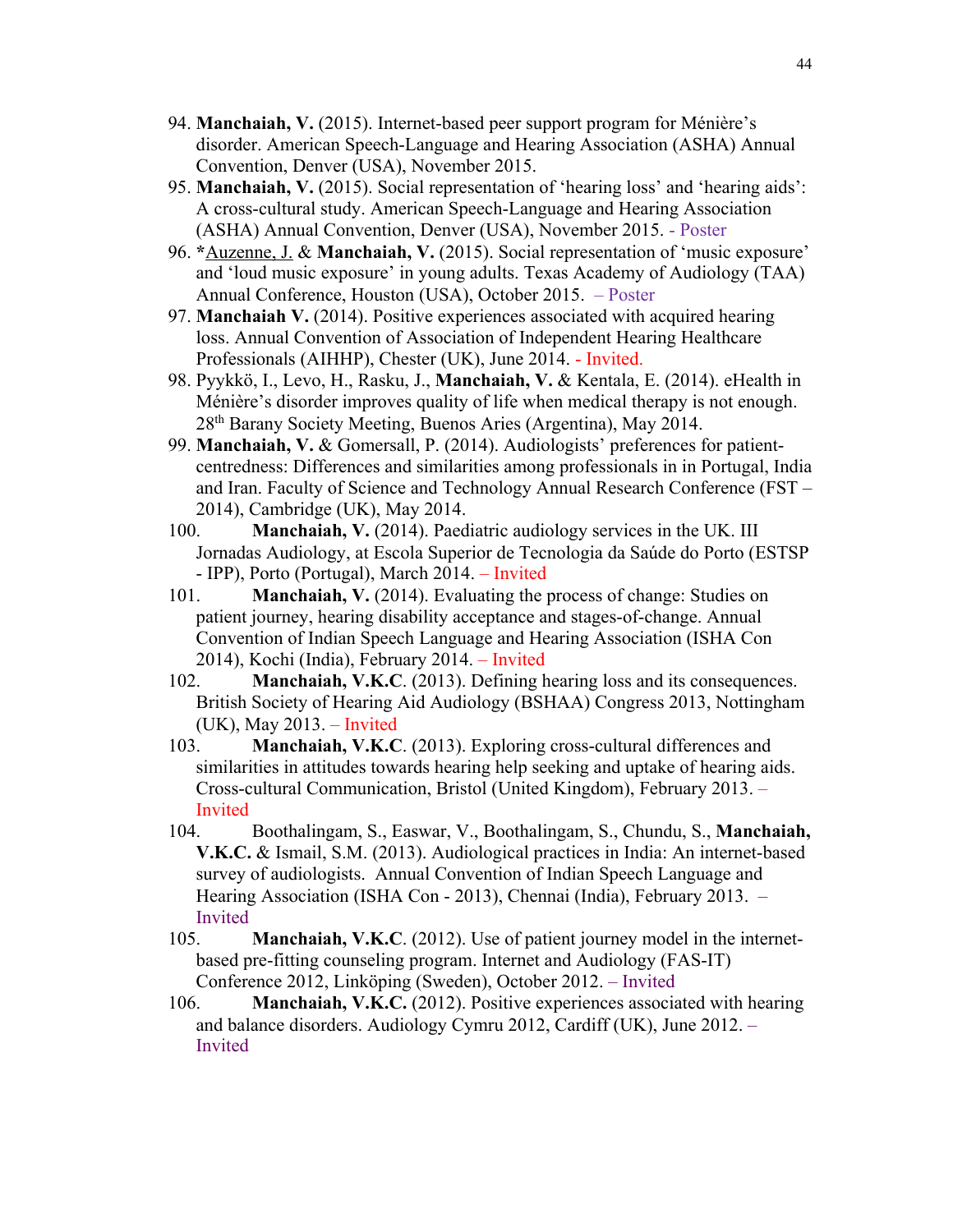94. **Manchaiah, V.** (2015). Internet-based peer support program for Ménière's disorder. American Speech-Language and Hearing Association (ASHA) Annual Convention, Denver (USA), November 2015.
95. **Manchaiah, V.** (2015). Social representation of 'hearing loss' and 'hearing aids': A cross-cultural study. American Speech-Language and Hearing Association (ASHA) Annual Convention, Denver (USA), November 2015. - Poster
96. ***Auzenne, J.** & **Manchaiah, V.** (2015). Social representation of 'music exposure' and 'loud music exposure' in young adults. Texas Academy of Audiology (TAA) Annual Conference, Houston (USA), October 2015. – Poster
97. **Manchaiah V.** (2014). Positive experiences associated with acquired hearing loss. Annual Convention of Association of Independent Hearing Healthcare Professionals (AIHHP), Chester (UK), June 2014. - Invited.
98. Pyykkö, I., Levo, H., Rasku, J., **Manchaiah, V.** & Kentala, E. (2014). eHealth in Ménière's disorder improves quality of life when medical therapy is not enough. 28th Barany Society Meeting, Buenos Aries (Argentina), May 2014.
99. **Manchaiah, V.** & Gomersall, P. (2014). Audiologists' preferences for patient-centredness: Differences and similarities among professionals in in Portugal, India and Iran. Faculty of Science and Technology Annual Research Conference (FST – 2014), Cambridge (UK), May 2014.
100. **Manchaiah, V.** (2014). Paediatric audiology services in the UK. III Jornadas Audiology, at Escola Superior de Tecnologia da Saúde do Porto (ESTSP - IPP), Porto (Portugal), March 2014. – Invited
101. **Manchaiah, V.** (2014). Evaluating the process of change: Studies on patient journey, hearing disability acceptance and stages-of-change. Annual Convention of Indian Speech Language and Hearing Association (ISHA Con 2014), Kochi (India), February 2014. – Invited
102. **Manchaiah, V.K.C**. (2013). Defining hearing loss and its consequences. British Society of Hearing Aid Audiology (BSHAA) Congress 2013, Nottingham (UK), May 2013. – Invited
103. **Manchaiah, V.K.C**. (2013). Exploring cross-cultural differences and similarities in attitudes towards hearing help seeking and uptake of hearing aids. Cross-cultural Communication, Bristol (United Kingdom), February 2013. – Invited
104. Boothalingam, S., Easwar, V., Boothalingam, S., Chundu, S., **Manchaiah, V.K.C.** & Ismail, S.M. (2013). Audiological practices in India: An internet-based survey of audiologists. Annual Convention of Indian Speech Language and Hearing Association (ISHA Con - 2013), Chennai (India), February 2013. – Invited
105. **Manchaiah, V.K.C**. (2012). Use of patient journey model in the internet-based pre-fitting counseling program. Internet and Audiology (FAS-IT) Conference 2012, Linköping (Sweden), October 2012. – Invited
106. **Manchaiah, V.K.C.** (2012). Positive experiences associated with hearing and balance disorders. Audiology Cymru 2012, Cardiff (UK), June 2012. – Invited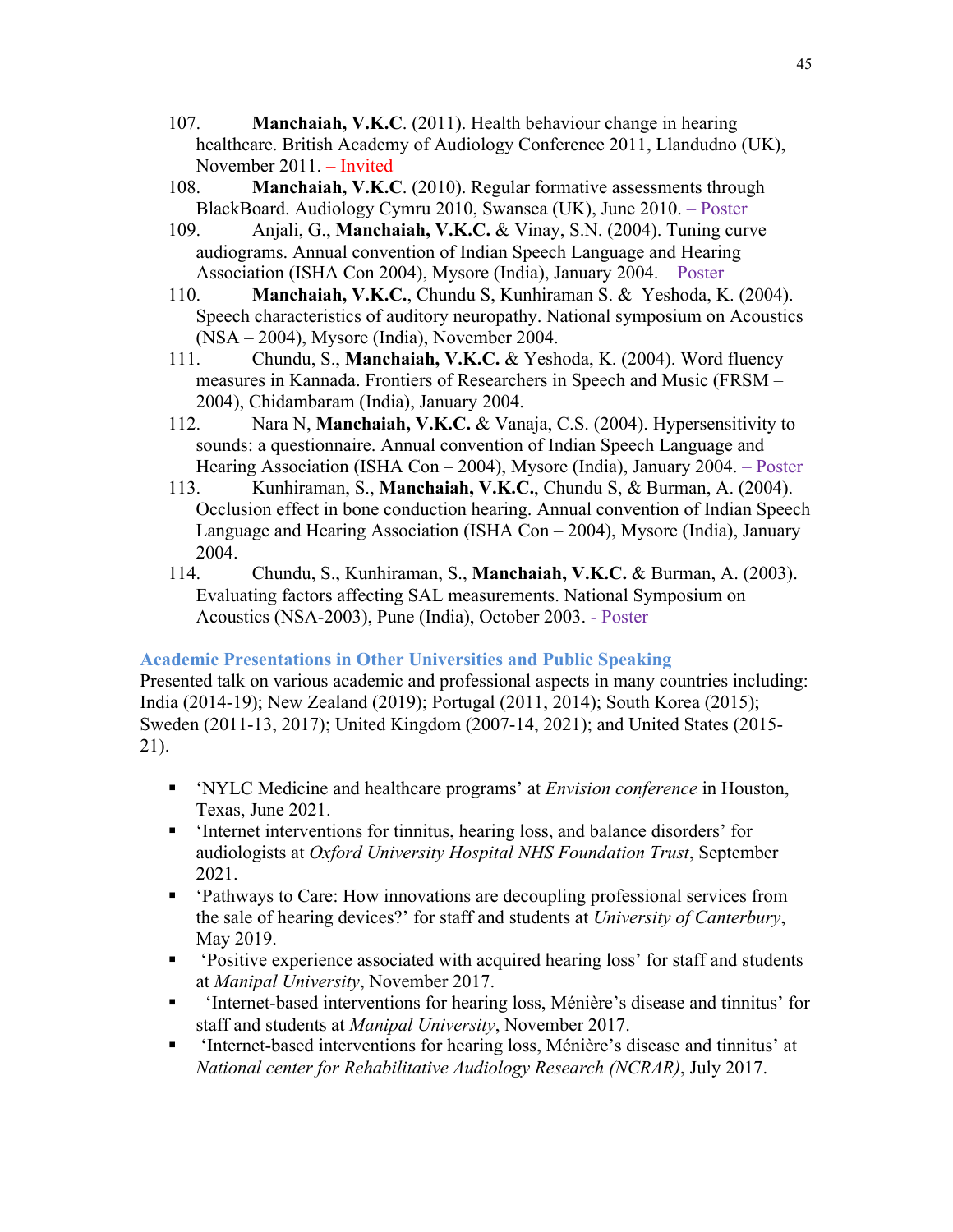107. **Manchaiah, V.K.C**. (2011). Health behaviour change in hearing healthcare. British Academy of Audiology Conference 2011, Llandudno (UK), November 2011. – Invited
108. **Manchaiah, V.K.C**. (2010). Regular formative assessments through BlackBoard. Audiology Cymru 2010, Swansea (UK), June 2010. – Poster
109. Anjali, G., **Manchaiah, V.K.C.** & Vinay, S.N. (2004). Tuning curve audiograms. Annual convention of Indian Speech Language and Hearing Association (ISHA Con 2004), Mysore (India), January 2004. – Poster
110. **Manchaiah, V.K.C.**, Chundu S, Kunhiraman S. & Yeshoda, K. (2004). Speech characteristics of auditory neuropathy. National symposium on Acoustics (NSA – 2004), Mysore (India), November 2004.
111. Chundu, S., **Manchaiah, V.K.C.** & Yeshoda, K. (2004). Word fluency measures in Kannada. Frontiers of Researchers in Speech and Music (FRSM – 2004), Chidambaram (India), January 2004.
112. Nara N, **Manchaiah, V.K.C.** & Vanaja, C.S. (2004). Hypersensitivity to sounds: a questionnaire. Annual convention of Indian Speech Language and Hearing Association (ISHA Con – 2004), Mysore (India), January 2004. – Poster
113. Kunhiraman, S., **Manchaiah, V.K.C.**, Chundu S, & Burman, A. (2004). Occlusion effect in bone conduction hearing. Annual convention of Indian Speech Language and Hearing Association (ISHA Con – 2004), Mysore (India), January 2004.
114. Chundu, S., Kunhiraman, S., **Manchaiah, V.K.C.** & Burman, A. (2003). Evaluating factors affecting SAL measurements. National Symposium on Acoustics (NSA-2003), Pune (India), October 2003. - Poster

### Academic Presentations in Other Universities and Public Speaking

Presented talk on various academic and professional aspects in many countries including: India (2014-19); New Zealand (2019); Portugal (2011, 2014); South Korea (2015); Sweden (2011-13, 2017); United Kingdom (2007-14, 2021); and United States (2015-21).

- 'NYLC Medicine and healthcare programs' at *Envision conference* in Houston, Texas, June 2021.
- 'Internet interventions for tinnitus, hearing loss, and balance disorders' for audiologists at *Oxford University Hospital NHS Foundation Trust*, September 2021.
- 'Pathways to Care: How innovations are decoupling professional services from the sale of hearing devices?' for staff and students at *University of Canterbury*, May 2019.
- 'Positive experience associated with acquired hearing loss' for staff and students at *Manipal University*, November 2017.
- 'Internet-based interventions for hearing loss, Ménière's disease and tinnitus' for staff and students at *Manipal University*, November 2017.
- 'Internet-based interventions for hearing loss, Ménière's disease and tinnitus' at *National center for Rehabilitative Audiology Research (NCRAR)*, July 2017.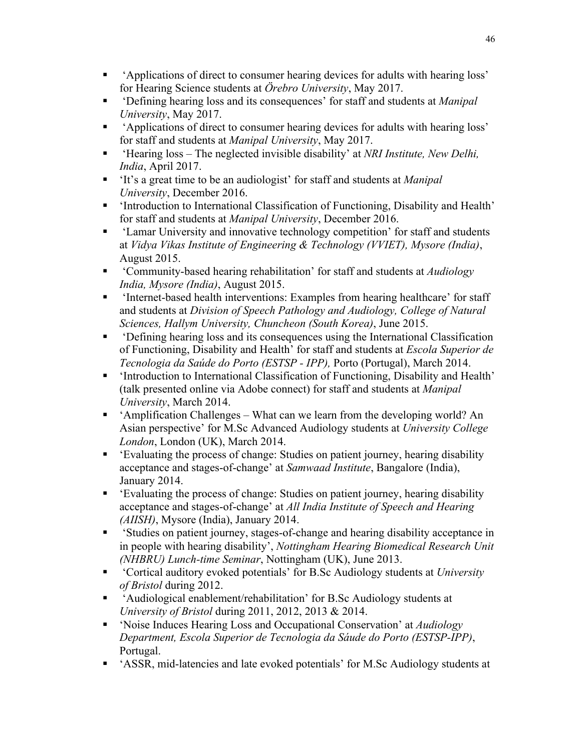- 'Applications of direct to consumer hearing devices for adults with hearing loss' for Hearing Science students at *Örebro University*, May 2017.
- 'Defining hearing loss and its consequences' for staff and students at *Manipal University*, May 2017.
- 'Applications of direct to consumer hearing devices for adults with hearing loss' for staff and students at *Manipal University*, May 2017.
- 'Hearing loss – The neglected invisible disability' at *NRI Institute, New Delhi, India*, April 2017.
- 'It's a great time to be an audiologist' for staff and students at *Manipal University*, December 2016.
- 'Introduction to International Classification of Functioning, Disability and Health' for staff and students at *Manipal University*, December 2016.
- 'Lamar University and innovative technology competition' for staff and students at *Vidya Vikas Institute of Engineering & Technology (VVIET), Mysore (India)*, August 2015.
- 'Community-based hearing rehabilitation' for staff and students at *Audiology India, Mysore (India)*, August 2015.
- 'Internet-based health interventions: Examples from hearing healthcare' for staff and students at *Division of Speech Pathology and Audiology, College of Natural Sciences, Hallym University, Chuncheon (South Korea)*, June 2015.
- 'Defining hearing loss and its consequences using the International Classification of Functioning, Disability and Health' for staff and students at *Escola Superior de Tecnologia da Saúde do Porto (ESTSP - IPP),* Porto (Portugal), March 2014.
- 'Introduction to International Classification of Functioning, Disability and Health' (talk presented online via Adobe connect) for staff and students at *Manipal University*, March 2014.
- 'Amplification Challenges – What can we learn from the developing world? An Asian perspective' for M.Sc Advanced Audiology students at *University College London*, London (UK), March 2014.
- 'Evaluating the process of change: Studies on patient journey, hearing disability acceptance and stages-of-change' at *Samwaad Institute*, Bangalore (India), January 2014.
- 'Evaluating the process of change: Studies on patient journey, hearing disability acceptance and stages-of-change' at *All India Institute of Speech and Hearing (AIISH)*, Mysore (India), January 2014.
- 'Studies on patient journey, stages-of-change and hearing disability acceptance in in people with hearing disability', *Nottingham Hearing Biomedical Research Unit (NHBRU) Lunch-time Seminar*, Nottingham (UK), June 2013.
- 'Cortical auditory evoked potentials' for B.Sc Audiology students at *University of Bristol* during 2012.
- 'Audiological enablement/rehabilitation' for B.Sc Audiology students at *University of Bristol* during 2011, 2012, 2013 & 2014.
- 'Noise Induces Hearing Loss and Occupational Conservation' at *Audiology Department, Escola Superior de Tecnologia da Sáude do Porto (ESTSP-IPP)*, Portugal.
- 'ASSR, mid-latencies and late evoked potentials' for M.Sc Audiology students at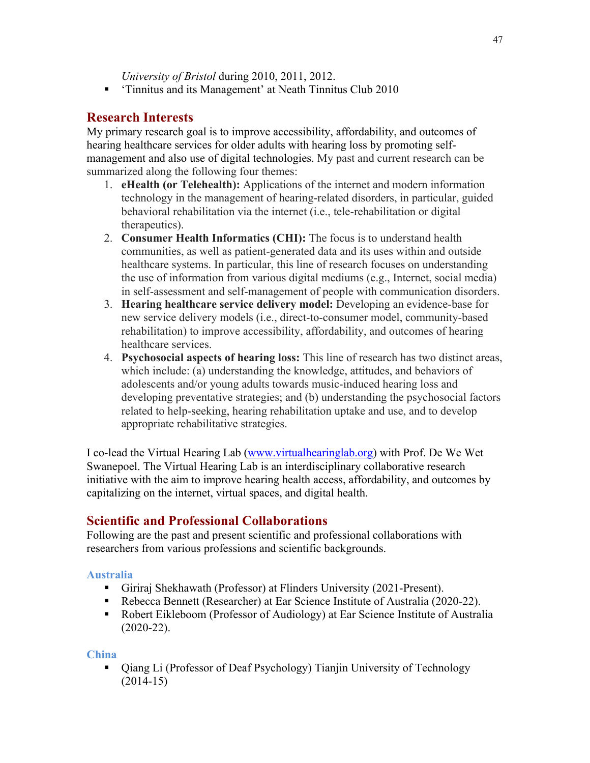*University of Bristol* during 2010, 2011, 2012.

- 'Tinnitus and its Management' at Neath Tinnitus Club 2010

## Research Interests

My primary research goal is to improve accessibility, affordability, and outcomes of hearing healthcare services for older adults with hearing loss by promoting self-management and also use of digital technologies. My past and current research can be summarized along the following four themes:

1. **eHealth (or Telehealth):** Applications of the internet and modern information technology in the management of hearing-related disorders, in particular, guided behavioral rehabilitation via the internet (i.e., tele-rehabilitation or digital therapeutics).
2. **Consumer Health Informatics (CHI):** The focus is to understand health communities, as well as patient-generated data and its uses within and outside healthcare systems. In particular, this line of research focuses on understanding the use of information from various digital mediums (e.g., Internet, social media) in self-assessment and self-management of people with communication disorders.
3. **Hearing healthcare service delivery model:** Developing an evidence-base for new service delivery models (i.e., direct-to-consumer model, community-based rehabilitation) to improve accessibility, affordability, and outcomes of hearing healthcare services.
4. **Psychosocial aspects of hearing loss:** This line of research has two distinct areas, which include: (a) understanding the knowledge, attitudes, and behaviors of adolescents and/or young adults towards music-induced hearing loss and developing preventative strategies; and (b) understanding the psychosocial factors related to help-seeking, hearing rehabilitation uptake and use, and to develop appropriate rehabilitative strategies.

I co-lead the Virtual Hearing Lab (www.virtualhearinglab.org) with Prof. De We Wet Swanepoel. The Virtual Hearing Lab is an interdisciplinary collaborative research initiative with the aim to improve hearing health access, affordability, and outcomes by capitalizing on the internet, virtual spaces, and digital health.

## Scientific and Professional Collaborations

Following are the past and present scientific and professional collaborations with researchers from various professions and scientific backgrounds.

### Australia

- Giriraj Shekhawath (Professor) at Flinders University (2021-Present).
- Rebecca Bennett (Researcher) at Ear Science Institute of Australia (2020-22).
- Robert Eikleboom (Professor of Audiology) at Ear Science Institute of Australia (2020-22).

### China

- Qiang Li (Professor of Deaf Psychology) Tianjin University of Technology (2014-15)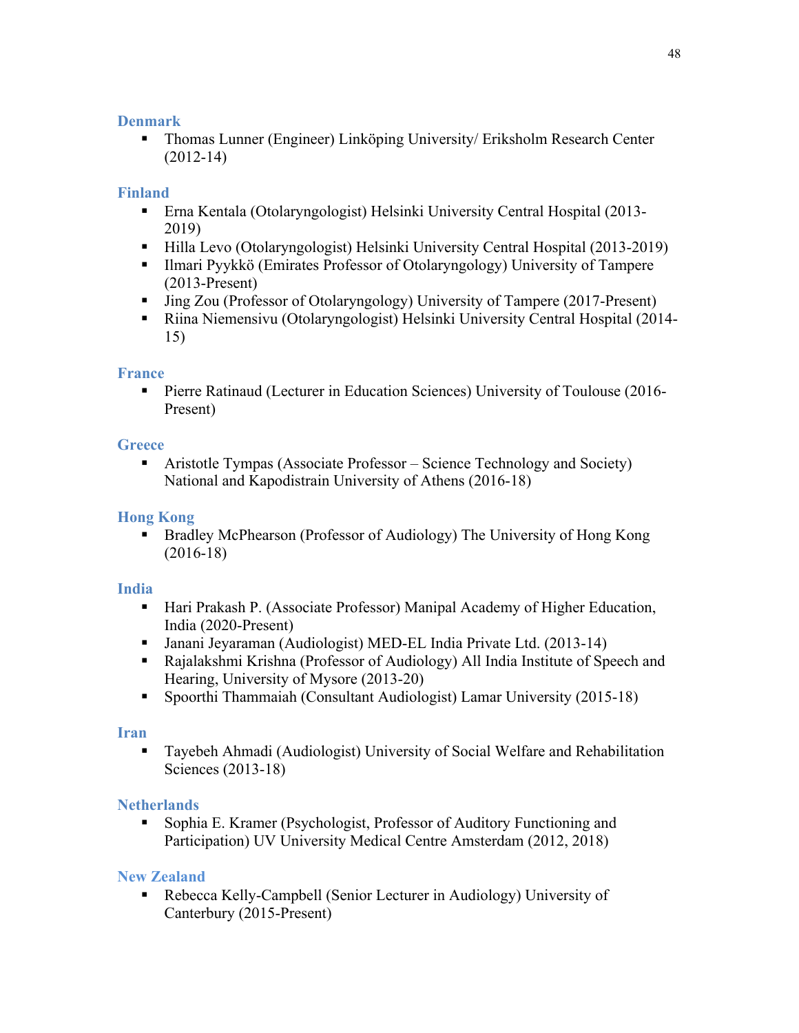### Denmark

- Thomas Lunner (Engineer) Linköping University/ Eriksholm Research Center (2012-14)

### Finland

- Erna Kentala (Otolaryngologist) Helsinki University Central Hospital (2013-2019)
- Hilla Levo (Otolaryngologist) Helsinki University Central Hospital (2013-2019)
- Ilmari Pyykkö (Emirates Professor of Otolaryngology) University of Tampere (2013-Present)
- Jing Zou (Professor of Otolaryngology) University of Tampere (2017-Present)
- Riina Niemensivu (Otolaryngologist) Helsinki University Central Hospital (2014-15)

### France

- Pierre Ratinaud (Lecturer in Education Sciences) University of Toulouse (2016-Present)

### Greece

- Aristotle Tympas (Associate Professor – Science Technology and Society) National and Kapodistrain University of Athens (2016-18)

### Hong Kong

- Bradley McPhearson (Professor of Audiology) The University of Hong Kong (2016-18)

### India

- Hari Prakash P. (Associate Professor) Manipal Academy of Higher Education, India (2020-Present)
- Janani Jeyaraman (Audiologist) MED-EL India Private Ltd. (2013-14)
- Rajalakshmi Krishna (Professor of Audiology) All India Institute of Speech and Hearing, University of Mysore (2013-20)
- Spoorthi Thammaiah (Consultant Audiologist) Lamar University (2015-18)

### Iran

- Tayebeh Ahmadi (Audiologist) University of Social Welfare and Rehabilitation Sciences (2013-18)

### Netherlands

- Sophia E. Kramer (Psychologist, Professor of Auditory Functioning and Participation) UV University Medical Centre Amsterdam (2012, 2018)

### New Zealand

- Rebecca Kelly-Campbell (Senior Lecturer in Audiology) University of Canterbury (2015-Present)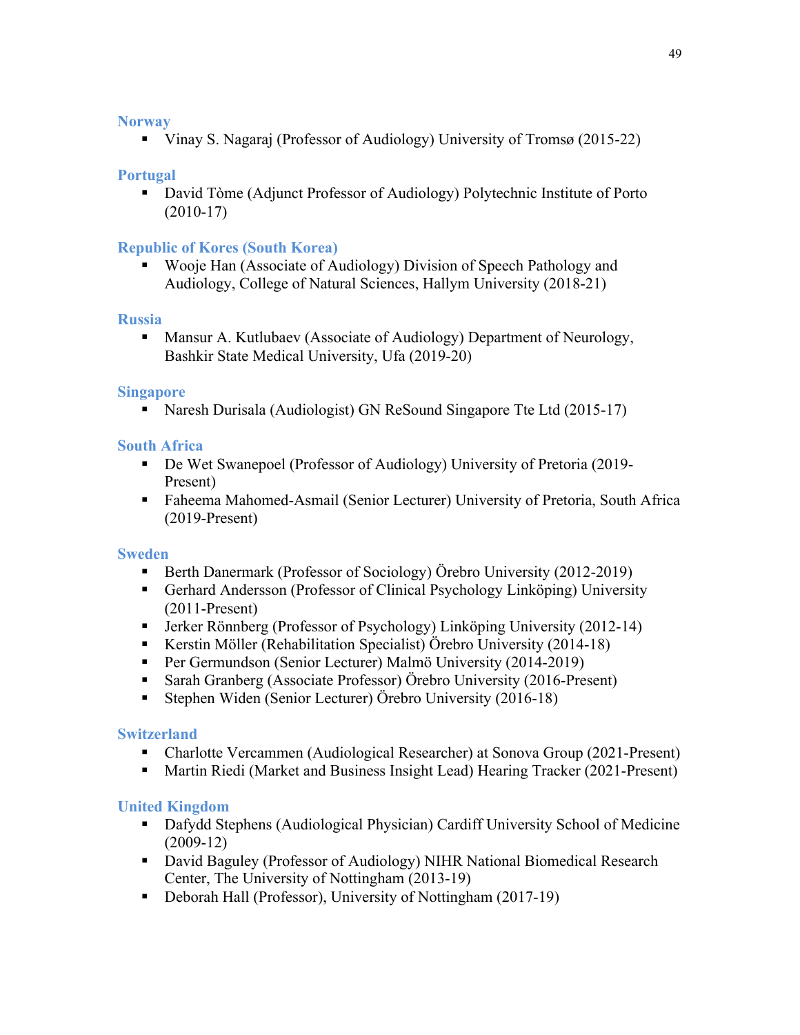### Norway

- Vinay S. Nagaraj (Professor of Audiology) University of Tromsø (2015-22)

### Portugal

- David Tòme (Adjunct Professor of Audiology) Polytechnic Institute of Porto (2010-17)

### Republic of Kores (South Korea)

- Wooje Han (Associate of Audiology) Division of Speech Pathology and Audiology, College of Natural Sciences, Hallym University (2018-21)

### Russia

- Mansur A. Kutlubaev (Associate of Audiology) Department of Neurology, Bashkir State Medical University, Ufa (2019-20)

### Singapore

- Naresh Durisala (Audiologist) GN ReSound Singapore Tte Ltd (2015-17)

### South Africa

- De Wet Swanepoel (Professor of Audiology) University of Pretoria (2019-Present)
- Faheema Mahomed-Asmail (Senior Lecturer) University of Pretoria, South Africa (2019-Present)

### Sweden

- Berth Danermark (Professor of Sociology) Örebro University (2012-2019)
- Gerhard Andersson (Professor of Clinical Psychology Linköping) University (2011-Present)
- Jerker Rönnberg (Professor of Psychology) Linköping University (2012-14)
- Kerstin Möller (Rehabilitation Specialist) Örebro University (2014-18)
- Per Germundson (Senior Lecturer) Malmö University (2014-2019)
- Sarah Granberg (Associate Professor) Örebro University (2016-Present)
- Stephen Widen (Senior Lecturer) Örebro University (2016-18)

### Switzerland

- Charlotte Vercammen (Audiological Researcher) at Sonova Group (2021-Present)
- Martin Riedi (Market and Business Insight Lead) Hearing Tracker (2021-Present)

### United Kingdom

- Dafydd Stephens (Audiological Physician) Cardiff University School of Medicine (2009-12)
- David Baguley (Professor of Audiology) NIHR National Biomedical Research Center, The University of Nottingham (2013-19)
- Deborah Hall (Professor), University of Nottingham (2017-19)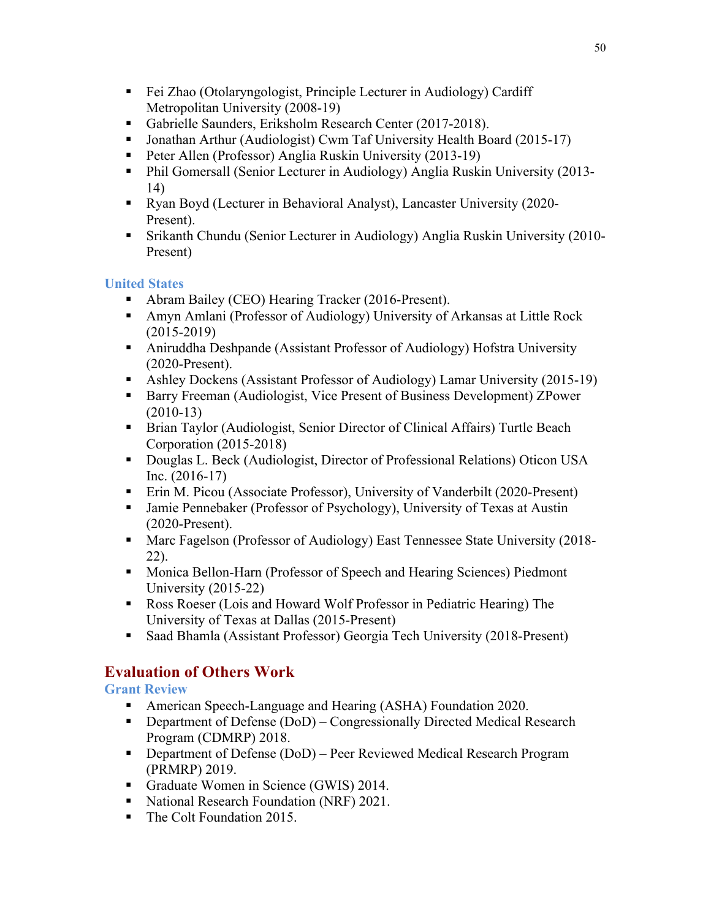- Fei Zhao (Otolaryngologist, Principle Lecturer in Audiology) Cardiff Metropolitan University (2008-19)
- Gabrielle Saunders, Eriksholm Research Center (2017-2018).
- Jonathan Arthur (Audiologist) Cwm Taf University Health Board (2015-17)
- Peter Allen (Professor) Anglia Ruskin University (2013-19)
- Phil Gomersall (Senior Lecturer in Audiology) Anglia Ruskin University (2013-14)
- Ryan Boyd (Lecturer in Behavioral Analyst), Lancaster University (2020-Present).
- Srikanth Chundu (Senior Lecturer in Audiology) Anglia Ruskin University (2010-Present)

### United States

- Abram Bailey (CEO) Hearing Tracker (2016-Present).
- Amyn Amlani (Professor of Audiology) University of Arkansas at Little Rock (2015-2019)
- Aniruddha Deshpande (Assistant Professor of Audiology) Hofstra University (2020-Present).
- Ashley Dockens (Assistant Professor of Audiology) Lamar University (2015-19)
- Barry Freeman (Audiologist, Vice Present of Business Development) ZPower (2010-13)
- Brian Taylor (Audiologist, Senior Director of Clinical Affairs) Turtle Beach Corporation (2015-2018)
- Douglas L. Beck (Audiologist, Director of Professional Relations) Oticon USA Inc. (2016-17)
- Erin M. Picou (Associate Professor), University of Vanderbilt (2020-Present)
- Jamie Pennebaker (Professor of Psychology), University of Texas at Austin (2020-Present).
- Marc Fagelson (Professor of Audiology) East Tennessee State University (2018-22).
- Monica Bellon-Harn (Professor of Speech and Hearing Sciences) Piedmont University (2015-22)
- Ross Roeser (Lois and Howard Wolf Professor in Pediatric Hearing) The University of Texas at Dallas (2015-Present)
- Saad Bhamla (Assistant Professor) Georgia Tech University (2018-Present)

## Evaluation of Others Work

### Grant Review

- American Speech-Language and Hearing (ASHA) Foundation 2020.
- Department of Defense (DoD) – Congressionally Directed Medical Research Program (CDMRP) 2018.
- Department of Defense (DoD) – Peer Reviewed Medical Research Program (PRMRP) 2019.
- Graduate Women in Science (GWIS) 2014.
- National Research Foundation (NRF) 2021.
- The Colt Foundation 2015.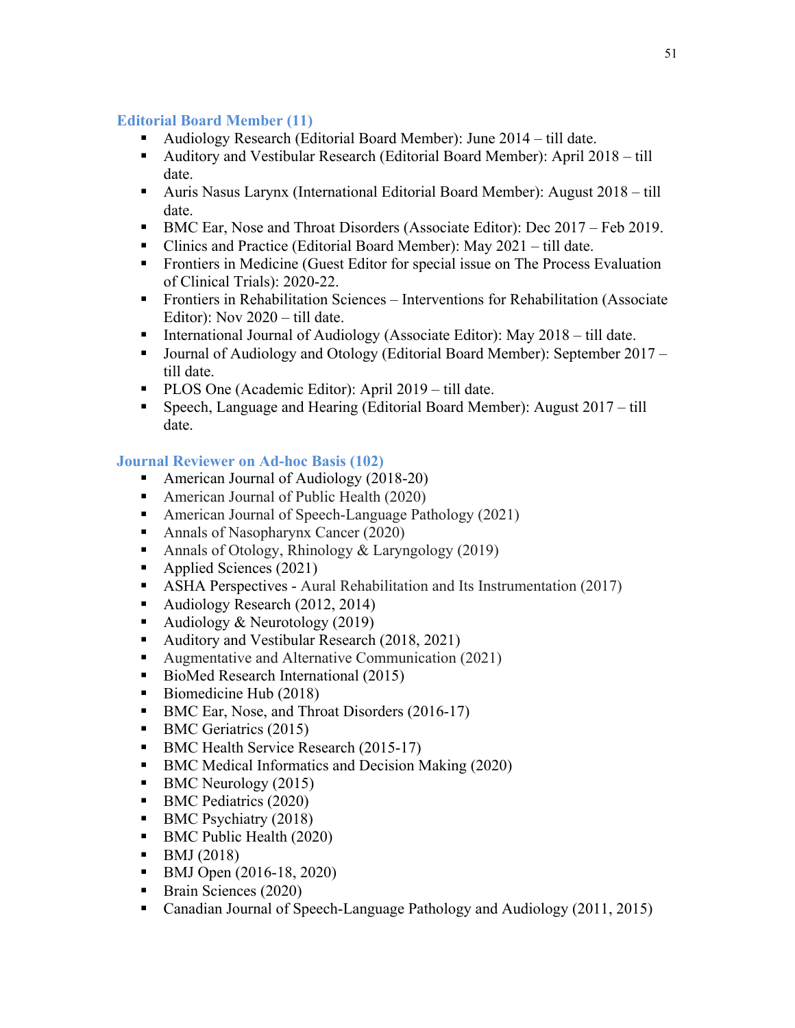### Editorial Board Member (11)

- Audiology Research (Editorial Board Member): June 2014 – till date.
- Auditory and Vestibular Research (Editorial Board Member): April 2018 – till date.
- Auris Nasus Larynx (International Editorial Board Member): August 2018 – till date.
- BMC Ear, Nose and Throat Disorders (Associate Editor): Dec 2017 – Feb 2019.
- Clinics and Practice (Editorial Board Member): May 2021 – till date.
- Frontiers in Medicine (Guest Editor for special issue on The Process Evaluation of Clinical Trials): 2020-22.
- Frontiers in Rehabilitation Sciences – Interventions for Rehabilitation (Associate Editor): Nov 2020 – till date.
- International Journal of Audiology (Associate Editor): May 2018 – till date.
- Journal of Audiology and Otology (Editorial Board Member): September 2017 – till date.
- PLOS One (Academic Editor): April 2019 – till date.
- Speech, Language and Hearing (Editorial Board Member): August 2017 – till date.

### Journal Reviewer on Ad-hoc Basis (102)

- American Journal of Audiology (2018-20)
- American Journal of Public Health (2020)
- American Journal of Speech-Language Pathology (2021)
- Annals of Nasopharynx Cancer (2020)
- Annals of Otology, Rhinology & Laryngology (2019)
- Applied Sciences (2021)
- ASHA Perspectives - Aural Rehabilitation and Its Instrumentation (2017)
- Audiology Research (2012, 2014)
- Audiology & Neurotology (2019)
- Auditory and Vestibular Research (2018, 2021)
- Augmentative and Alternative Communication (2021)
- BioMed Research International (2015)
- Biomedicine Hub (2018)
- BMC Ear, Nose, and Throat Disorders (2016-17)
- BMC Geriatrics (2015)
- BMC Health Service Research (2015-17)
- BMC Medical Informatics and Decision Making (2020)
- BMC Neurology (2015)
- BMC Pediatrics (2020)
- BMC Psychiatry (2018)
- BMC Public Health (2020)
- BMJ (2018)
- BMJ Open (2016-18, 2020)
- Brain Sciences (2020)
- Canadian Journal of Speech-Language Pathology and Audiology (2011, 2015)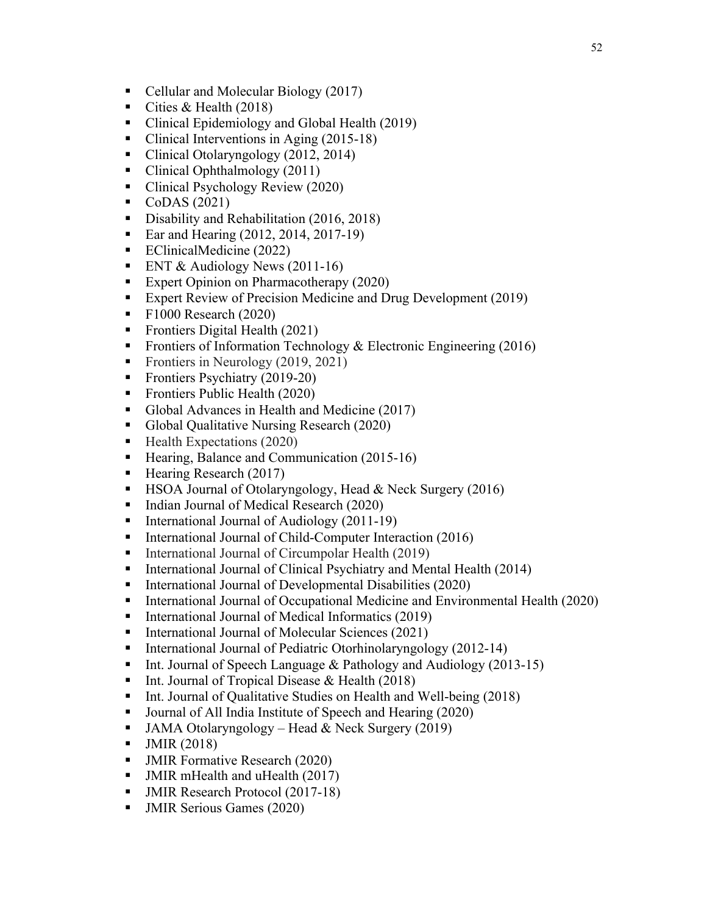- Cellular and Molecular Biology (2017)
- Cities & Health (2018)
- Clinical Epidemiology and Global Health (2019)
- Clinical Interventions in Aging (2015-18)
- Clinical Otolaryngology (2012, 2014)
- Clinical Ophthalmology (2011)
- Clinical Psychology Review (2020)
- CoDAS (2021)
- Disability and Rehabilitation (2016, 2018)
- Ear and Hearing (2012, 2014, 2017-19)
- EClinicalMedicine (2022)
- ENT & Audiology News (2011-16)
- Expert Opinion on Pharmacotherapy (2020)
- Expert Review of Precision Medicine and Drug Development (2019)
- F1000 Research (2020)
- Frontiers Digital Health (2021)
- Frontiers of Information Technology & Electronic Engineering (2016)
- Frontiers in Neurology (2019, 2021)
- Frontiers Psychiatry (2019-20)
- Frontiers Public Health (2020)
- Global Advances in Health and Medicine (2017)
- Global Qualitative Nursing Research (2020)
- Health Expectations (2020)
- Hearing, Balance and Communication (2015-16)
- Hearing Research (2017)
- HSOA Journal of Otolaryngology, Head & Neck Surgery (2016)
- Indian Journal of Medical Research (2020)
- International Journal of Audiology (2011-19)
- International Journal of Child-Computer Interaction (2016)
- International Journal of Circumpolar Health (2019)
- International Journal of Clinical Psychiatry and Mental Health (2014)
- International Journal of Developmental Disabilities (2020)
- International Journal of Occupational Medicine and Environmental Health (2020)
- International Journal of Medical Informatics (2019)
- International Journal of Molecular Sciences (2021)
- International Journal of Pediatric Otorhinolaryngology (2012-14)
- Int. Journal of Speech Language & Pathology and Audiology (2013-15)
- Int. Journal of Tropical Disease & Health (2018)
- Int. Journal of Qualitative Studies on Health and Well-being (2018)
- Journal of All India Institute of Speech and Hearing (2020)
- JAMA Otolaryngology – Head & Neck Surgery (2019)
- JMIR (2018)
- JMIR Formative Research (2020)
- JMIR mHealth and uHealth (2017)
- JMIR Research Protocol (2017-18)
- JMIR Serious Games (2020)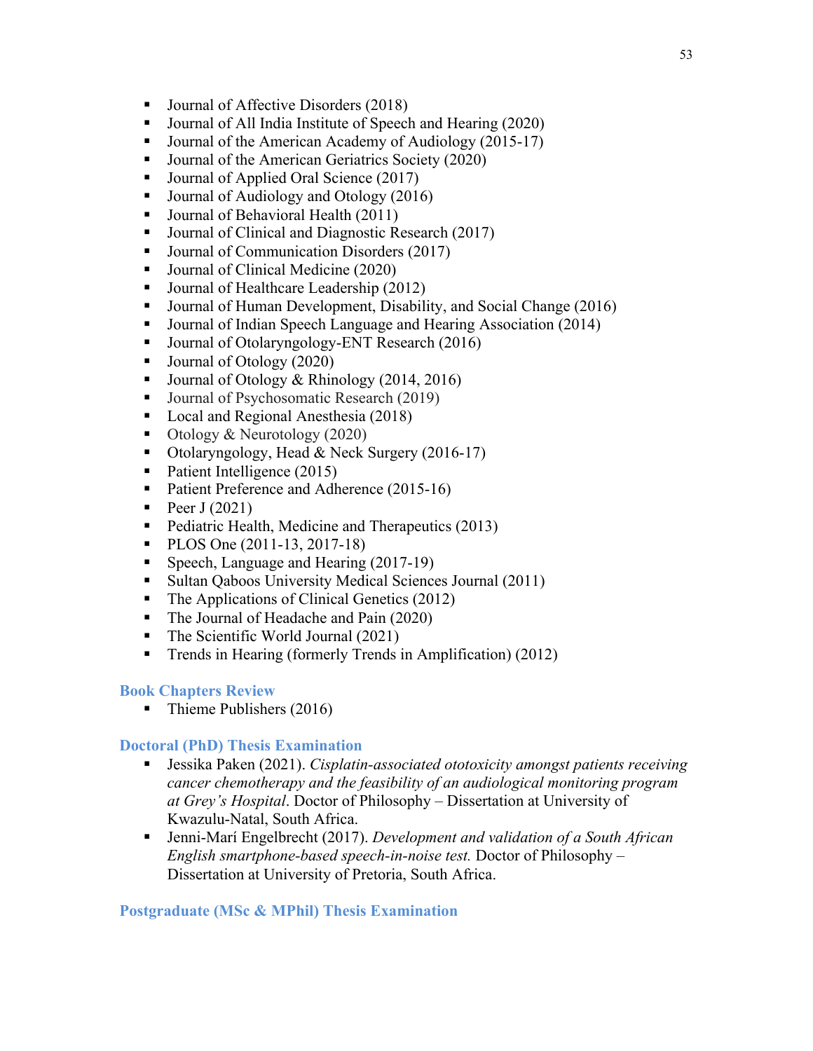- Journal of Affective Disorders (2018)
- Journal of All India Institute of Speech and Hearing (2020)
- Journal of the American Academy of Audiology (2015-17)
- Journal of the American Geriatrics Society (2020)
- Journal of Applied Oral Science (2017)
- Journal of Audiology and Otology (2016)
- Journal of Behavioral Health (2011)
- Journal of Clinical and Diagnostic Research (2017)
- Journal of Communication Disorders (2017)
- Journal of Clinical Medicine (2020)
- Journal of Healthcare Leadership (2012)
- Journal of Human Development, Disability, and Social Change (2016)
- Journal of Indian Speech Language and Hearing Association (2014)
- Journal of Otolaryngology-ENT Research (2016)
- Journal of Otology (2020)
- Journal of Otology & Rhinology (2014, 2016)
- Journal of Psychosomatic Research (2019)
- Local and Regional Anesthesia (2018)
- Otology & Neurotology (2020)
- Otolaryngology, Head & Neck Surgery (2016-17)
- Patient Intelligence (2015)
- Patient Preference and Adherence (2015-16)
- Peer J (2021)
- Pediatric Health, Medicine and Therapeutics (2013)
- PLOS One (2011-13, 2017-18)
- Speech, Language and Hearing (2017-19)
- Sultan Qaboos University Medical Sciences Journal (2011)
- The Applications of Clinical Genetics (2012)
- The Journal of Headache and Pain (2020)
- The Scientific World Journal (2021)
- Trends in Hearing (formerly Trends in Amplification) (2012)

### Book Chapters Review

- Thieme Publishers (2016)

### Doctoral (PhD) Thesis Examination

- Jessika Paken (2021). *Cisplatin-associated ototoxicity amongst patients receiving cancer chemotherapy and the feasibility of an audiological monitoring program at Grey's Hospital*. Doctor of Philosophy – Dissertation at University of Kwazulu-Natal, South Africa.
- Jenni-Marí Engelbrecht (2017). *Development and validation of a South African English smartphone-based speech-in-noise test.* Doctor of Philosophy – Dissertation at University of Pretoria, South Africa.

### Postgraduate (MSc & MPhil) Thesis Examination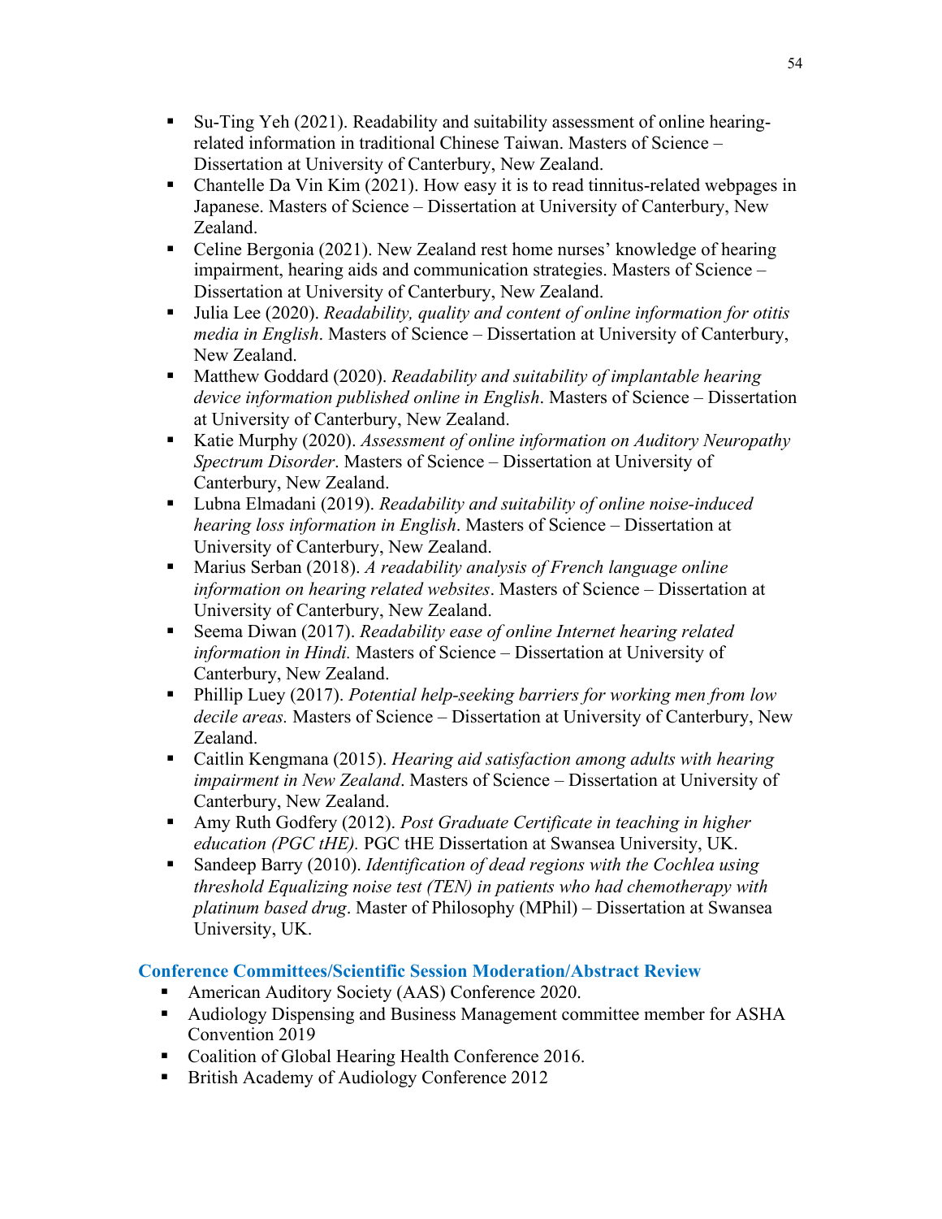- Su-Ting Yeh (2021). Readability and suitability assessment of online hearing-related information in traditional Chinese Taiwan. Masters of Science – Dissertation at University of Canterbury, New Zealand.
- Chantelle Da Vin Kim (2021). How easy it is to read tinnitus-related webpages in Japanese. Masters of Science – Dissertation at University of Canterbury, New Zealand.
- Celine Bergonia (2021). New Zealand rest home nurses' knowledge of hearing impairment, hearing aids and communication strategies. Masters of Science – Dissertation at University of Canterbury, New Zealand.
- Julia Lee (2020). *Readability, quality and content of online information for otitis media in English*. Masters of Science – Dissertation at University of Canterbury, New Zealand.
- Matthew Goddard (2020). *Readability and suitability of implantable hearing device information published online in English*. Masters of Science – Dissertation at University of Canterbury, New Zealand.
- Katie Murphy (2020). *Assessment of online information on Auditory Neuropathy Spectrum Disorder*. Masters of Science – Dissertation at University of Canterbury, New Zealand.
- Lubna Elmadani (2019). *Readability and suitability of online noise-induced hearing loss information in English*. Masters of Science – Dissertation at University of Canterbury, New Zealand.
- Marius Serban (2018). *A readability analysis of French language online information on hearing related websites*. Masters of Science – Dissertation at University of Canterbury, New Zealand.
- Seema Diwan (2017). *Readability ease of online Internet hearing related information in Hindi.* Masters of Science – Dissertation at University of Canterbury, New Zealand.
- Phillip Luey (2017). *Potential help-seeking barriers for working men from low decile areas.* Masters of Science – Dissertation at University of Canterbury, New Zealand.
- Caitlin Kengmana (2015). *Hearing aid satisfaction among adults with hearing impairment in New Zealand*. Masters of Science – Dissertation at University of Canterbury, New Zealand.
- Amy Ruth Godfery (2012). *Post Graduate Certificate in teaching in higher education (PGC tHE).* PGC tHE Dissertation at Swansea University, UK.
- Sandeep Barry (2010). *Identification of dead regions with the Cochlea using threshold Equalizing noise test (TEN) in patients who had chemotherapy with platinum based drug*. Master of Philosophy (MPhil) – Dissertation at Swansea University, UK.

## Conference Committees/Scientific Session Moderation/Abstract Review

- American Auditory Society (AAS) Conference 2020.
- Audiology Dispensing and Business Management committee member for ASHA Convention 2019
- Coalition of Global Hearing Health Conference 2016.
- British Academy of Audiology Conference 2012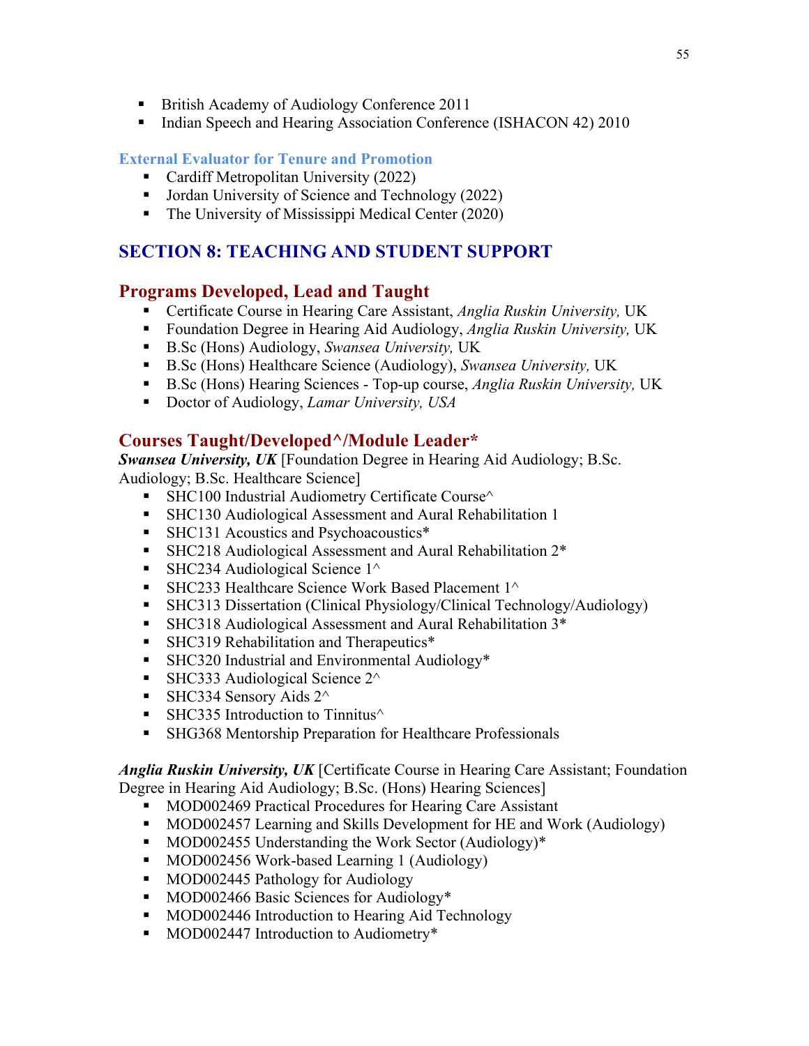- British Academy of Audiology Conference 2011
- Indian Speech and Hearing Association Conference (ISHACON 42) 2010

### External Evaluator for Tenure and Promotion

- Cardiff Metropolitan University (2022)
- Jordan University of Science and Technology (2022)
- The University of Mississippi Medical Center (2020)

## SECTION 8: TEACHING AND STUDENT SUPPORT

### Programs Developed, Lead and Taught

- Certificate Course in Hearing Care Assistant, *Anglia Ruskin University,* UK
- Foundation Degree in Hearing Aid Audiology, *Anglia Ruskin University,* UK
- B.Sc (Hons) Audiology, *Swansea University,* UK
- B.Sc (Hons) Healthcare Science (Audiology), *Swansea University,* UK
- B.Sc (Hons) Hearing Sciences - Top-up course, *Anglia Ruskin University,* UK
- Doctor of Audiology, *Lamar University, USA*

### Courses Taught/Developed^/Module Leader*

***Swansea University, UK*** [Foundation Degree in Hearing Aid Audiology; B.Sc. Audiology; B.Sc. Healthcare Science]

- SHC100 Industrial Audiometry Certificate Course^
- SHC130 Audiological Assessment and Aural Rehabilitation 1
- SHC131 Acoustics and Psychoacoustics*
- SHC218 Audiological Assessment and Aural Rehabilitation 2*
- SHC234 Audiological Science 1^
- SHC233 Healthcare Science Work Based Placement 1^
- SHC313 Dissertation (Clinical Physiology/Clinical Technology/Audiology)
- SHC318 Audiological Assessment and Aural Rehabilitation 3*
- SHC319 Rehabilitation and Therapeutics*
- SHC320 Industrial and Environmental Audiology*
- SHC333 Audiological Science 2^
- SHC334 Sensory Aids 2^
- SHC335 Introduction to Tinnitus^
- SHG368 Mentorship Preparation for Healthcare Professionals

***Anglia Ruskin University, UK*** [Certificate Course in Hearing Care Assistant; Foundation Degree in Hearing Aid Audiology; B.Sc. (Hons) Hearing Sciences]

- MOD002469 Practical Procedures for Hearing Care Assistant
- MOD002457 Learning and Skills Development for HE and Work (Audiology)
- MOD002455 Understanding the Work Sector (Audiology)*
- MOD002456 Work-based Learning 1 (Audiology)
- MOD002445 Pathology for Audiology
- MOD002466 Basic Sciences for Audiology*
- MOD002446 Introduction to Hearing Aid Technology
- MOD002447 Introduction to Audiometry*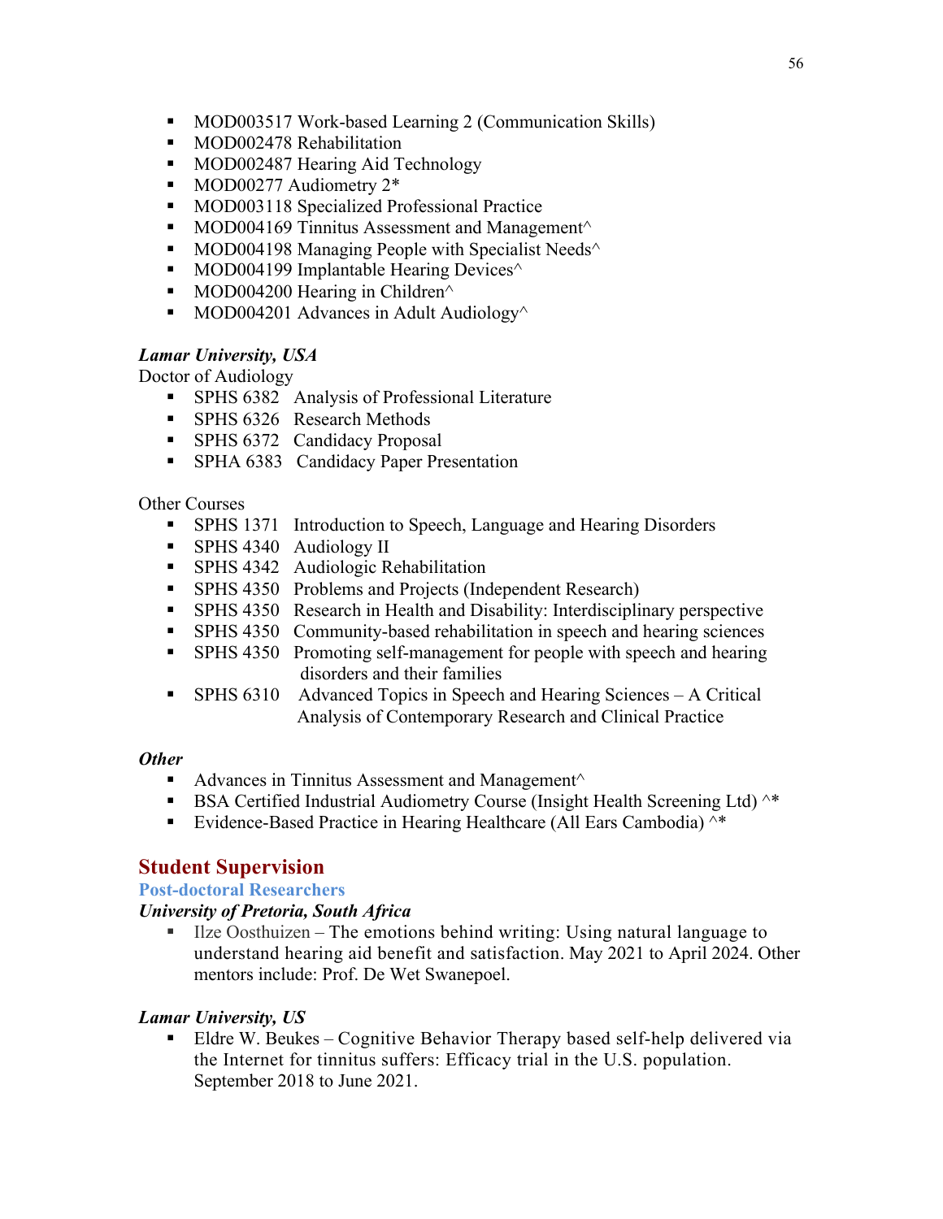- MOD003517 Work-based Learning 2 (Communication Skills)
- MOD002478 Rehabilitation
- MOD002487 Hearing Aid Technology
- MOD00277 Audiometry 2*
- MOD003118 Specialized Professional Practice
- MOD004169 Tinnitus Assessment and Management^
- MOD004198 Managing People with Specialist Needs^
- MOD004199 Implantable Hearing Devices^
- MOD004200 Hearing in Children^
- MOD004201 Advances in Adult Audiology^

***Lamar University, USA***

Doctor of Audiology

- SPHS 6382 Analysis of Professional Literature
- SPHS 6326 Research Methods
- SPHS 6372 Candidacy Proposal
- SPHA 6383 Candidacy Paper Presentation

Other Courses

- SPHS 1371 Introduction to Speech, Language and Hearing Disorders
- SPHS 4340 Audiology II
- SPHS 4342 Audiologic Rehabilitation
- SPHS 4350 Problems and Projects (Independent Research)
- SPHS 4350 Research in Health and Disability: Interdisciplinary perspective
- SPHS 4350 Community-based rehabilitation in speech and hearing sciences
- SPHS 4350 Promoting self-management for people with speech and hearing disorders and their families
- SPHS 6310 Advanced Topics in Speech and Hearing Sciences – A Critical Analysis of Contemporary Research and Clinical Practice

***Other***

- Advances in Tinnitus Assessment and Management^
- BSA Certified Industrial Audiometry Course (Insight Health Screening Ltd) ^*
- Evidence-Based Practice in Hearing Healthcare (All Ears Cambodia) ^*

## Student Supervision

### Post-doctoral Researchers

***University of Pretoria, South Africa***

- Ilze Oosthuizen – The emotions behind writing: Using natural language to understand hearing aid benefit and satisfaction. May 2021 to April 2024. Other mentors include: Prof. De Wet Swanepoel.

***Lamar University, US***

- Eldre W. Beukes – Cognitive Behavior Therapy based self-help delivered via the Internet for tinnitus suffers: Efficacy trial in the U.S. population. September 2018 to June 2021.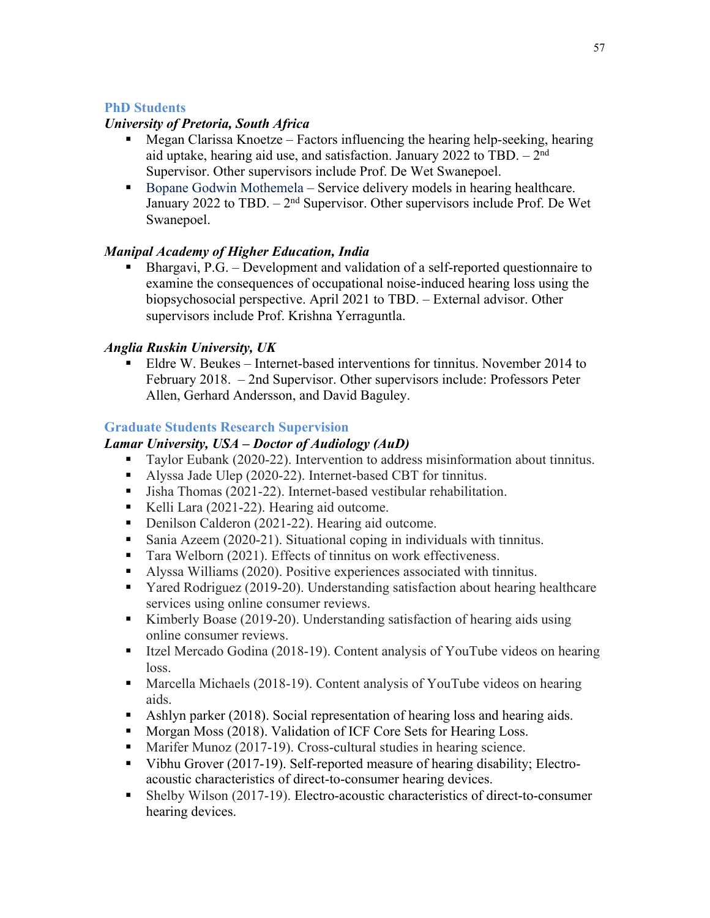## PhD Students

### *University of Pretoria, South Africa*

- Megan Clarissa Knoetze – Factors influencing the hearing help-seeking, hearing aid uptake, hearing aid use, and satisfaction. January 2022 to TBD. – 2nd Supervisor. Other supervisors include Prof. De Wet Swanepoel.
- Bopane Godwin Mothemela – Service delivery models in hearing healthcare. January 2022 to TBD. – 2nd Supervisor. Other supervisors include Prof. De Wet Swanepoel.

### *Manipal Academy of Higher Education, India*

- Bhargavi, P.G. – Development and validation of a self-reported questionnaire to examine the consequences of occupational noise-induced hearing loss using the biopsychosocial perspective. April 2021 to TBD. – External advisor. Other supervisors include Prof. Krishna Yerraguntla.

### *Anglia Ruskin University, UK*

- Eldre W. Beukes – Internet-based interventions for tinnitus. November 2014 to February 2018. – 2nd Supervisor. Other supervisors include: Professors Peter Allen, Gerhard Andersson, and David Baguley.

## Graduate Students Research Supervision

### *Lamar University, USA – Doctor of Audiology (AuD)*

- Taylor Eubank (2020-22). Intervention to address misinformation about tinnitus.
- Alyssa Jade Ulep (2020-22). Internet-based CBT for tinnitus.
- Jisha Thomas (2021-22). Internet-based vestibular rehabilitation.
- Kelli Lara (2021-22). Hearing aid outcome.
- Denilson Calderon (2021-22). Hearing aid outcome.
- Sania Azeem (2020-21). Situational coping in individuals with tinnitus.
- Tara Welborn (2021). Effects of tinnitus on work effectiveness.
- Alyssa Williams (2020). Positive experiences associated with tinnitus.
- Yared Rodriguez (2019-20). Understanding satisfaction about hearing healthcare services using online consumer reviews.
- Kimberly Boase (2019-20). Understanding satisfaction of hearing aids using online consumer reviews.
- Itzel Mercado Godina (2018-19). Content analysis of YouTube videos on hearing loss.
- Marcella Michaels (2018-19). Content analysis of YouTube videos on hearing aids.
- Ashlyn parker (2018). Social representation of hearing loss and hearing aids.
- Morgan Moss (2018). Validation of ICF Core Sets for Hearing Loss.
- Marifer Munoz (2017-19). Cross-cultural studies in hearing science.
- Vibhu Grover (2017-19). Self-reported measure of hearing disability; Electro-acoustic characteristics of direct-to-consumer hearing devices.
- Shelby Wilson (2017-19). Electro-acoustic characteristics of direct-to-consumer hearing devices.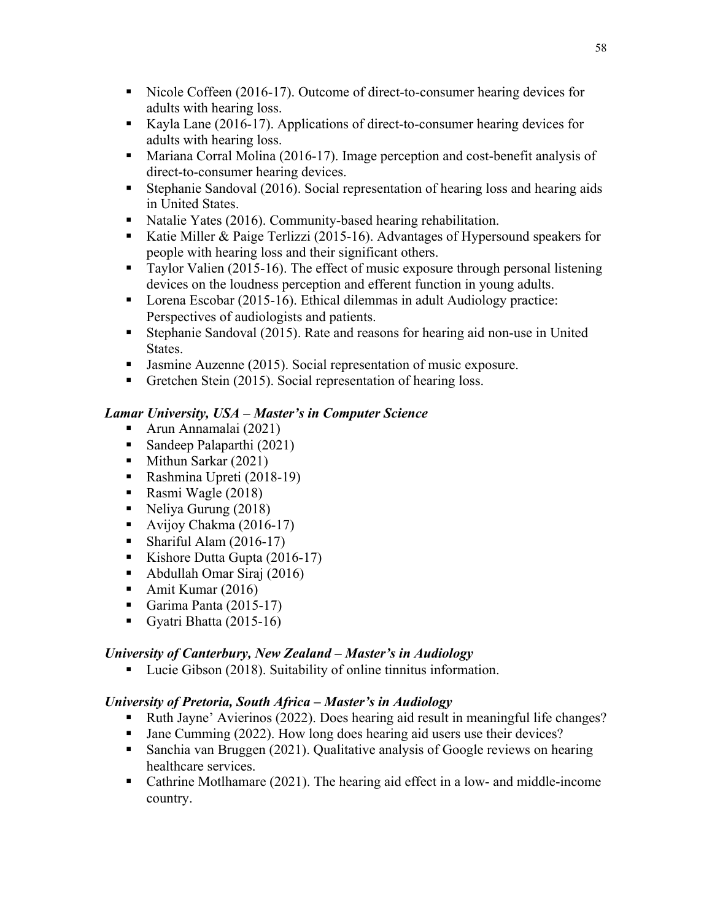- Nicole Coffeen (2016-17). Outcome of direct-to-consumer hearing devices for adults with hearing loss.
- Kayla Lane (2016-17). Applications of direct-to-consumer hearing devices for adults with hearing loss.
- Mariana Corral Molina (2016-17). Image perception and cost-benefit analysis of direct-to-consumer hearing devices.
- Stephanie Sandoval (2016). Social representation of hearing loss and hearing aids in United States.
- Natalie Yates (2016). Community-based hearing rehabilitation.
- Katie Miller & Paige Terlizzi (2015-16). Advantages of Hypersound speakers for people with hearing loss and their significant others.
- Taylor Valien (2015-16). The effect of music exposure through personal listening devices on the loudness perception and efferent function in young adults.
- Lorena Escobar (2015-16). Ethical dilemmas in adult Audiology practice: Perspectives of audiologists and patients.
- Stephanie Sandoval (2015). Rate and reasons for hearing aid non-use in United States.
- Jasmine Auzenne (2015). Social representation of music exposure.
- Gretchen Stein (2015). Social representation of hearing loss.

***Lamar University, USA – Master's in Computer Science***

- Arun Annamalai (2021)
- Sandeep Palaparthi (2021)
- Mithun Sarkar (2021)
- Rashmina Upreti (2018-19)
- Rasmi Wagle (2018)
- Neliya Gurung (2018)
- Avijoy Chakma (2016-17)
- Shariful Alam (2016-17)
- Kishore Dutta Gupta (2016-17)
- Abdullah Omar Siraj (2016)
- Amit Kumar (2016)
- Garima Panta (2015-17)
- Gyatri Bhatta (2015-16)

***University of Canterbury, New Zealand – Master's in Audiology***

- Lucie Gibson (2018). Suitability of online tinnitus information.

***University of Pretoria, South Africa – Master's in Audiology***

- Ruth Jayne' Avierinos (2022). Does hearing aid result in meaningful life changes?
- Jane Cumming (2022). How long does hearing aid users use their devices?
- Sanchia van Bruggen (2021). Qualitative analysis of Google reviews on hearing healthcare services.
- Cathrine Motlhamare (2021). The hearing aid effect in a low- and middle-income country.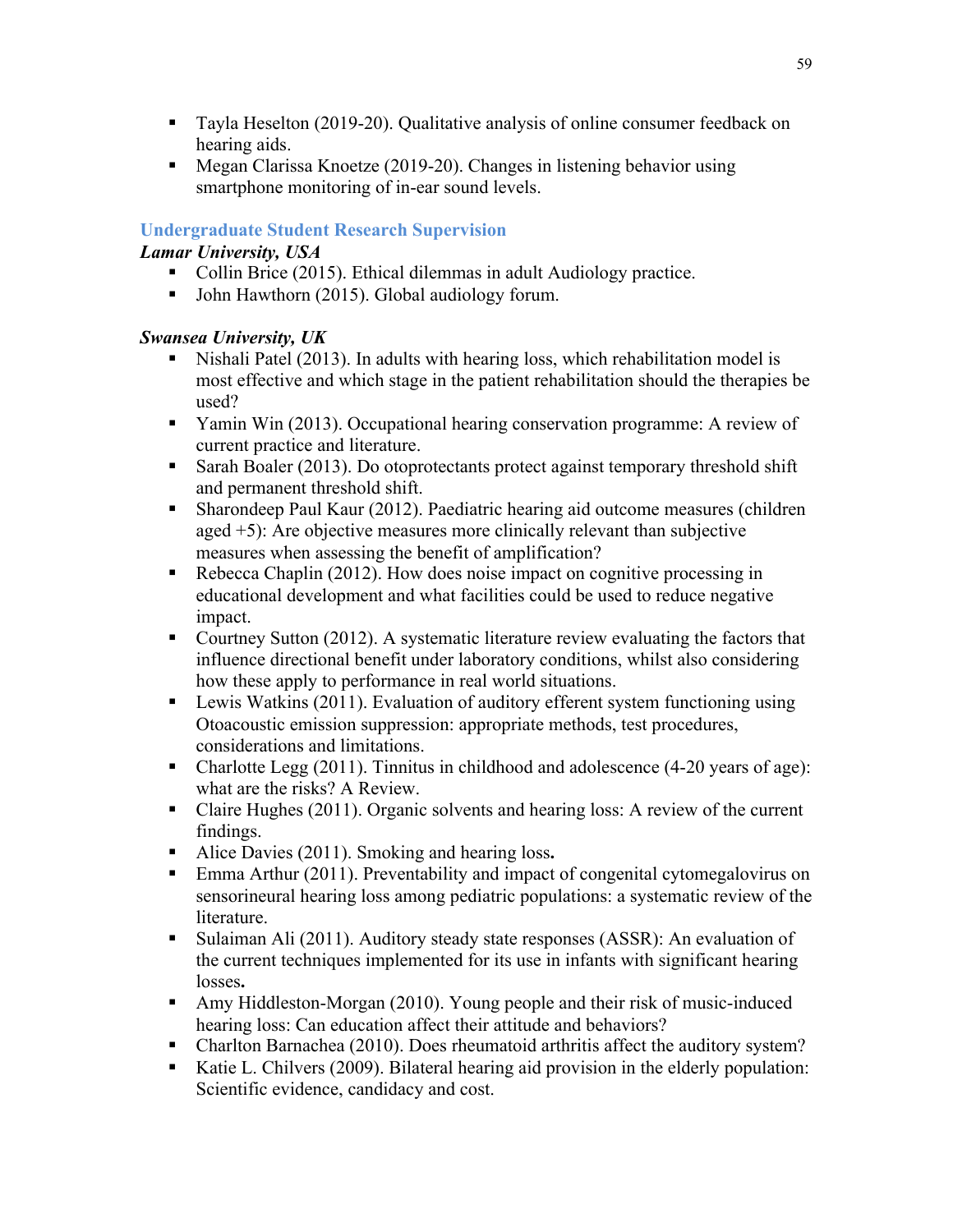- Tayla Heselton (2019-20). Qualitative analysis of online consumer feedback on hearing aids.
- Megan Clarissa Knoetze (2019-20). Changes in listening behavior using smartphone monitoring of in-ear sound levels.

## Undergraduate Student Research Supervision

***Lamar University, USA***

- Collin Brice (2015). Ethical dilemmas in adult Audiology practice.
- John Hawthorn (2015). Global audiology forum.

***Swansea University, UK***

- Nishali Patel (2013). In adults with hearing loss, which rehabilitation model is most effective and which stage in the patient rehabilitation should the therapies be used?
- Yamin Win (2013). Occupational hearing conservation programme: A review of current practice and literature.
- Sarah Boaler (2013). Do otoprotectants protect against temporary threshold shift and permanent threshold shift.
- Sharondeep Paul Kaur (2012). Paediatric hearing aid outcome measures (children aged +5): Are objective measures more clinically relevant than subjective measures when assessing the benefit of amplification?
- Rebecca Chaplin (2012). How does noise impact on cognitive processing in educational development and what facilities could be used to reduce negative impact.
- Courtney Sutton (2012). A systematic literature review evaluating the factors that influence directional benefit under laboratory conditions, whilst also considering how these apply to performance in real world situations.
- Lewis Watkins (2011). Evaluation of auditory efferent system functioning using Otoacoustic emission suppression: appropriate methods, test procedures, considerations and limitations.
- Charlotte Legg (2011). Tinnitus in childhood and adolescence (4-20 years of age): what are the risks? A Review.
- Claire Hughes (2011). Organic solvents and hearing loss: A review of the current findings.
- Alice Davies (2011). Smoking and hearing loss**.**
- Emma Arthur (2011). Preventability and impact of congenital cytomegalovirus on sensorineural hearing loss among pediatric populations: a systematic review of the literature.
- Sulaiman Ali (2011). Auditory steady state responses (ASSR): An evaluation of the current techniques implemented for its use in infants with significant hearing losses**.**
- Amy Hiddleston-Morgan (2010). Young people and their risk of music-induced hearing loss: Can education affect their attitude and behaviors?
- Charlton Barnachea (2010). Does rheumatoid arthritis affect the auditory system?
- Katie L. Chilvers (2009). Bilateral hearing aid provision in the elderly population: Scientific evidence, candidacy and cost.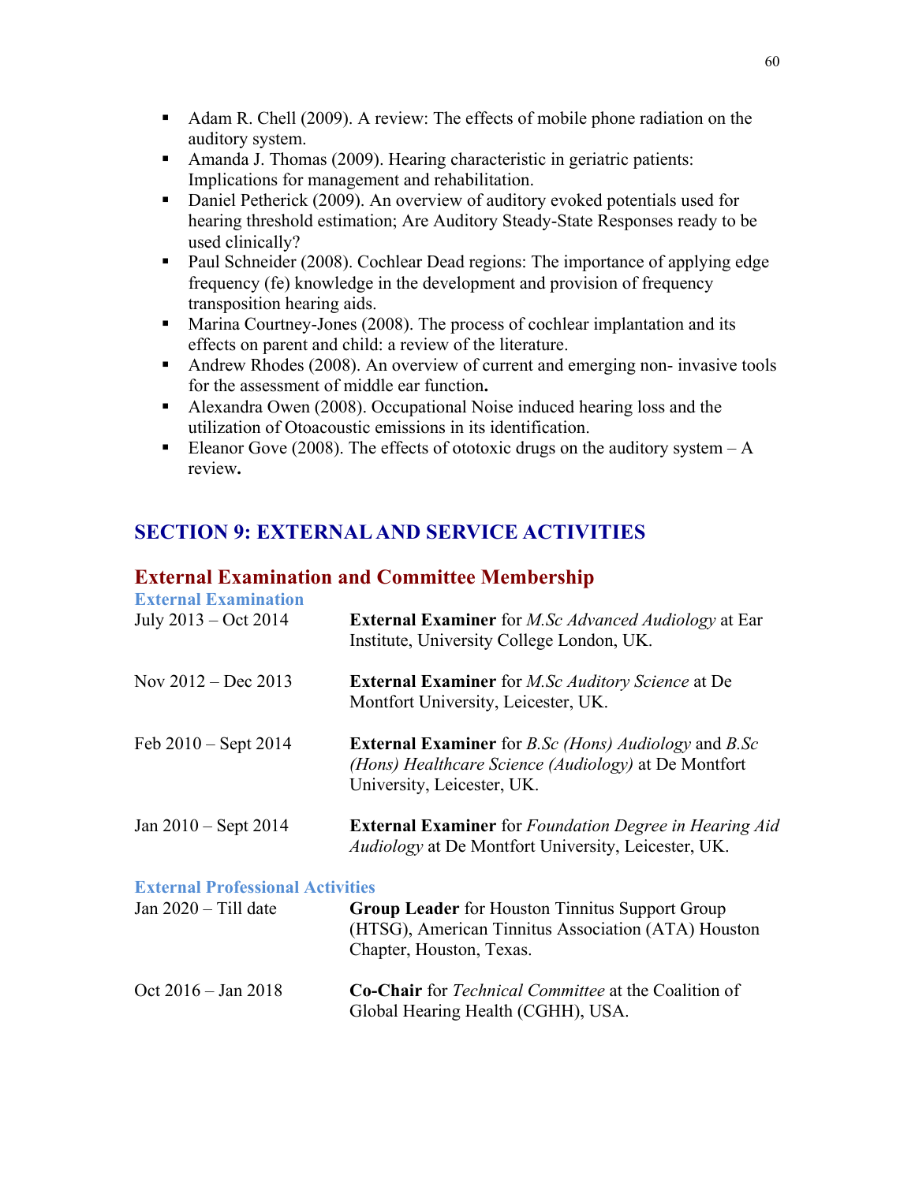- Adam R. Chell (2009). A review: The effects of mobile phone radiation on the auditory system.
- Amanda J. Thomas (2009). Hearing characteristic in geriatric patients: Implications for management and rehabilitation.
- Daniel Petherick (2009). An overview of auditory evoked potentials used for hearing threshold estimation; Are Auditory Steady-State Responses ready to be used clinically?
- Paul Schneider (2008). Cochlear Dead regions: The importance of applying edge frequency (fe) knowledge in the development and provision of frequency transposition hearing aids.
- Marina Courtney-Jones (2008). The process of cochlear implantation and its effects on parent and child: a review of the literature.
- Andrew Rhodes (2008). An overview of current and emerging non- invasive tools for the assessment of middle ear function**.**
- Alexandra Owen (2008). Occupational Noise induced hearing loss and the utilization of Otoacoustic emissions in its identification.
- Eleanor Gove (2008). The effects of ototoxic drugs on the auditory system – A review**.**

## SECTION 9: EXTERNAL AND SERVICE ACTIVITIES

### External Examination and Committee Membership

#### External Examination

July 2013 – Oct 2014 — **External Examiner** for *M.Sc Advanced Audiology* at Ear Institute, University College London, UK.

Nov 2012 – Dec 2013 — **External Examiner** for *M.Sc Auditory Science* at De Montfort University, Leicester, UK.

Feb 2010 – Sept 2014 — **External Examiner** for *B.Sc (Hons) Audiology* and *B.Sc (Hons) Healthcare Science (Audiology)* at De Montfort University, Leicester, UK.

Jan 2010 – Sept 2014 — **External Examiner** for *Foundation Degree in Hearing Aid Audiology* at De Montfort University, Leicester, UK.

#### External Professional Activities

Jan 2020 – Till date — **Group Leader** for Houston Tinnitus Support Group (HTSG), American Tinnitus Association (ATA) Houston Chapter, Houston, Texas.

Oct 2016 – Jan 2018 — **Co-Chair** for *Technical Committee* at the Coalition of Global Hearing Health (CGHH), USA.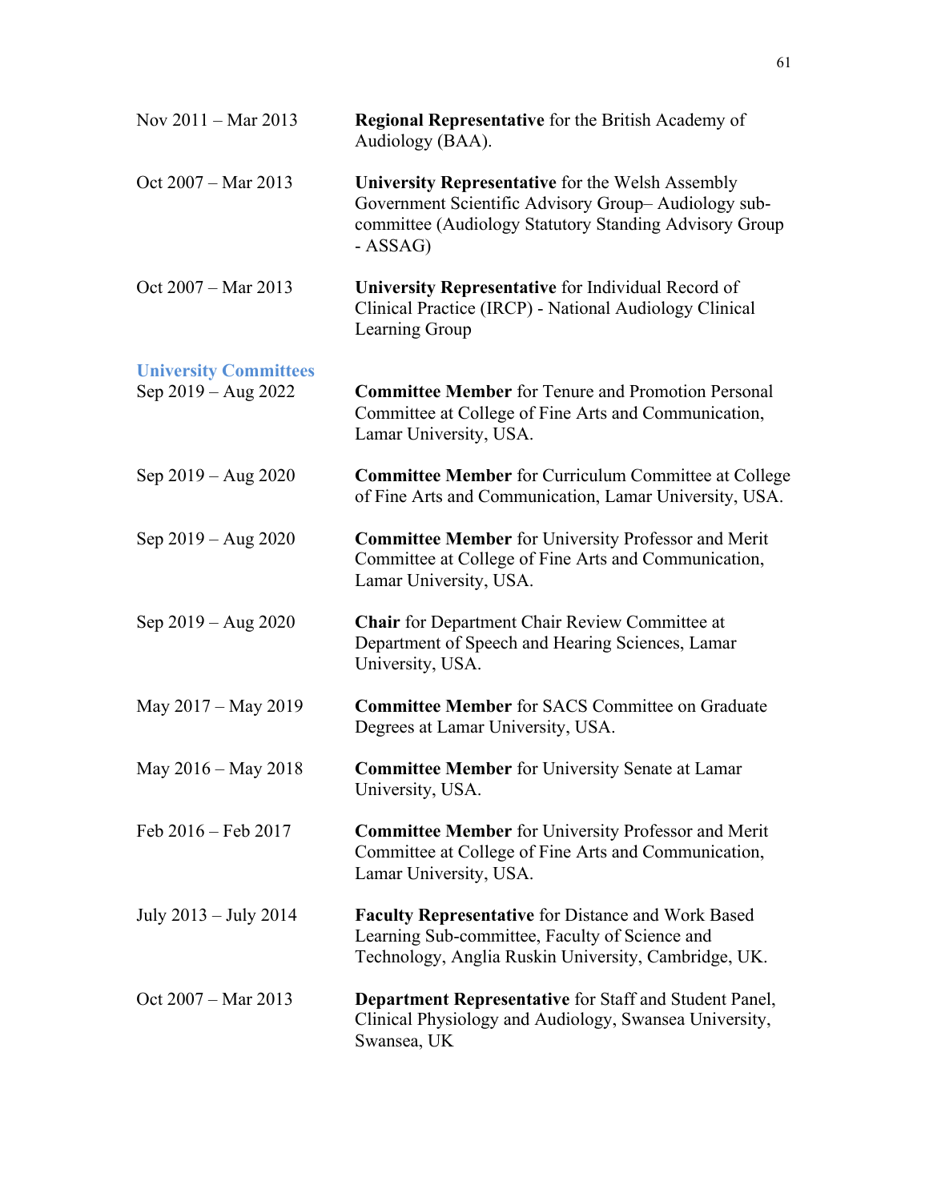Nov 2011 – Mar 2013 — **Regional Representative** for the British Academy of Audiology (BAA).

Oct 2007 – Mar 2013 — **University Representative** for the Welsh Assembly Government Scientific Advisory Group– Audiology sub-committee (Audiology Statutory Standing Advisory Group - ASSAG)

Oct 2007 – Mar 2013 — **University Representative** for Individual Record of Clinical Practice (IRCP) - National Audiology Clinical Learning Group

### University Committees

Sep 2019 – Aug 2022 — **Committee Member** for Tenure and Promotion Personal Committee at College of Fine Arts and Communication, Lamar University, USA.

Sep 2019 – Aug 2020 — **Committee Member** for Curriculum Committee at College of Fine Arts and Communication, Lamar University, USA.

Sep 2019 – Aug 2020 — **Committee Member** for University Professor and Merit Committee at College of Fine Arts and Communication, Lamar University, USA.

Sep 2019 – Aug 2020 — **Chair** for Department Chair Review Committee at Department of Speech and Hearing Sciences, Lamar University, USA.

May 2017 – May 2019 — **Committee Member** for SACS Committee on Graduate Degrees at Lamar University, USA.

May 2016 – May 2018 — **Committee Member** for University Senate at Lamar University, USA.

Feb 2016 – Feb 2017 — **Committee Member** for University Professor and Merit Committee at College of Fine Arts and Communication, Lamar University, USA.

July 2013 – July 2014 — **Faculty Representative** for Distance and Work Based Learning Sub-committee, Faculty of Science and Technology, Anglia Ruskin University, Cambridge, UK.

Oct 2007 – Mar 2013 — **Department Representative** for Staff and Student Panel, Clinical Physiology and Audiology, Swansea University, Swansea, UK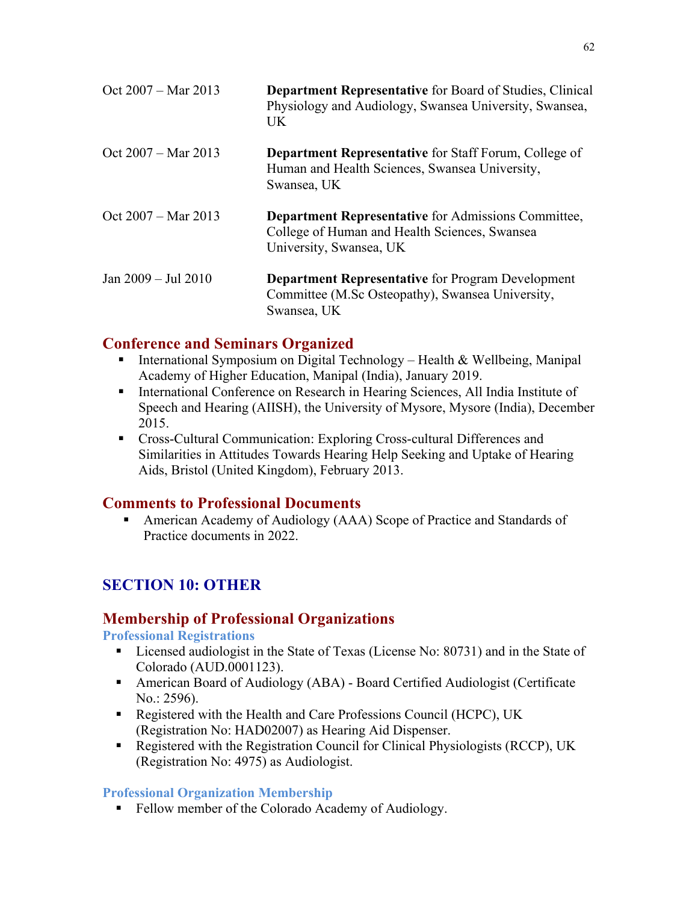Oct 2007 – Mar 2013 **Department Representative** for Board of Studies, Clinical Physiology and Audiology, Swansea University, Swansea, UK

Oct 2007 – Mar 2013 **Department Representative** for Staff Forum, College of Human and Health Sciences, Swansea University, Swansea, UK

Oct 2007 – Mar 2013 **Department Representative** for Admissions Committee, College of Human and Health Sciences, Swansea University, Swansea, UK

Jan 2009 – Jul 2010 **Department Representative** for Program Development Committee (M.Sc Osteopathy), Swansea University, Swansea, UK

## Conference and Seminars Organized

- International Symposium on Digital Technology – Health & Wellbeing, Manipal Academy of Higher Education, Manipal (India), January 2019.
- International Conference on Research in Hearing Sciences, All India Institute of Speech and Hearing (AIISH), the University of Mysore, Mysore (India), December 2015.
- Cross-Cultural Communication: Exploring Cross-cultural Differences and Similarities in Attitudes Towards Hearing Help Seeking and Uptake of Hearing Aids, Bristol (United Kingdom), February 2013.

## Comments to Professional Documents

- American Academy of Audiology (AAA) Scope of Practice and Standards of Practice documents in 2022.

# SECTION 10: OTHER

## Membership of Professional Organizations

### Professional Registrations

- Licensed audiologist in the State of Texas (License No: 80731) and in the State of Colorado (AUD.0001123).
- American Board of Audiology (ABA) - Board Certified Audiologist (Certificate No.: 2596).
- Registered with the Health and Care Professions Council (HCPC), UK (Registration No: HAD02007) as Hearing Aid Dispenser.
- Registered with the Registration Council for Clinical Physiologists (RCCP), UK (Registration No: 4975) as Audiologist.

### Professional Organization Membership

- Fellow member of the Colorado Academy of Audiology.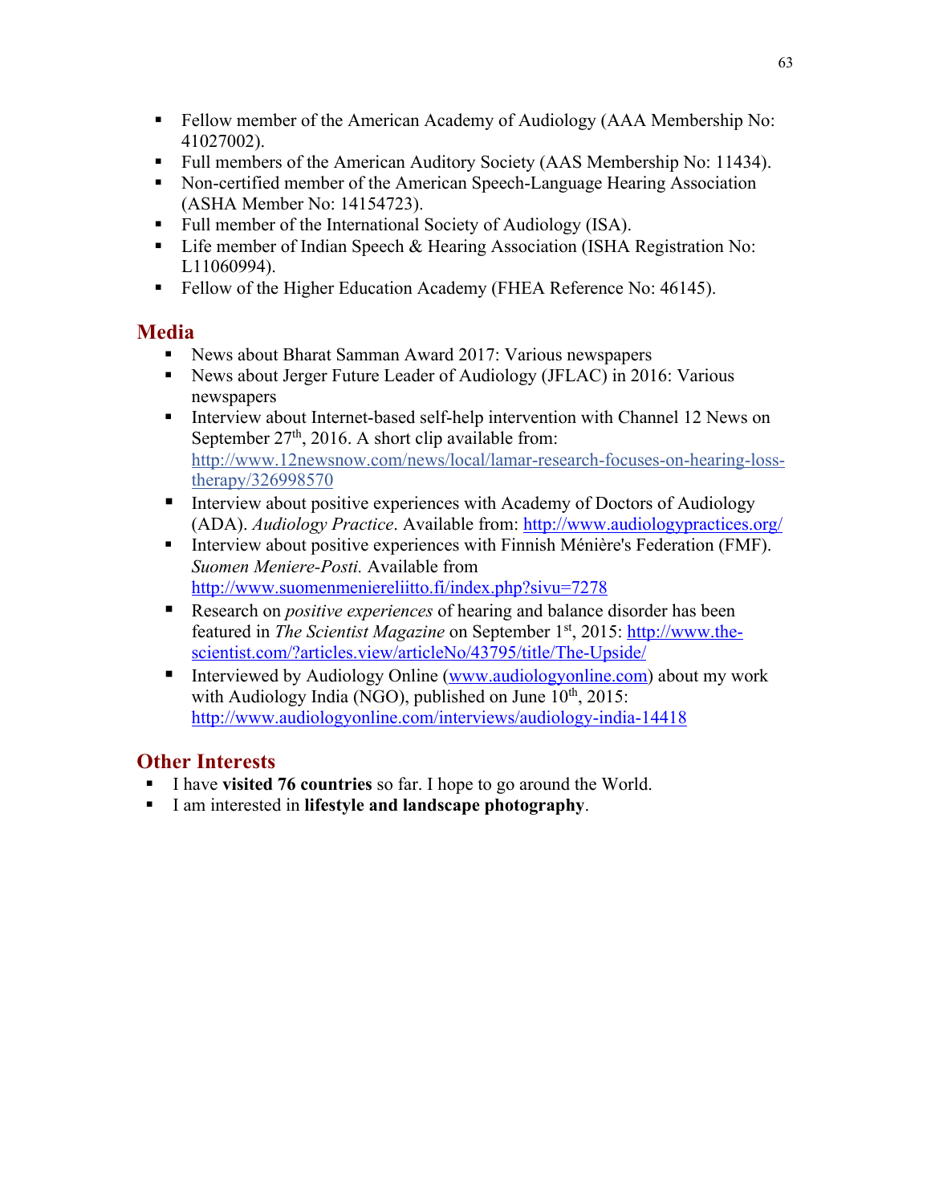- Fellow member of the American Academy of Audiology (AAA Membership No: 41027002).
- Full members of the American Auditory Society (AAS Membership No: 11434).
- Non-certified member of the American Speech-Language Hearing Association (ASHA Member No: 14154723).
- Full member of the International Society of Audiology (ISA).
- Life member of Indian Speech & Hearing Association (ISHA Registration No: L11060994).
- Fellow of the Higher Education Academy (FHEA Reference No: 46145).

## Media

- News about Bharat Samman Award 2017: Various newspapers
- News about Jerger Future Leader of Audiology (JFLAC) in 2016: Various newspapers
- Interview about Internet-based self-help intervention with Channel 12 News on September 27th, 2016. A short clip available from: http://www.12newsnow.com/news/local/lamar-research-focuses-on-hearing-loss-therapy/326998570
- Interview about positive experiences with Academy of Doctors of Audiology (ADA). *Audiology Practice*. Available from: http://www.audiologypractices.org/
- Interview about positive experiences with Finnish Ménière's Federation (FMF). *Suomen Meniere-Posti.* Available from http://www.suomenmeniereliitto.fi/index.php?sivu=7278
- Research on *positive experiences* of hearing and balance disorder has been featured in *The Scientist Magazine* on September 1st, 2015: http://www.the-scientist.com/?articles.view/articleNo/43795/title/The-Upside/
- Interviewed by Audiology Online (www.audiologyonline.com) about my work with Audiology India (NGO), published on June 10th, 2015: http://www.audiologyonline.com/interviews/audiology-india-14418

## Other Interests

- I have **visited 76 countries** so far. I hope to go around the World.
- I am interested in **lifestyle and landscape photography**.